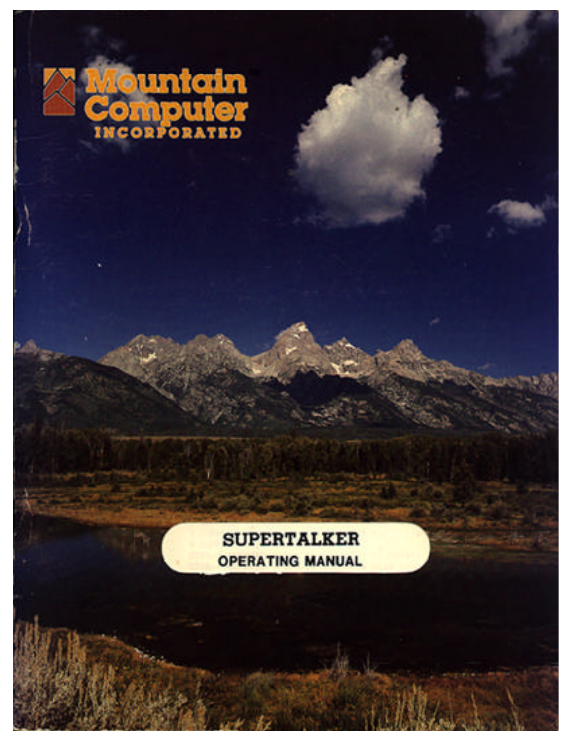Mountain Computer
INCORPORATED

# SUPERTALKER

## OPERATING MANUAL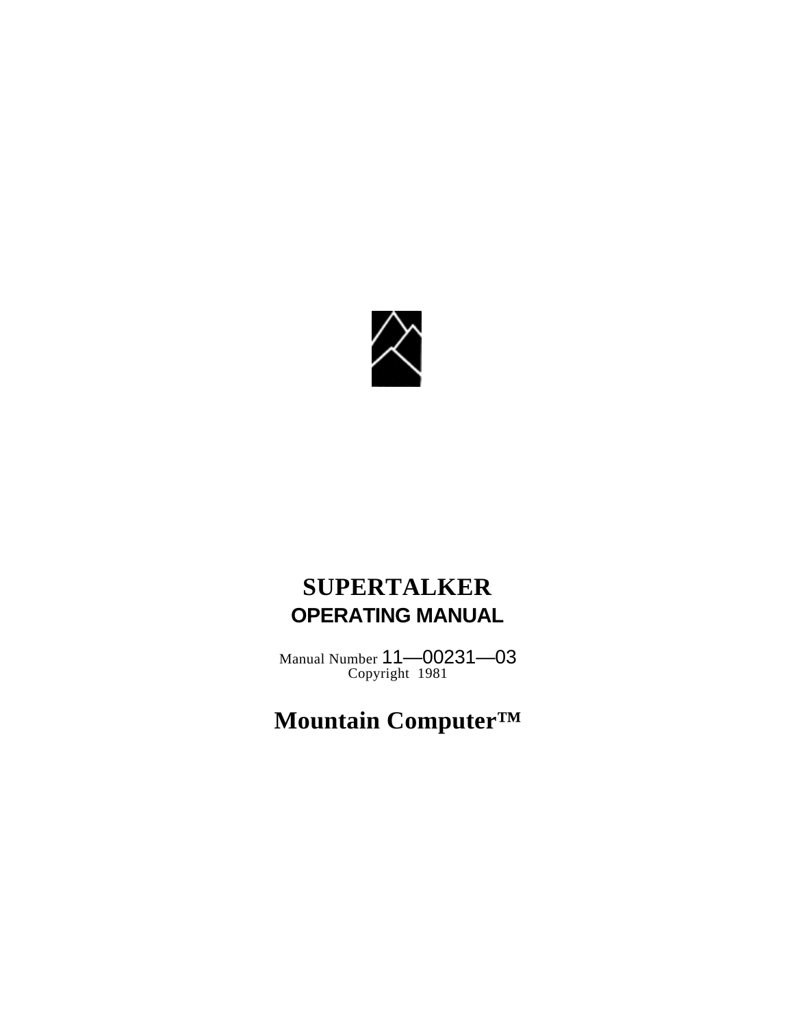# SUPERTALKER

## OPERATING MANUAL

Manual Number 11—00231—03
Copyright 1981

# Mountain Computer™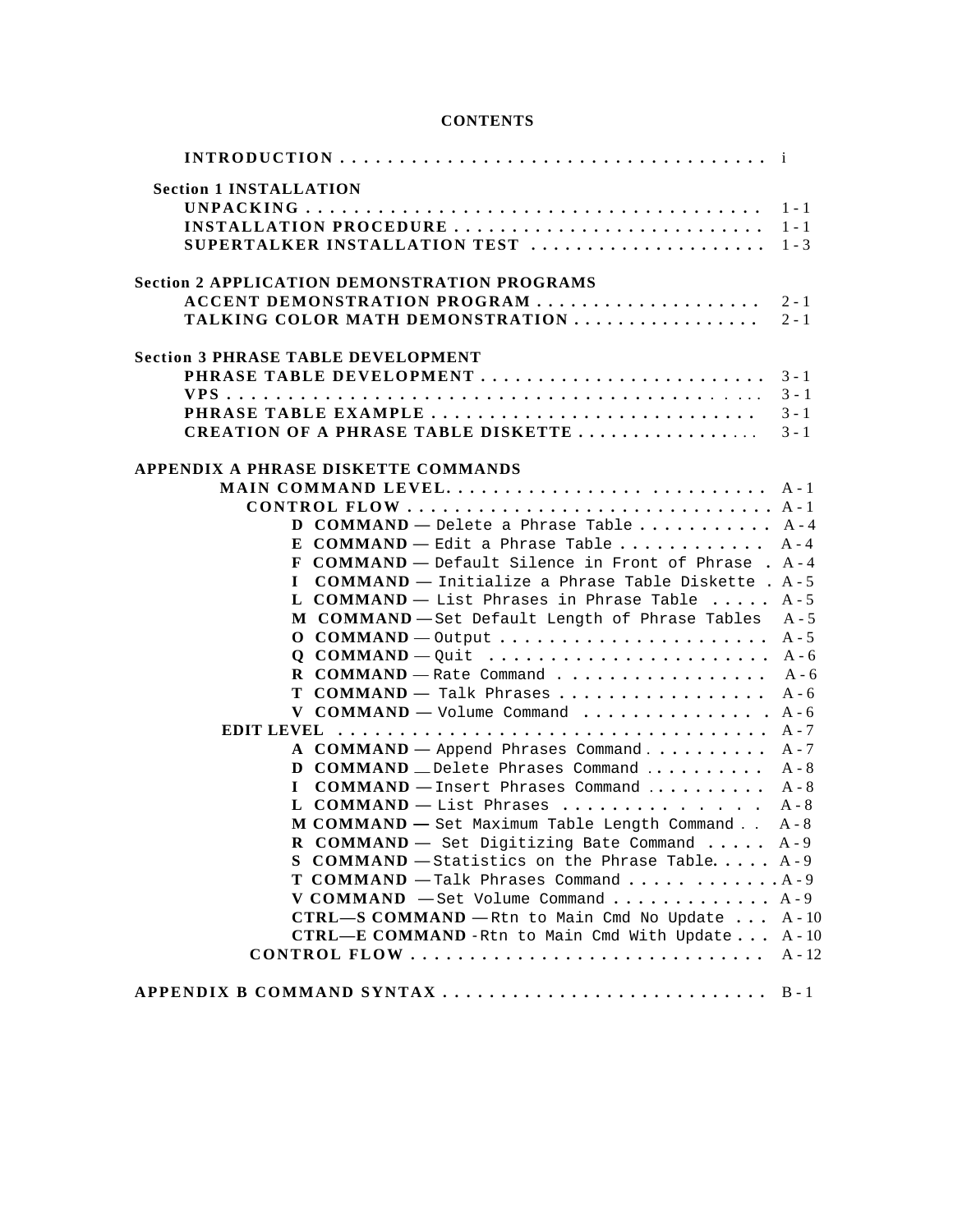# CONTENTS

**INTRODUCTION** . . . . . . . . . . . . . . . . . . . . . . . . . . . . . . . . . . . i

**Section 1 INSTALLATION**

- **UNPACKING** . . . . . . . . . . . . . . . . . . . . . . . . . . . . . . . . . . . 1-1
- **INSTALLATION PROCEDURE** . . . . . . . . . . . . . . . . . . . . . . . . . 1-1
- **SUPERTALKER INSTALLATION TEST** . . . . . . . . . . . . . . . . . . . . 1-3

**Section 2 APPLICATION DEMONSTRATION PROGRAMS**

- **ACCENT DEMONSTRATION PROGRAM** . . . . . . . . . . . . . . . . . . . 2-1
- **TALKING COLOR MATH DEMONSTRATION** . . . . . . . . . . . . . . . . 2-1

**Section 3 PHRASE TABLE DEVELOPMENT**

- **PHRASE TABLE DEVELOPMENT** . . . . . . . . . . . . . . . . . . . . . . . 3-1
- **VPS** . . . . . . . . . . . . . . . . . . . . . . . . . . . . . . . . . . . . . . . 3-1
- **PHRASE TABLE EXAMPLE** . . . . . . . . . . . . . . . . . . . . . . . . . . 3-1
- **CREATION OF A PHRASE TABLE DISKETTE** . . . . . . . . . . . . . . . . 3-1

**APPENDIX A PHRASE DISKETTE COMMANDS**

- **MAIN COMMAND LEVEL** . . . . . . . . . . . . . . . . . . . . . . . . . . A-1
  - **CONTROL FLOW** . . . . . . . . . . . . . . . . . . . . . . . . . . . . . A-1
    - **D COMMAND** — Delete a Phrase Table . . . . . . . . . . . A-4
    - **E COMMAND** — Edit a Phrase Table . . . . . . . . . . . . A-4
    - **F COMMAND** — Default Silence in Front of Phrase . A-4
    - **I COMMAND** — Initialize a Phrase Table Diskette . A-5
    - **L COMMAND** — List Phrases in Phrase Table . . . . . A-5
    - **M COMMAND** — Set Default Length of Phrase Tables A-5
    - **O COMMAND** — Output . . . . . . . . . . . . . . . . . . . . . A-5
    - **Q COMMAND** — Quit . . . . . . . . . . . . . . . . . . . . . . A-6
    - **R COMMAND** — Rate Command . . . . . . . . . . . . . . . . A-6
    - **T COMMAND** — Talk Phrases . . . . . . . . . . . . . . . . . A-6
    - **V COMMAND** — Volume Command . . . . . . . . . . . . . . . A-6
- **EDIT LEVEL** . . . . . . . . . . . . . . . . . . . . . . . . . . . . . . . . . A-7
    - **A COMMAND** — Append Phrases Command . . . . . . . . . . A-7
    - **D COMMAND** — Delete Phrases Command . . . . . . . . . . A-8
    - **I COMMAND** — Insert Phrases Command . . . . . . . . . . A-8
    - **L COMMAND** — List Phrases . . . . . . . . . . . . . . A-8
    - **M COMMAND** — Set Maximum Table Length Command . . A-8
    - **R COMMAND** — Set Digitizing Bate Command . . . . . A-9
    - **S COMMAND** — Statistics on the Phrase Table. . . . . A-9
    - **T COMMAND** — Talk Phrases Command . . . . . . . . . . . A-9
    - **V COMMAND** — Set Volume Command . . . . . . . . . . . . A-9
    - **CTRL—S COMMAND** — Rtn to Main Cmd No Update . . . A-10
    - **CTRL—E COMMAND** -Rtn to Main Cmd With Update . . . A-10
  - **CONTROL FLOW** . . . . . . . . . . . . . . . . . . . . . . . . . . . . . A-12

**APPENDIX B COMMAND SYNTAX** . . . . . . . . . . . . . . . . . . . . . . . . . B-1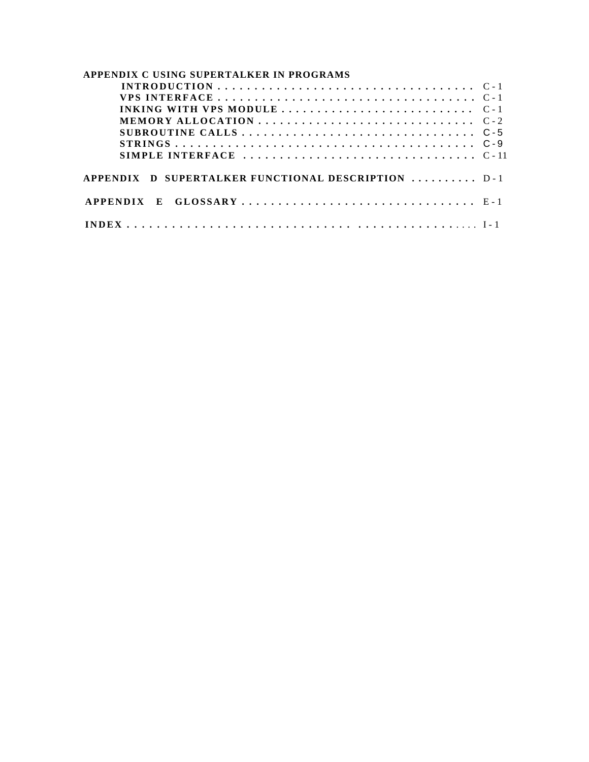**APPENDIX C USING SUPERTALKER IN PROGRAMS**

- **INTRODUCTION** . . . . . . . . . . . . . . . . . . . . . . . . . . . . . . . . . . . C - 1
- **VPS INTERFACE** . . . . . . . . . . . . . . . . . . . . . . . . . . . . . . . . . . . C - 1
- **INKING WITH VPS MODULE** . . . . . . . . . . . . . . . . . . . . . . . . . . . C - 1
- **MEMORY ALLOCATION** . . . . . . . . . . . . . . . . . . . . . . . . . . . . . . C - 2
- **SUBROUTINE CALLS** . . . . . . . . . . . . . . . . . . . . . . . . . . . . . . . . C - 5
- **STRINGS** . . . . . . . . . . . . . . . . . . . . . . . . . . . . . . . . . . . . . . . . . C - 9
- **SIMPLE INTERFACE** . . . . . . . . . . . . . . . . . . . . . . . . . . . . . . . . C - 11

**APPENDIX D SUPERTALKER FUNCTIONAL DESCRIPTION** . . . . . . . . . . D - 1

**APPENDIX E GLOSSARY** . . . . . . . . . . . . . . . . . . . . . . . . . . . . . . . . E - 1

**INDEX** . . . . . . . . . . . . . . . . . . . . . . . . . . . . . . . . . . . . . . . . . . . . . . . . I - 1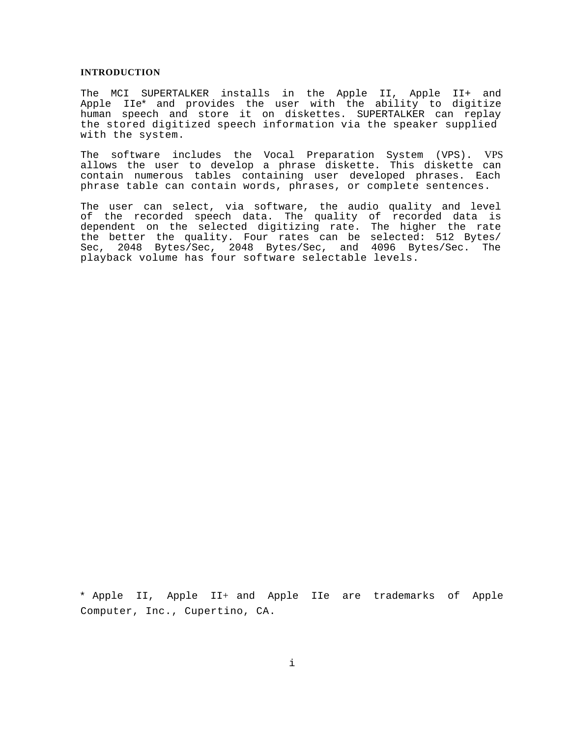**INTRODUCTION**

The MCI SUPERTALKER installs in the Apple II, Apple II+ and Apple IIe* and provides the user with the ability to digitize human speech and store it on diskettes. SUPERTALKER can replay the stored digitized speech information via the speaker supplied with the system.

The software includes the Vocal Preparation System (VPS). VPS allows the user to develop a phrase diskette. This diskette can contain numerous tables containing user developed phrases. Each phrase table can contain words, phrases, or complete sentences.

The user can select, via software, the audio quality and level of the recorded speech data. The quality of recorded data is dependent on the selected digitizing rate. The higher the rate the better the quality. Four rates can be selected: 512 Bytes/Sec, 2048 Bytes/Sec, 2048 Bytes/Sec, and 4096 Bytes/Sec. The playback volume has four software selectable levels.

* Apple II, Apple II+ and Apple IIe are trademarks of Apple Computer, Inc., Cupertino, CA.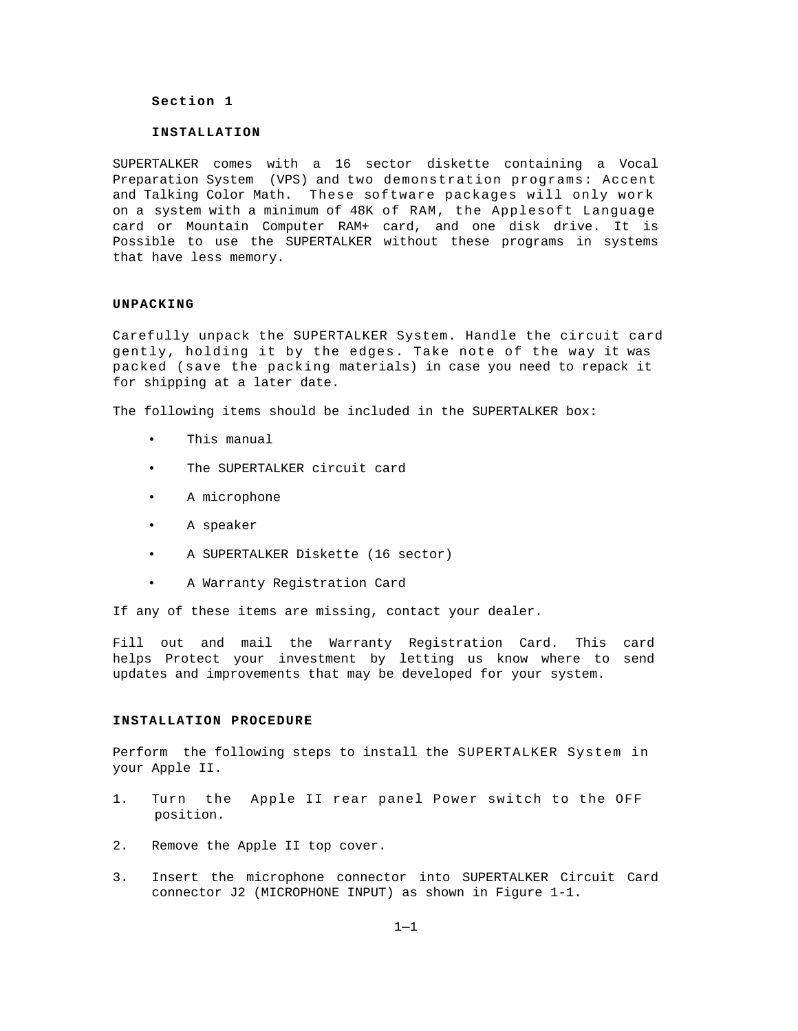# Section 1

# INSTALLATION

SUPERTALKER comes with a 16 sector diskette containing a Vocal Preparation System (VPS) and two demonstration programs: Accent and Talking Color Math. These software packages will only work on a system with a minimum of 48K of RAM, the Applesoft Language card or Mountain Computer RAM+ card, and one disk drive. It is Possible to use the SUPERTALKER without these programs in systems that have less memory.

## UNPACKING

Carefully unpack the SUPERTALKER System. Handle the circuit card gently, holding it by the edges. Take note of the way it was packed (save the packing materials) in case you need to repack it for shipping at a later date.

The following items should be included in the SUPERTALKER box:

- This manual
- The SUPERTALKER circuit card
- A microphone
- A speaker
- A SUPERTALKER Diskette (16 sector)
- A Warranty Registration Card

If any of these items are missing, contact your dealer.

Fill out and mail the Warranty Registration Card. This card helps Protect your investment by letting us know where to send updates and improvements that may be developed for your system.

## INSTALLATION PROCEDURE

Perform the following steps to install the SUPERTALKER System in your Apple II.

1. Turn the Apple II rear panel Power switch to the OFF position.
2. Remove the Apple II top cover.
3. Insert the microphone connector into SUPERTALKER Circuit Card connector J2 (MICROPHONE INPUT) as shown in Figure 1-1.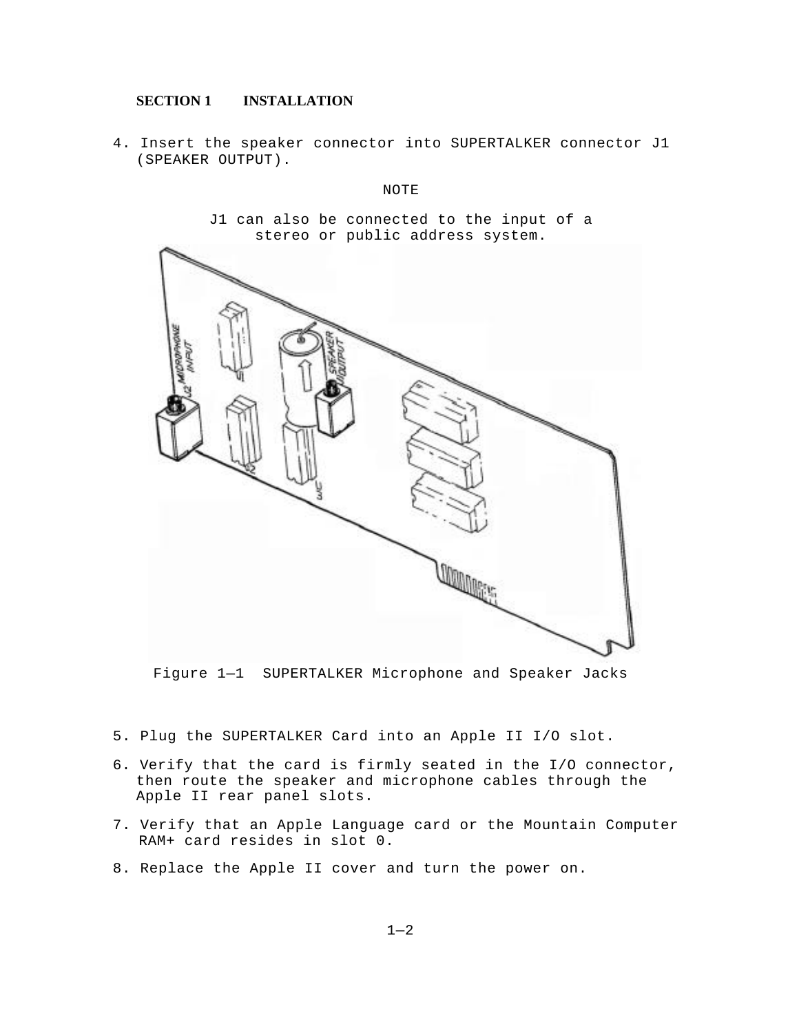## SECTION 1 INSTALLATION

4. Insert the speaker connector into SUPERTALKER connector J1 (SPEAKER OUTPUT).

NOTE

J1 can also be connected to the input of a stereo or public address system.

Figure 1—1 SUPERTALKER Microphone and Speaker Jacks

5. Plug the SUPERTALKER Card into an Apple II I/O slot.
6. Verify that the card is firmly seated in the I/O connector, then route the speaker and microphone cables through the Apple II rear panel slots.
7. Verify that an Apple Language card or the Mountain Computer RAM+ card resides in slot 0.
8. Replace the Apple II cover and turn the power on.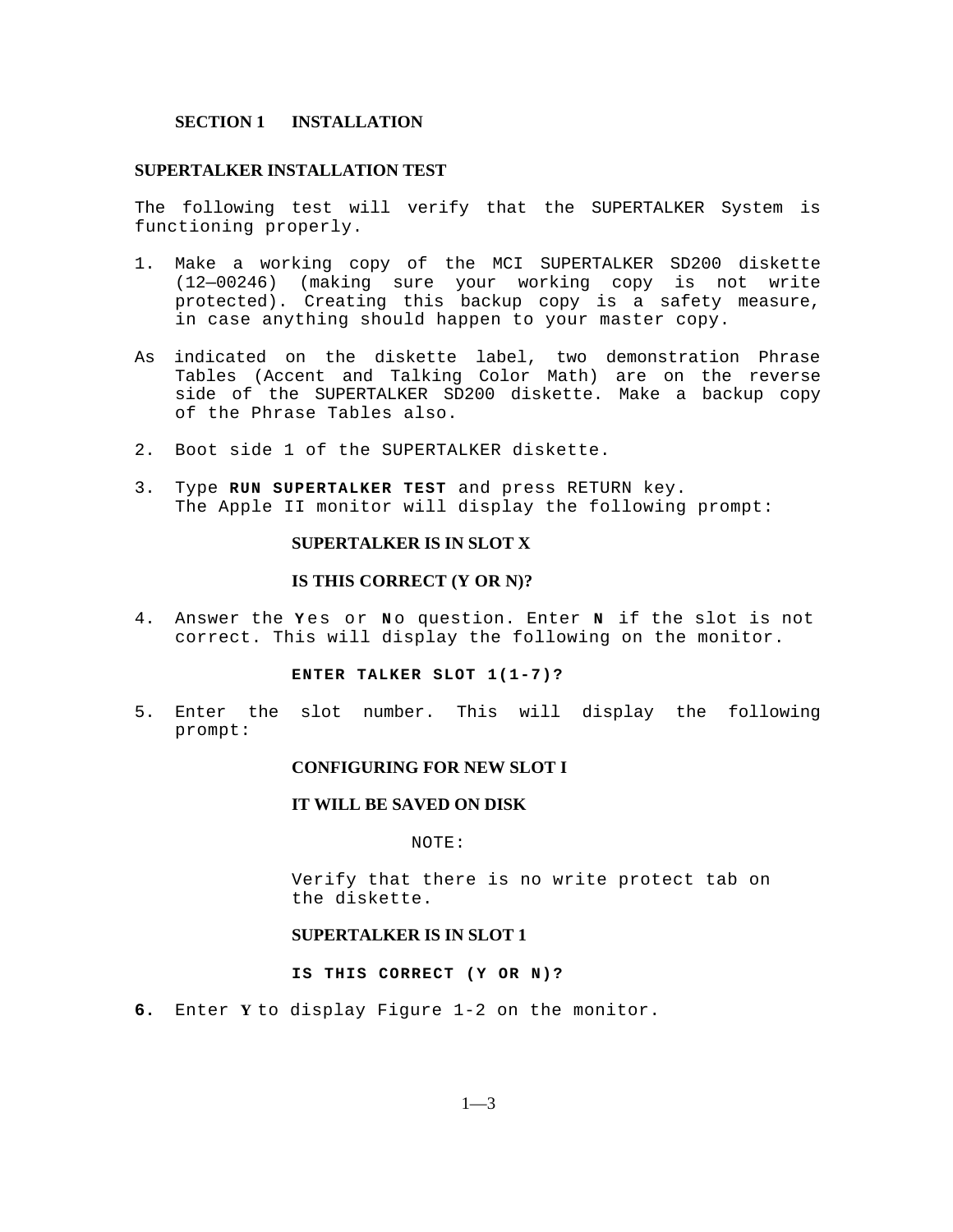## SECTION 1 INSTALLATION

### SUPERTALKER INSTALLATION TEST

The following test will verify that the SUPERTALKER System is functioning properly.

1. Make a working copy of the MCI SUPERTALKER SD200 diskette (12—00246) (making sure your working copy is not write protected). Creating this backup copy is a safety measure, in case anything should happen to your master copy.

As indicated on the diskette label, two demonstration Phrase Tables (Accent and Talking Color Math) are on the reverse side of the SUPERTALKER SD200 diskette. Make a backup copy of the Phrase Tables also.

2. Boot side 1 of the SUPERTALKER diskette.

3. Type **RUN SUPERTALKER TEST** and press RETURN key. The Apple II monitor will display the following prompt:

   **SUPERTALKER IS IN SLOT X**

   **IS THIS CORRECT (Y OR N)?**

4. Answer the **Y**es or **N**o question. Enter **N** if the slot is not correct. This will display the following on the monitor.

   **ENTER TALKER SLOT 1(1-7)?**

5. Enter the slot number. This will display the following prompt:

   **CONFIGURING FOR NEW SLOT I**

   **IT WILL BE SAVED ON DISK**

   NOTE:

   Verify that there is no write protect tab on the diskette.

   **SUPERTALKER IS IN SLOT 1**

   **IS THIS CORRECT (Y OR N)?**

6. Enter **Y** to display Figure 1-2 on the monitor.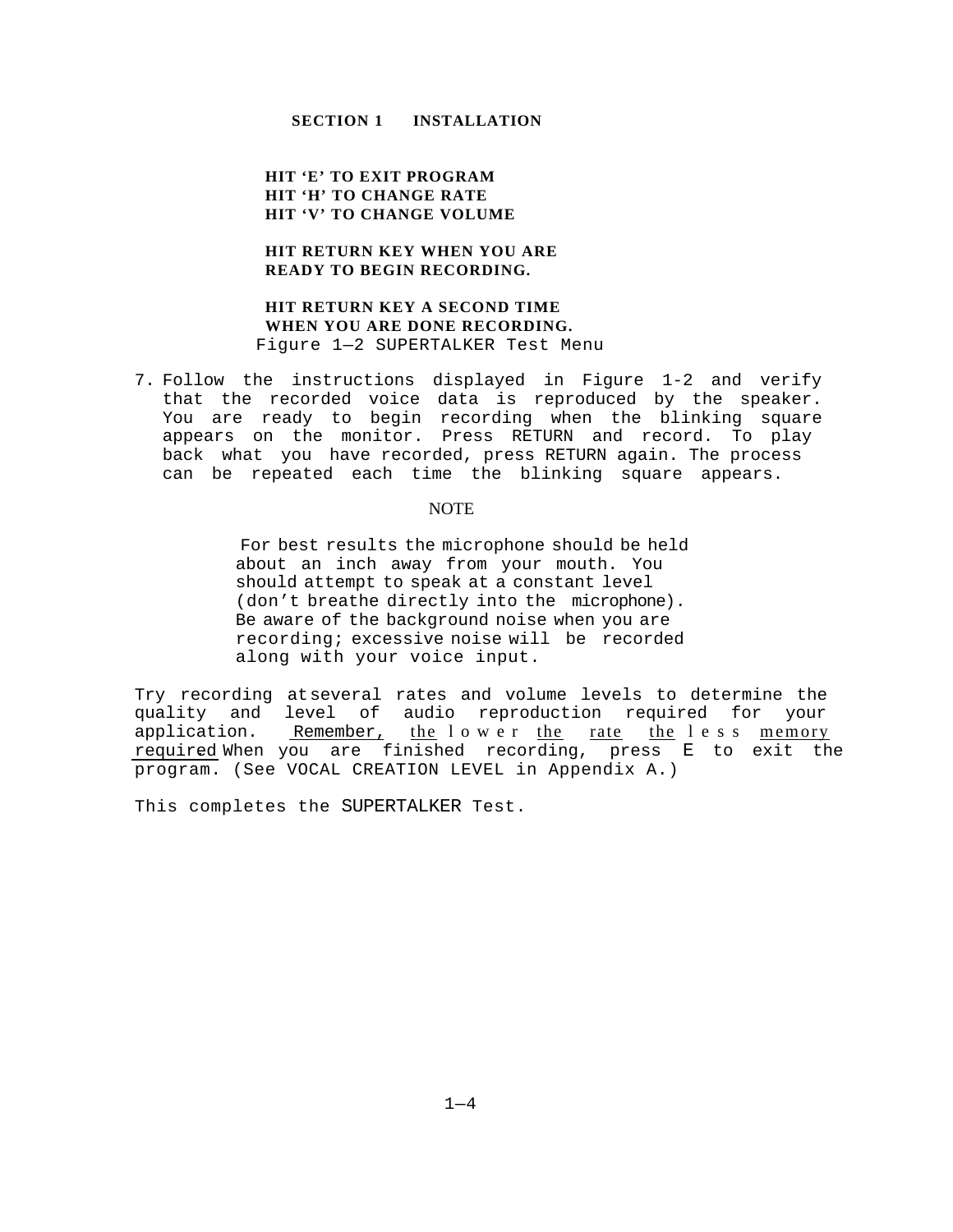**HIT ‘E’ TO EXIT PROGRAM**
**HIT ‘H’ TO CHANGE RATE**
**HIT ‘V’ TO CHANGE VOLUME**

**HIT RETURN KEY WHEN YOU ARE READY TO BEGIN RECORDING.**

**HIT RETURN KEY A SECOND TIME WHEN YOU ARE DONE RECORDING.**

Figure 1—2 SUPERTALKER Test Menu

7. Follow the instructions displayed in Figure 1-2 and verify that the recorded voice data is reproduced by the speaker. You are ready to begin recording when the blinking square appears on the monitor. Press RETURN and record. To play back what you have recorded, press RETURN again. The process can be repeated each time the blinking square appears.

NOTE

For best results the microphone should be held about an inch away from your mouth. You should attempt to speak at a constant level (don’t breathe directly into the microphone). Be aware of the background noise when you are recording; excessive noise will be recorded along with your voice input.

Try recording at several rates and volume levels to determine the quality and level of audio reproduction required for your application. Remember, the lower the rate the less memory required When you are finished recording, press E to exit the program. (See VOCAL CREATION LEVEL in Appendix A.)

This completes the SUPERTALKER Test.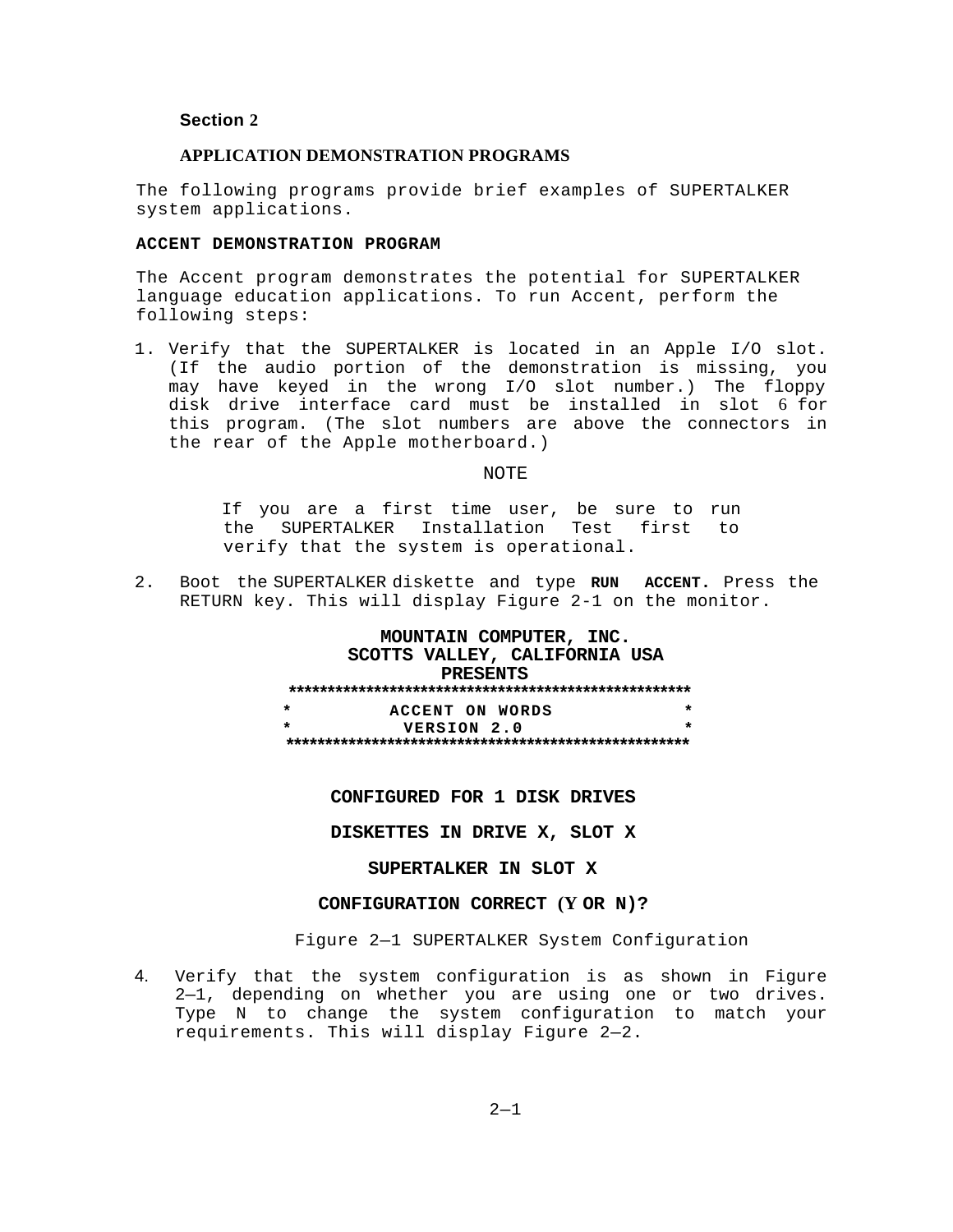## Section 2

### APPLICATION DEMONSTRATION PROGRAMS

The following programs provide brief examples of SUPERTALKER system applications.

**ACCENT DEMONSTRATION PROGRAM**

The Accent program demonstrates the potential for SUPERTALKER language education applications. To run Accent, perform the following steps:

1. Verify that the SUPERTALKER is located in an Apple I/O slot. (If the audio portion of the demonstration is missing, you may have keyed in the wrong I/O slot number.) The floppy disk drive interface card must be installed in slot 6 for this program. (The slot numbers are above the connectors in the rear of the Apple motherboard.)

NOTE

> If you are a first time user, be sure to run the SUPERTALKER Installation Test first to verify that the system is operational.

2. Boot the SUPERTALKER diskette and type **RUN ACCENT.** Press the RETURN key. This will display Figure 2-1 on the monitor.

```
              MOUNTAIN COMPUTER, INC.
           SCOTTS VALLEY, CALIFORNIA USA
                     PRESENTS
 ****************************************************
 *           ACCENT ON WORDS                        *
 *             VERSION 2.0                          *
 ****************************************************


         CONFIGURED FOR 1 DISK DRIVES

         DISKETTES IN DRIVE X, SLOT X

             SUPERTALKER IN SLOT X

         CONFIGURATION CORRECT (Y OR N)?
```

Figure 2—1 SUPERTALKER System Configuration

4. Verify that the system configuration is as shown in Figure 2—1, depending on whether you are using one or two drives. Type N to change the system configuration to match your requirements. This will display Figure 2—2.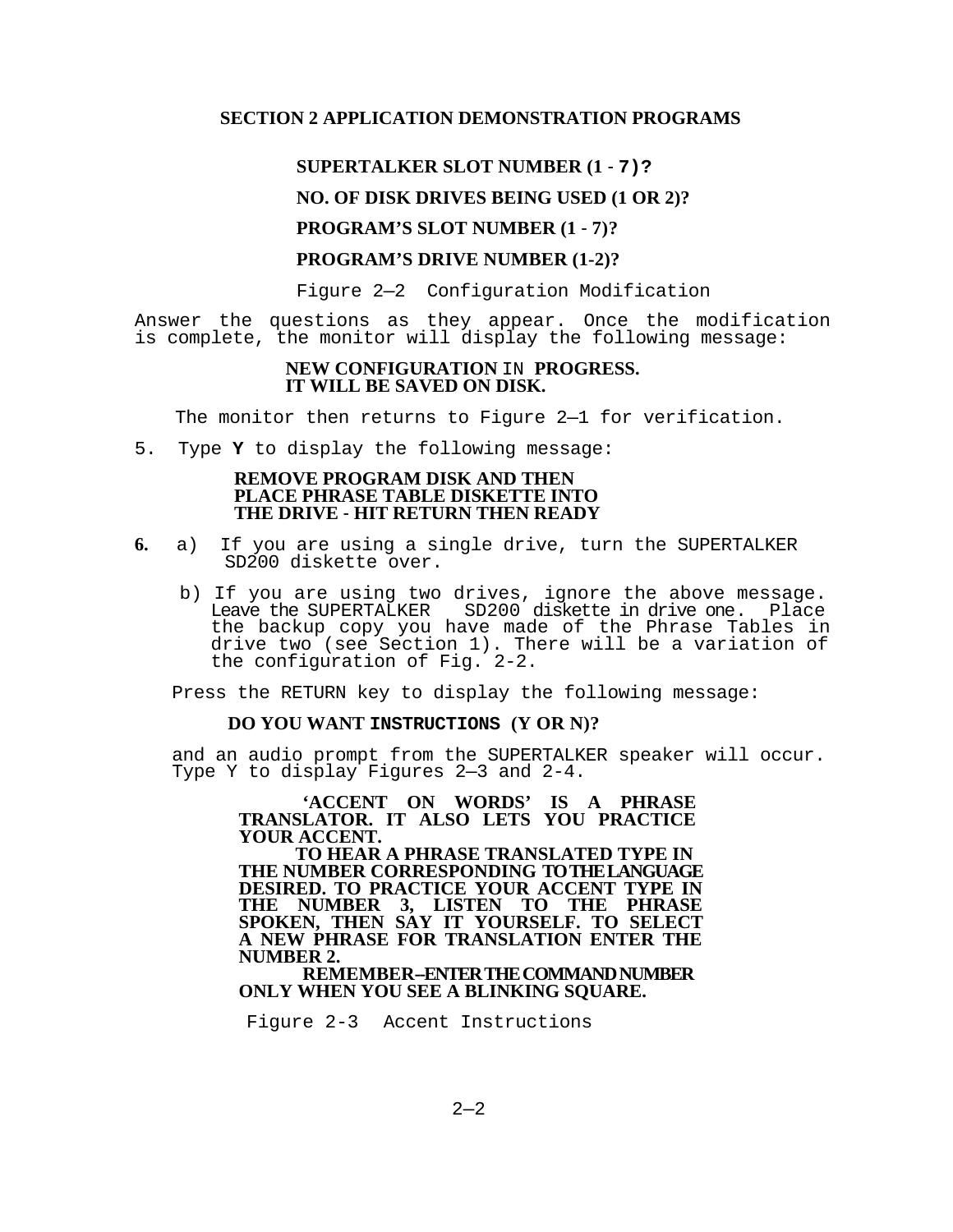SECTION 2 APPLICATION DEMONSTRATION PROGRAMS

**SUPERTALKER SLOT NUMBER (1 - 7)?**

**NO. OF DISK DRIVES BEING USED (1 OR 2)?**

**PROGRAM'S SLOT NUMBER (1 - 7)?**

**PROGRAM'S DRIVE NUMBER (1-2)?**

Figure 2—2 Configuration Modification

Answer the questions as they appear. Once the modification is complete, the monitor will display the following message:

**NEW CONFIGURATION IN PROGRESS.**
**IT WILL BE SAVED ON DISK.**

The monitor then returns to Figure 2—1 for verification.

5. Type **Y** to display the following message:

   **REMOVE PROGRAM DISK AND THEN**
   **PLACE PHRASE TABLE DISKETTE INTO**
   **THE DRIVE - HIT RETURN THEN READY**

**6.** a) If you are using a single drive, turn the SUPERTALKER SD200 diskette over.

   b) If you are using two drives, ignore the above message. Leave the SUPERTALKER SD200 diskette in drive one. Place the backup copy you have made of the Phrase Tables in drive two (see Section 1). There will be a variation of the configuration of Fig. 2-2.

   Press the RETURN key to display the following message:

   **DO YOU WANT INSTRUCTIONS (Y OR N)?**

   and an audio prompt from the SUPERTALKER speaker will occur. Type Y to display Figures 2—3 and 2-4.

**'ACCENT ON WORDS' IS A PHRASE TRANSLATOR. IT ALSO LETS YOU PRACTICE YOUR ACCENT.**
**TO HEAR A PHRASE TRANSLATED TYPE IN THE NUMBER CORRESPONDING TO THE LANGUAGE DESIRED. TO PRACTICE YOUR ACCENT TYPE IN THE NUMBER 3, LISTEN TO THE PHRASE SPOKEN, THEN SAY IT YOURSELF. TO SELECT A NEW PHRASE FOR TRANSLATION ENTER THE NUMBER 2.**
**REMEMBER--ENTER THE COMMAND NUMBER ONLY WHEN YOU SEE A BLINKING SQUARE.**

Figure 2-3 Accent Instructions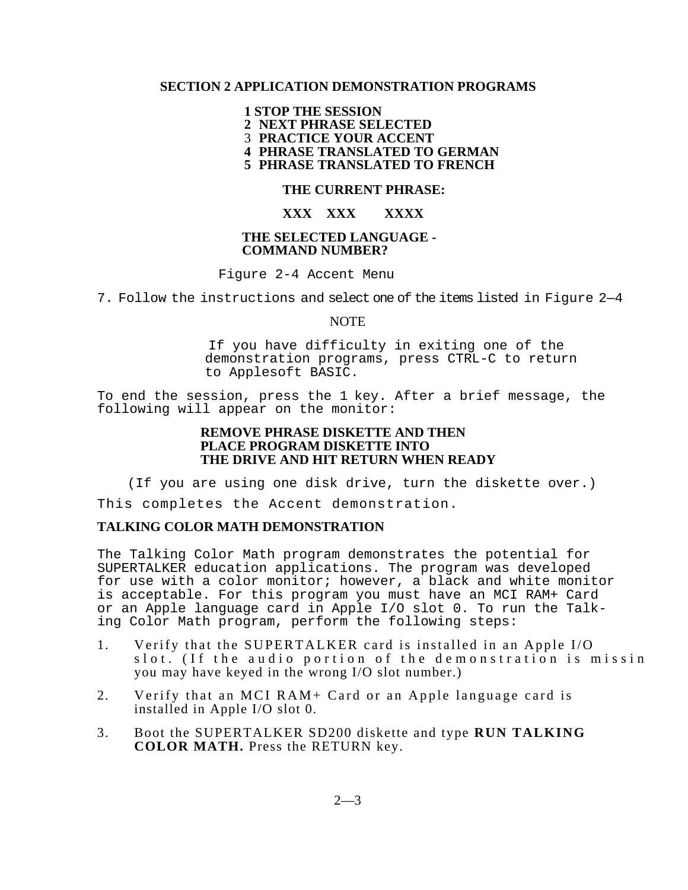## SECTION 2 APPLICATION DEMONSTRATION PROGRAMS

```
1 STOP THE SESSION
2 NEXT PHRASE SELECTED
3 PRACTICE YOUR ACCENT
4 PHRASE TRANSLATED TO GERMAN
5 PHRASE TRANSLATED TO FRENCH

     THE CURRENT PHRASE:

     XXX  XXX    XXXX

THE SELECTED LANGUAGE -
COMMAND NUMBER?
```

Figure 2-4 Accent Menu

7. Follow the instructions and select one of the items listed in Figure 2—4

NOTE

> If you have difficulty in exiting one of the demonstration programs, press CTRL-C to return to Applesoft BASIC.

To end the session, press the 1 key. After a brief message, the following will appear on the monitor:

```
REMOVE PHRASE DISKETTE AND THEN
PLACE PROGRAM DISKETTE INTO
THE DRIVE AND HIT RETURN WHEN READY
```

(If you are using one disk drive, turn the diskette over.)

This completes the Accent demonstration.

### TALKING COLOR MATH DEMONSTRATION

The Talking Color Math program demonstrates the potential for SUPERTALKER education applications. The program was developed for use with a color monitor; however, a black and white monitor is acceptable. For this program you must have an MCI RAM+ Card or an Apple language card in Apple I/O slot 0. To run the Talking Color Math program, perform the following steps:

1. Verify that the SUPERTALKER card is installed in an Apple I/O slot. (If the audio portion of the demonstration is missin you may have keyed in the wrong I/O slot number.)
2. Verify that an MCI RAM+ Card or an Apple language card is installed in Apple I/O slot 0.
3. Boot the SUPERTALKER SD200 diskette and type **RUN TALKING COLOR MATH.** Press the RETURN key.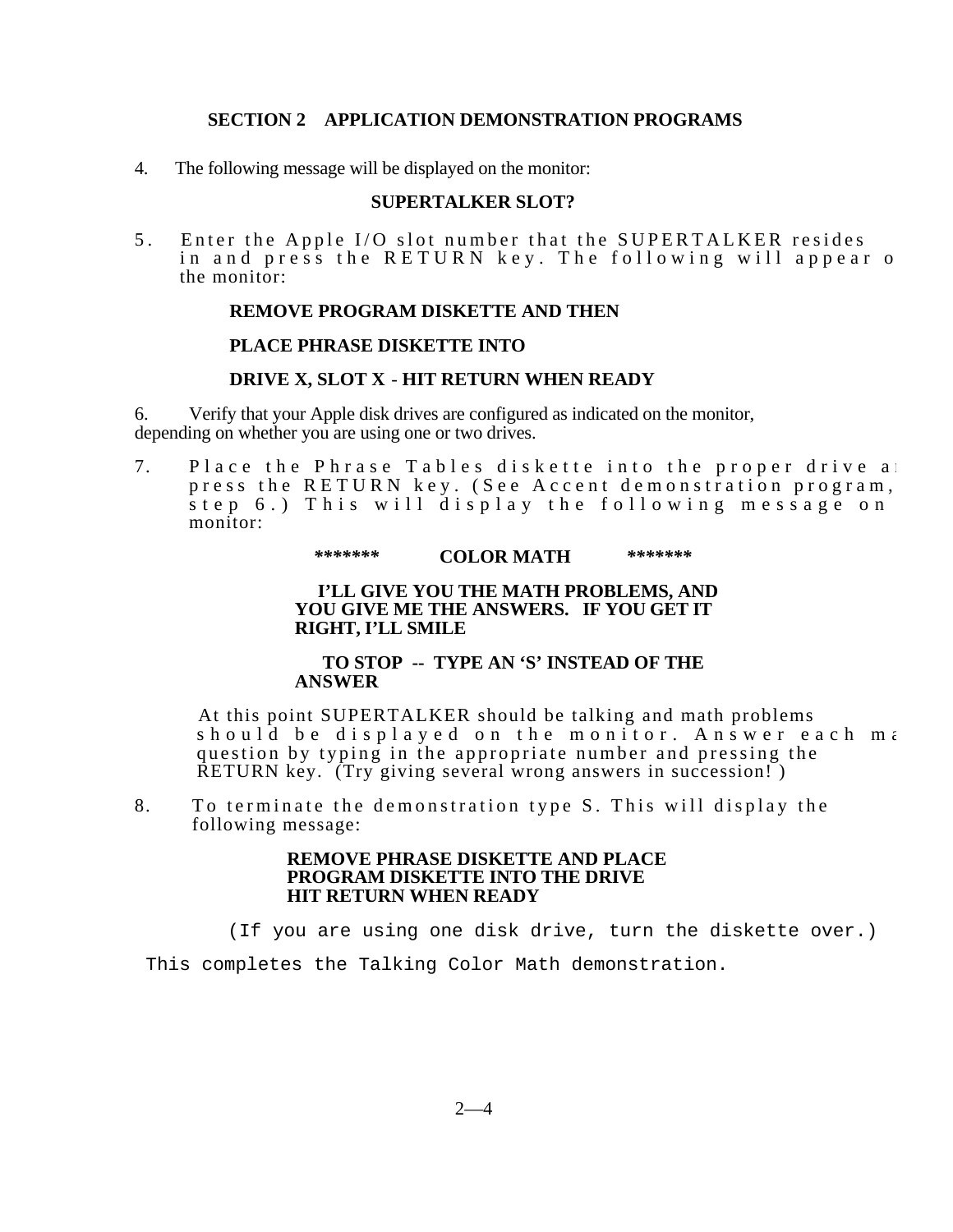## SECTION 2 APPLICATION DEMONSTRATION PROGRAMS

4. The following message will be displayed on the monitor:

**SUPERTALKER SLOT?**

5. Enter the Apple I/O slot number that the SUPERTALKER resides in and press the RETURN key. The following will appear o the monitor:

**REMOVE PROGRAM DISKETTE AND THEN**

**PLACE PHRASE DISKETTE INTO**

**DRIVE X, SLOT X - HIT RETURN WHEN READY**

6. Verify that your Apple disk drives are configured as indicated on the monitor, depending on whether you are using one or two drives.

7. Place the Phrase Tables diskette into the proper drive a press the RETURN key. (See Accent demonstration program, step 6.) This will display the following message on monitor:

**\*\*\*\*\*\*\* COLOR MATH \*\*\*\*\*\*\***

**I'LL GIVE YOU THE MATH PROBLEMS, AND YOU GIVE ME THE ANSWERS. IF YOU GET IT RIGHT, I'LL SMILE**

**TO STOP -- TYPE AN 'S' INSTEAD OF THE ANSWER**

At this point SUPERTALKER should be talking and math problems should be displayed on the monitor. Answer each ma question by typing in the appropriate number and pressing the RETURN key. (Try giving several wrong answers in succession! )

8. To terminate the demonstration type S. This will display the following message:

**REMOVE PHRASE DISKETTE AND PLACE PROGRAM DISKETTE INTO THE DRIVE HIT RETURN WHEN READY**

(If you are using one disk drive, turn the diskette over.)

This completes the Talking Color Math demonstration.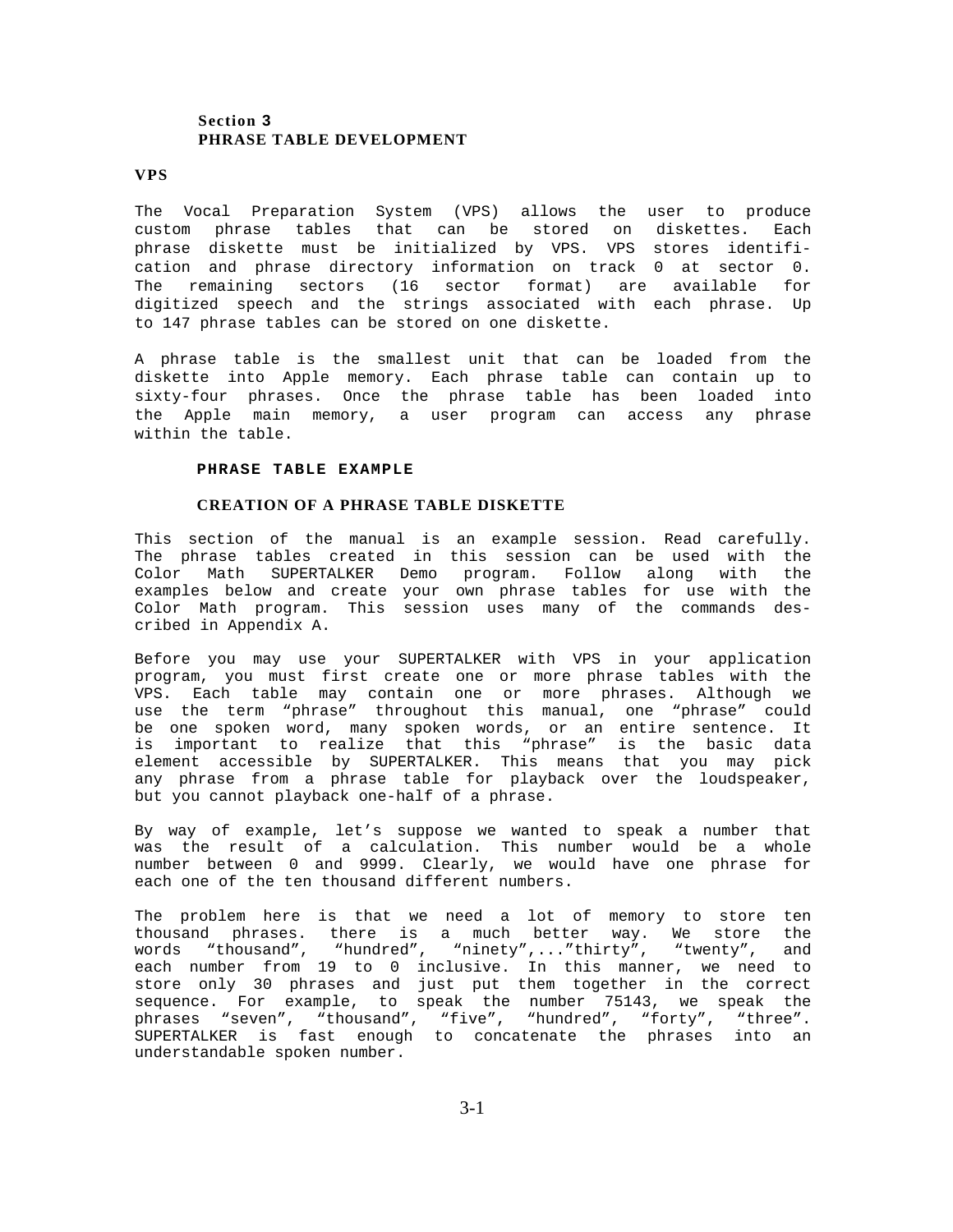## Section 3
## PHRASE TABLE DEVELOPMENT

### VPS

The Vocal Preparation System (VPS) allows the user to produce custom phrase tables that can be stored on diskettes. Each phrase diskette must be initialized by VPS. VPS stores identification and phrase directory information on track 0 at sector 0. The remaining sectors (16 sector format) are available for digitized speech and the strings associated with each phrase. Up to 147 phrase tables can be stored on one diskette.

A phrase table is the smallest unit that can be loaded from the diskette into Apple memory. Each phrase table can contain up to sixty-four phrases. Once the phrase table has been loaded into the Apple main memory, a user program can access any phrase within the table.

### PHRASE TABLE EXAMPLE

### CREATION OF A PHRASE TABLE DISKETTE

This section of the manual is an example session. Read carefully. The phrase tables created in this session can be used with the Color Math SUPERTALKER Demo program. Follow along with the examples below and create your own phrase tables for use with the Color Math program. This session uses many of the commands described in Appendix A.

Before you may use your SUPERTALKER with VPS in your application program, you must first create one or more phrase tables with the VPS. Each table may contain one or more phrases. Although we use the term "phrase" throughout this manual, one "phrase" could be one spoken word, many spoken words, or an entire sentence. It is important to realize that this "phrase" is the basic data element accessible by SUPERTALKER. This means that you may pick any phrase from a phrase table for playback over the loudspeaker, but you cannot playback one-half of a phrase.

By way of example, let's suppose we wanted to speak a number that was the result of a calculation. This number would be a whole number between 0 and 9999. Clearly, we would have one phrase for each one of the ten thousand different numbers.

The problem here is that we need a lot of memory to store ten thousand phrases. there is a much better way. We store the words "thousand", "hundred", "ninety",..."thirty", "twenty", and each number from 19 to 0 inclusive. In this manner, we need to store only 30 phrases and just put them together in the correct sequence. For example, to speak the number 75143, we speak the phrases "seven", "thousand", "five", "hundred", "forty", "three". SUPERTALKER is fast enough to concatenate the phrases into an understandable spoken number.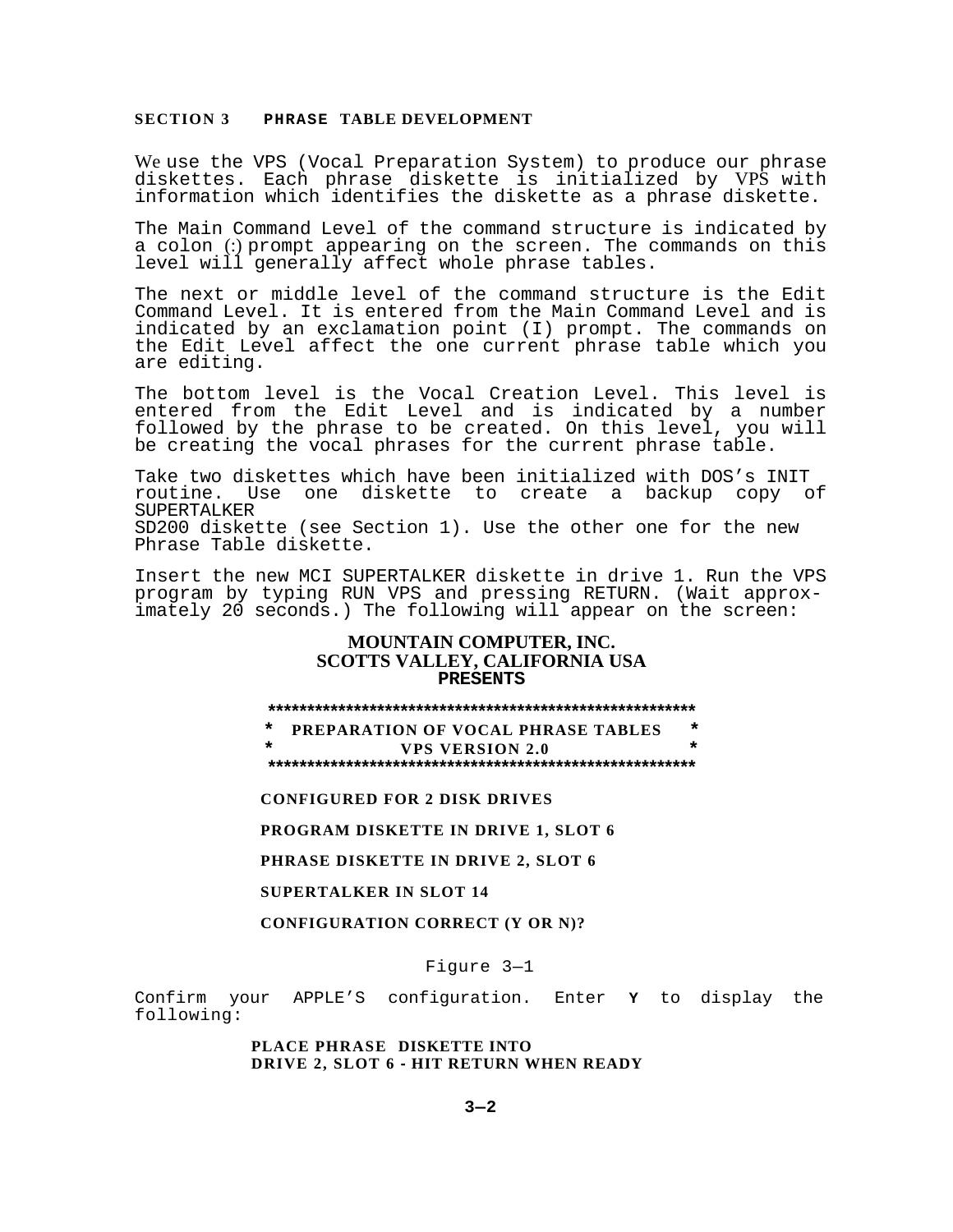## SECTION 3 PHRASE TABLE DEVELOPMENT

We use the VPS (Vocal Preparation System) to produce our phrase diskettes. Each phrase diskette is initialized by VPS with information which identifies the diskette as a phrase diskette.

The Main Command Level of the command structure is indicated by a colon (:) prompt appearing on the screen. The commands on this level will generally affect whole phrase tables.

The next or middle level of the command structure is the Edit Command Level. It is entered from the Main Command Level and is indicated by an exclamation point (I) prompt. The commands on the Edit Level affect the one current phrase table which you are editing.

The bottom level is the Vocal Creation Level. This level is entered from the Edit Level and is indicated by a number followed by the phrase to be created. On this level, you will be creating the vocal phrases for the current phrase table.

Take two diskettes which have been initialized with DOS's INIT routine. Use one diskette to create a backup copy of SUPERTALKER
SD200 diskette (see Section 1). Use the other one for the new Phrase Table diskette.

Insert the new MCI SUPERTALKER diskette in drive 1. Run the VPS program by typing RUN VPS and pressing RETURN. (Wait approximately 20 seconds.) The following will appear on the screen:

```
MOUNTAIN COMPUTER, INC.
SCOTTS VALLEY, CALIFORNIA USA
PRESENTS

*******************************************************
*   PREPARATION OF VOCAL PHRASE TABLES                *
*               VPS VERSION 2.0                       *
*******************************************************

CONFIGURED FOR 2 DISK DRIVES

PROGRAM DISKETTE IN DRIVE 1, SLOT 6

PHRASE DISKETTE IN DRIVE 2, SLOT 6

SUPERTALKER IN SLOT 14

CONFIGURATION CORRECT (Y OR N)?
```

Figure 3—1

Confirm your APPLE'S configuration. Enter **Y** to display the following:

```
PLACE PHRASE DISKETTE INTO
DRIVE 2, SLOT 6 - HIT RETURN WHEN READY
```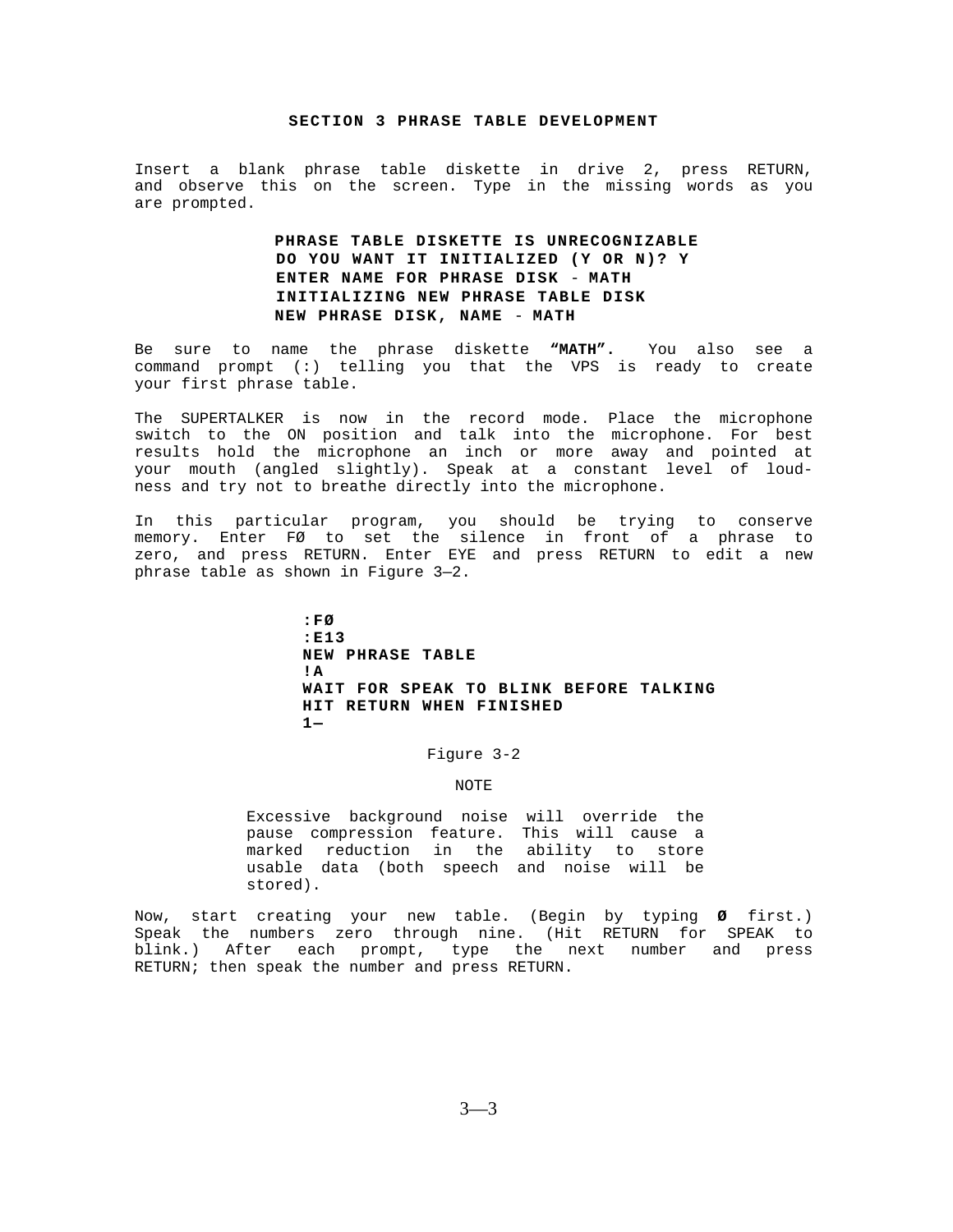## SECTION 3 PHRASE TABLE DEVELOPMENT

Insert a blank phrase table diskette in drive 2, press RETURN, and observe this on the screen. Type in the missing words as you are prompted.

```
PHRASE TABLE DISKETTE IS UNRECOGNIZABLE
DO YOU WANT IT INITIALIZED (Y OR N)? Y
ENTER NAME FOR PHRASE DISK - MATH
INITIALIZING NEW PHRASE TABLE DISK
NEW PHRASE DISK, NAME - MATH
```

Be sure to name the phrase diskette **"MATH".** You also see a command prompt (:) telling you that the VPS is ready to create your first phrase table.

The SUPERTALKER is now in the record mode. Place the microphone switch to the ON position and talk into the microphone. For best results hold the microphone an inch or more away and pointed at your mouth (angled slightly). Speak at a constant level of loudness and try not to breathe directly into the microphone.

In this particular program, you should be trying to conserve memory. Enter FØ to set the silence in front of a phrase to zero, and press RETURN. Enter EYE and press RETURN to edit a new phrase table as shown in Figure 3—2.

```
:FØ
:E13
NEW PHRASE TABLE
!A
WAIT FOR SPEAK TO BLINK BEFORE TALKING
HIT RETURN WHEN FINISHED
1—
```

Figure 3-2

NOTE

> Excessive background noise will override the pause compression feature. This will cause a marked reduction in the ability to store usable data (both speech and noise will be stored).

Now, start creating your new table. (Begin by typing **Ø** first.) Speak the numbers zero through nine. (Hit RETURN for SPEAK to blink.) After each prompt, type the next number and press RETURN; then speak the number and press RETURN.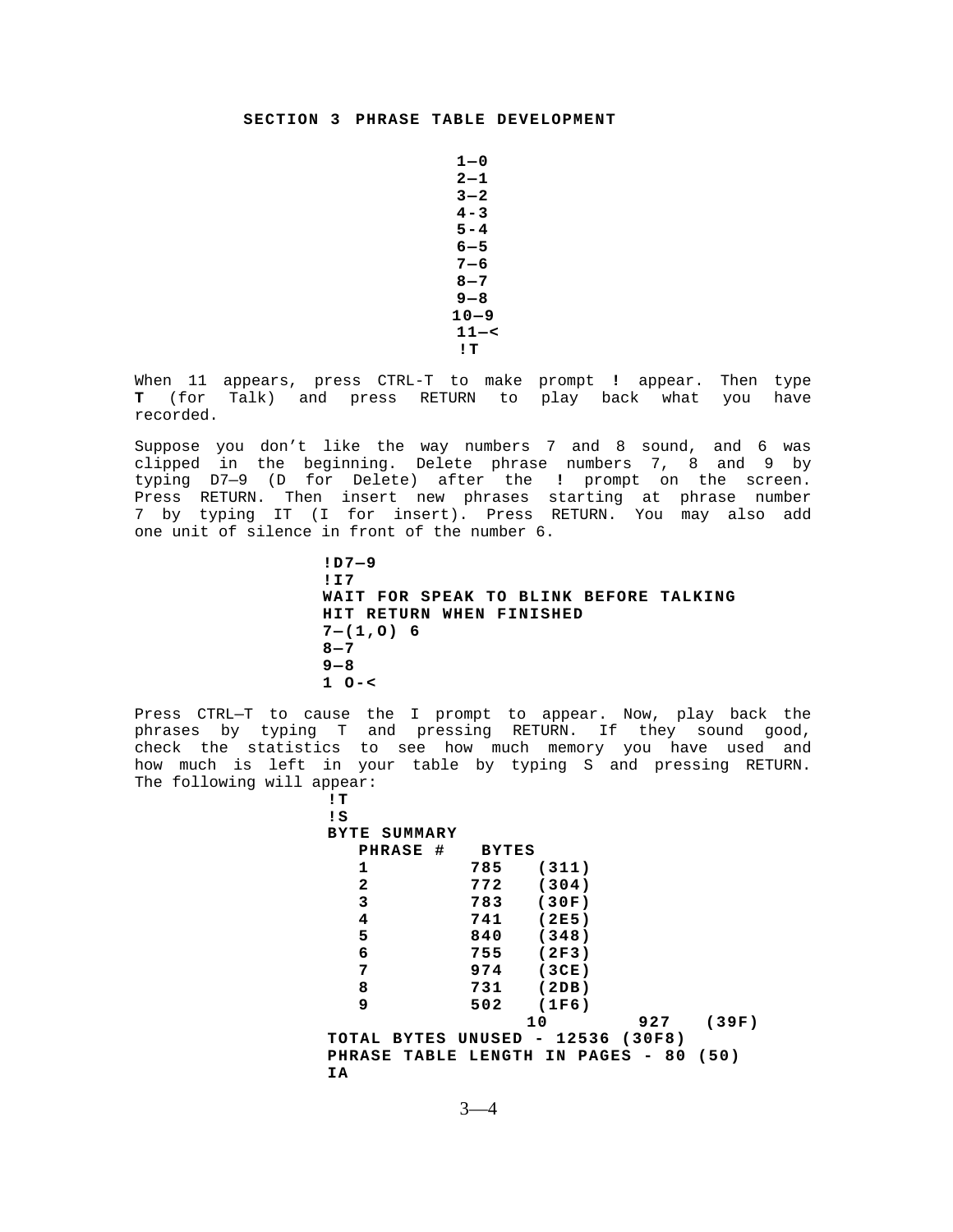**SECTION 3 PHRASE TABLE DEVELOPMENT**

```
1—0
2—1
3—2
4-3
5-4
6—5
7—6
8—7
9—8
10—9
11—<
!T
```

When 11 appears, press CTRL-T to make prompt **!** appear. Then type **T** (for Talk) and press RETURN to play back what you have recorded.

Suppose you don't like the way numbers 7 and 8 sound, and 6 was clipped in the beginning. Delete phrase numbers 7, 8 and 9 by typing D7—9 (D for Delete) after the **!** prompt on the screen. Press RETURN. Then insert new phrases starting at phrase number 7 by typing IT (I for insert). Press RETURN. You may also add one unit of silence in front of the number 6.

```
!D7—9
!I7
WAIT FOR SPEAK TO BLINK BEFORE TALKING
HIT RETURN WHEN FINISHED
7—(1,O) 6
8—7
9—8
1 O-<
```

Press CTRL—T to cause the I prompt to appear. Now, play back the phrases by typing T and pressing RETURN. If they sound good, check the statistics to see how much memory you have used and how much is left in your table by typing S and pressing RETURN. The following will appear:

```
!T
!S
BYTE SUMMARY
   PHRASE #    BYTES
   1          785   (311)
   2          772   (304)
   3          783   (30F)
   4          741   (2E5)
   5          840   (348)
   6          755   (2F3)
   7          974   (3CE)
   8          731   (2DB)
   9          502   (1F6)
                    10         927   (39F)
TOTAL BYTES UNUSED - 12536 (30F8)
PHRASE TABLE LENGTH IN PAGES - 80 (50)
IA
```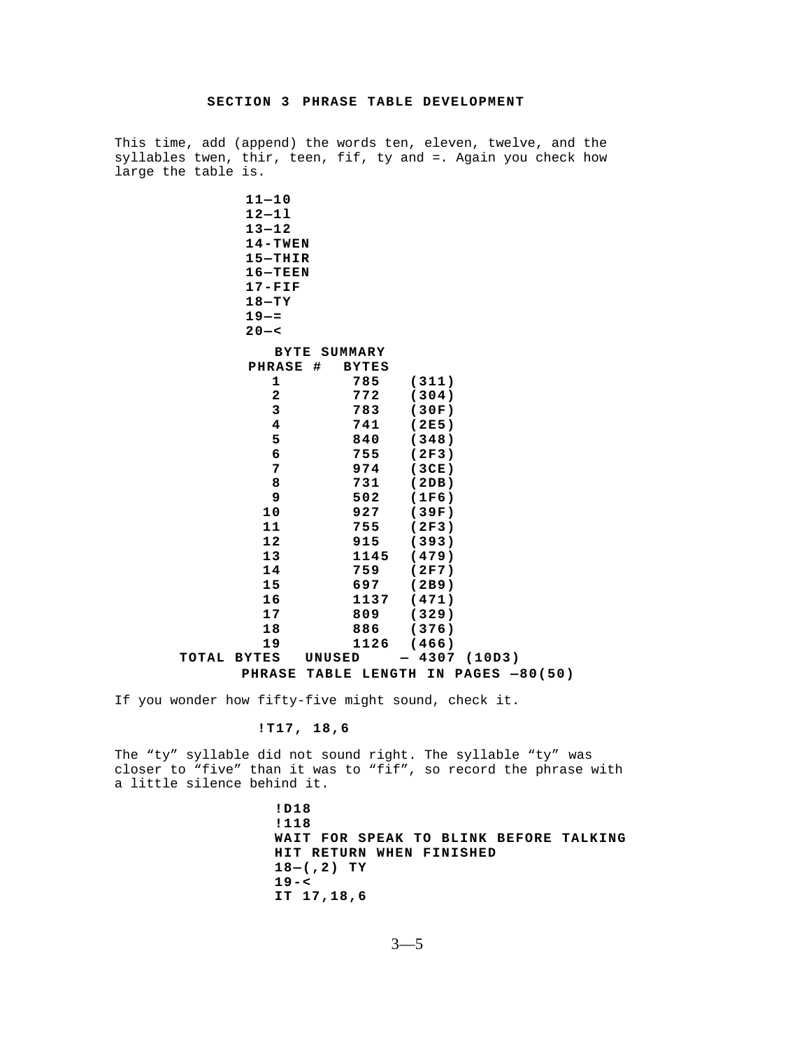### SECTION 3 PHRASE TABLE DEVELOPMENT

This time, add (append) the words ten, eleven, twelve, and the syllables twen, thir, teen, fif, ty and =. Again you check how large the table is.

```
11—10
12—1l
13—12
14-TWEN
15—THIR
16—TEEN
17-FIF
18—TY
19—=
20—<
```

```
   BYTE SUMMARY
PHRASE #   BYTES
   1        785   (311)
   2        772   (304)
   3        783   (30F)
   4        741   (2E5)
   5        840   (348)
   6        755   (2F3)
   7        974   (3CE)
   8        731   (2DB)
   9        502   (1F6)
  10        927   (39F)
  11        755   (2F3)
  12        915   (393)
  13        1145  (479)
  14        759   (2F7)
  15        697   (2B9)
  16        1137  (471)
  17        809   (329)
  18        886   (376)
  19        1126  (466)
TOTAL BYTES   UNUSED    — 4307 (10D3)
     PHRASE TABLE LENGTH IN PAGES —80(50)
```

If you wonder how fifty-five might sound, check it.

```
!T17, 18,6
```

The "ty" syllable did not sound right. The syllable "ty" was closer to "five" than it was to "fif", so record the phrase with a little silence behind it.

```
!D18
!118
WAIT FOR SPEAK TO BLINK BEFORE TALKING
HIT RETURN WHEN FINISHED
18—(,2) TY
19-<
IT 17,18,6
```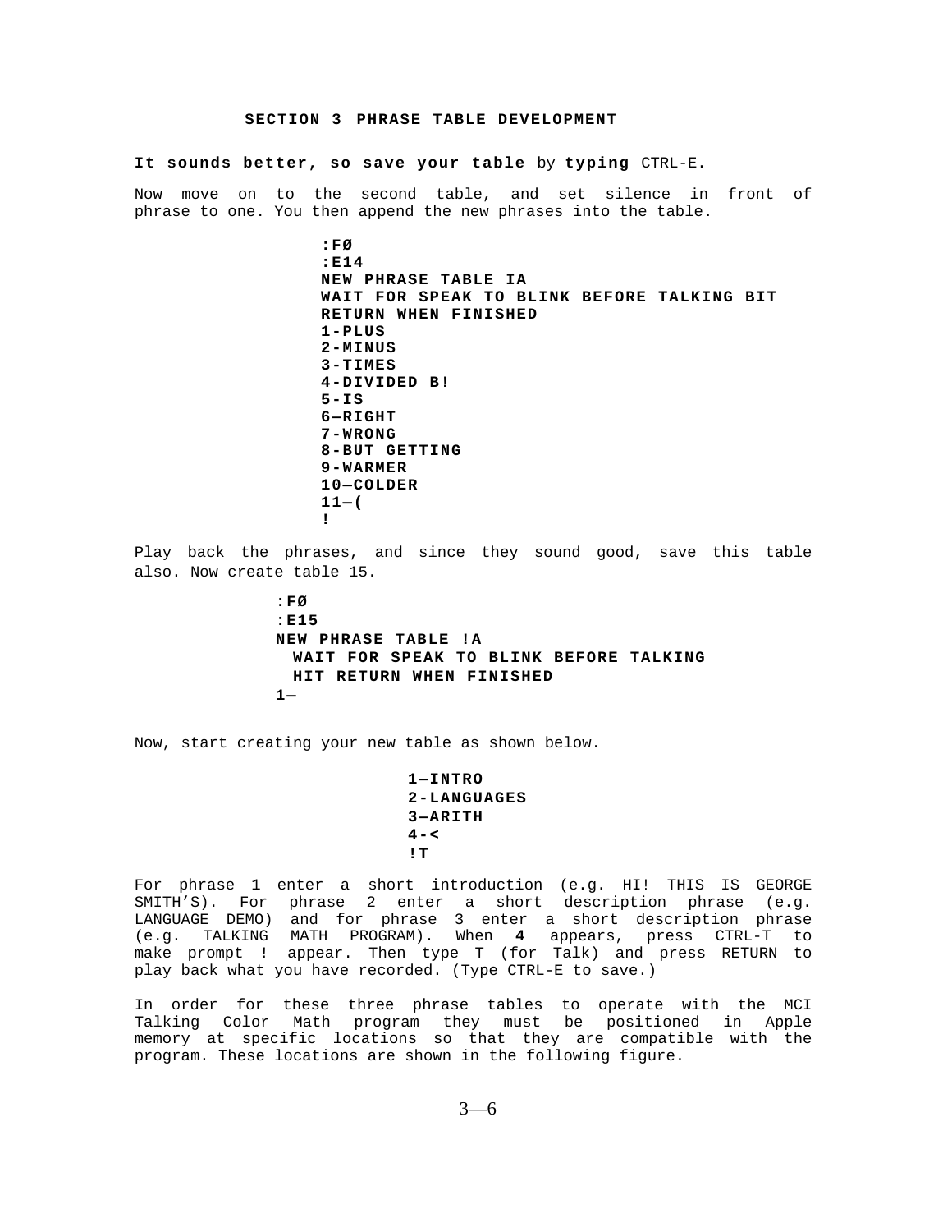# SECTION 3 PHRASE TABLE DEVELOPMENT

**It sounds better, so save your table** by **typing** CTRL-E.

Now move on to the second table, and set silence in front of phrase to one. You then append the new phrases into the table.

```
:FØ
:E14
NEW PHRASE TABLE IA
WAIT FOR SPEAK TO BLINK BEFORE TALKING BIT
RETURN WHEN FINISHED
1-PLUS
2-MINUS
3-TIMES
4-DIVIDED B!
5-IS
6—RIGHT
7-WRONG
8-BUT GETTING
9-WARMER
10—COLDER
11—(
!
```

Play back the phrases, and since they sound good, save this table also. Now create table 15.

```
:FØ
:E15
NEW PHRASE TABLE !A
  WAIT FOR SPEAK TO BLINK BEFORE TALKING
  HIT RETURN WHEN FINISHED
1—
```

Now, start creating your new table as shown below.

```
1—INTRO
2-LANGUAGES
3—ARITH
4-<
!T
```

For phrase 1 enter a short introduction (e.g. HI! THIS IS GEORGE SMITH'S). For phrase 2 enter a short description phrase (e.g. LANGUAGE DEMO) and for phrase 3 enter a short description phrase (e.g. TALKING MATH PROGRAM). When **4** appears, press CTRL-T to make prompt **!** appear. Then type T (for Talk) and press RETURN to play back what you have recorded. (Type CTRL-E to save.)

In order for these three phrase tables to operate with the MCI Talking Color Math program they must be positioned in Apple memory at specific locations so that they are compatible with the program. These locations are shown in the following figure.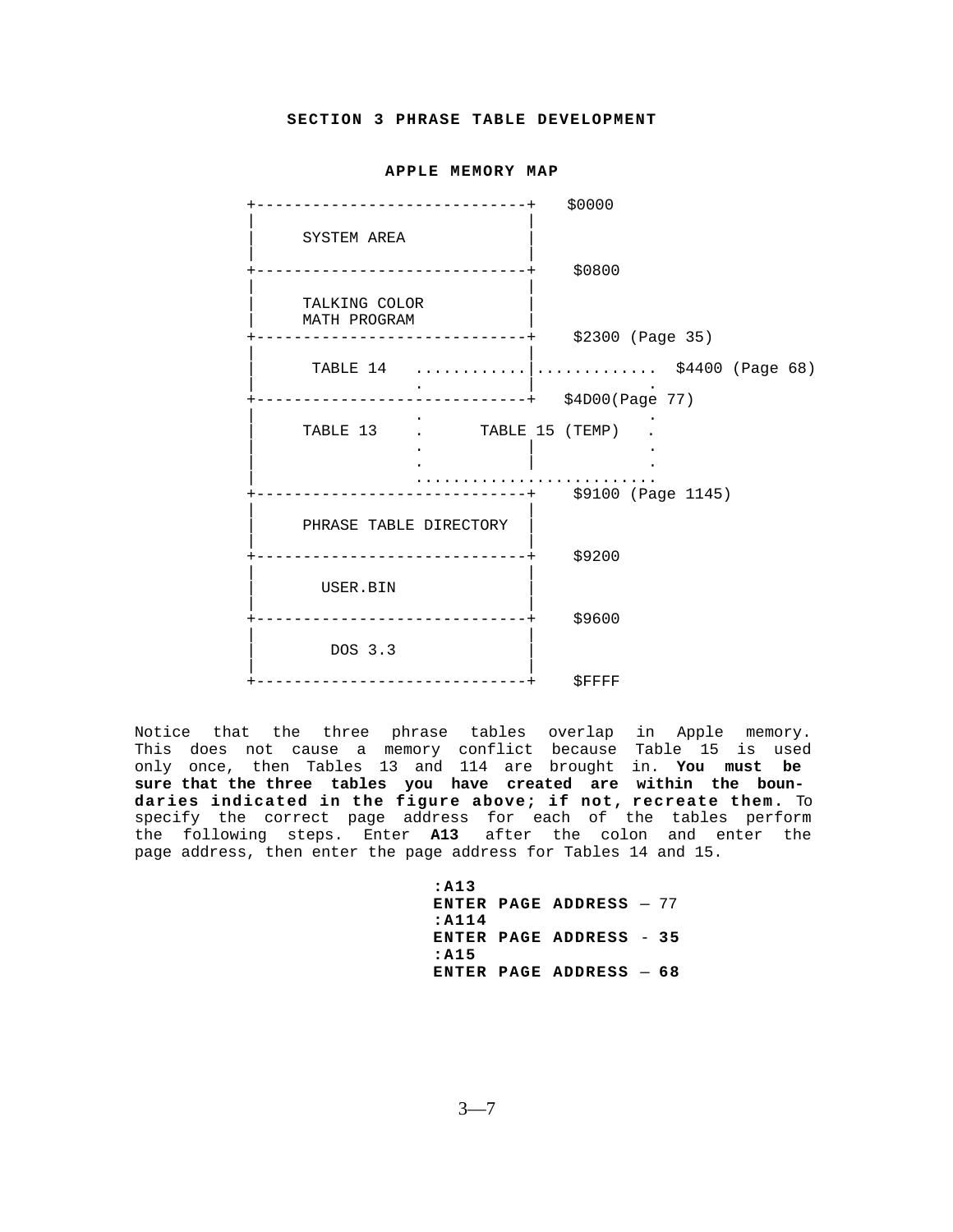## SECTION 3 PHRASE TABLE DEVELOPMENT

### APPLE MEMORY MAP

```
+-----------------------------+   $0000
|                             |
|     SYSTEM AREA             |
|                             |
+-----------------------------+    $0800
|                             |
|     TALKING COLOR           |
|     MATH PROGRAM            |
+-----------------------------+    $2300 (Page 35)
|                             |
|      TABLE 14   ............|.............  $4400 (Page 68)
|               .             |            .
+-----------------------------+   $4D00(Page 77)
|               .                          .
|     TABLE 13    .      TABLE 15 (TEMP)   .
|               .             |            .
|               .             |            .
|               ..........................
+-----------------------------+    $9100 (Page 1145)
|                             |
|     PHRASE TABLE DIRECTORY  |
|                             |
+-----------------------------+    $9200
|                             |
|       USER.BIN              |
|                             |
+-----------------------------+    $9600
|                             |
|        DOS 3.3              |
|                             |
+-----------------------------+    $FFFF
```

Notice that the three phrase tables overlap in Apple memory. This does not cause a memory conflict because Table 15 is used only once, then Tables 13 and 114 are brought in. **You must be sure that the three tables you have created are within the boundaries indicated in the figure above; if not, recreate them.** To specify the correct page address for each of the tables perform the following steps. Enter **A13** after the colon and enter the page address, then enter the page address for Tables 14 and 15.

**:A13**
**ENTER PAGE ADDRESS** — 77
**:A114**
**ENTER PAGE ADDRESS** - **35**
**:A15**
**ENTER PAGE ADDRESS** — **68**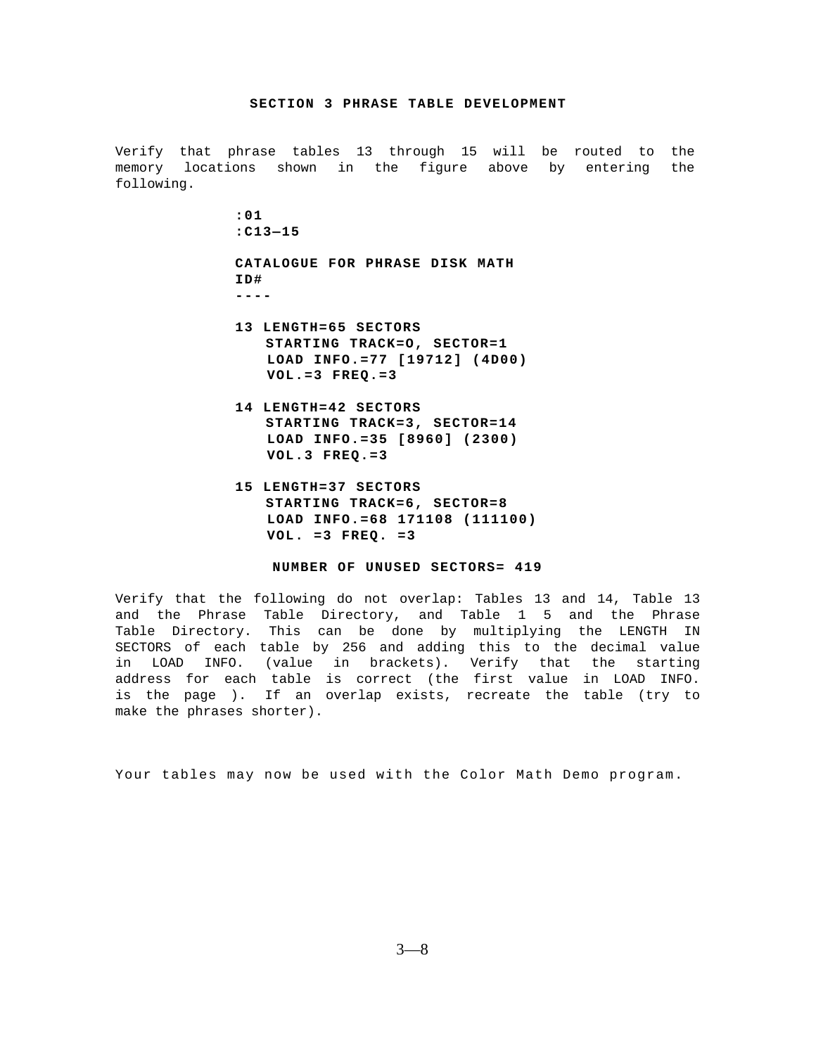## SECTION 3 PHRASE TABLE DEVELOPMENT

Verify that phrase tables 13 through 15 will be routed to the memory locations shown in the figure above by entering the following.

```
:01
:C13—15

CATALOGUE FOR PHRASE DISK MATH
ID#
----

13 LENGTH=65 SECTORS
   STARTING TRACK=O, SECTOR=1
   LOAD INFO.=77 [19712] (4D00)
   VOL.=3 FREQ.=3

14 LENGTH=42 SECTORS
   STARTING TRACK=3, SECTOR=14
   LOAD INFO.=35 [8960] (2300)
   VOL.3 FREQ.=3

15 LENGTH=37 SECTORS
   STARTING TRACK=6, SECTOR=8
   LOAD INFO.=68 171108 (111100)
   VOL. =3 FREQ. =3

    NUMBER OF UNUSED SECTORS= 419
```

Verify that the following do not overlap: Tables 13 and 14, Table 13 and the Phrase Table Directory, and Table 1 5 and the Phrase Table Directory. This can be done by multiplying the LENGTH IN SECTORS of each table by 256 and adding this to the decimal value in LOAD INFO. (value in brackets). Verify that the starting address for each table is correct (the first value in LOAD INFO. is the page ). If an overlap exists, recreate the table (try to make the phrases shorter).

Your tables may now be used with the Color Math Demo program.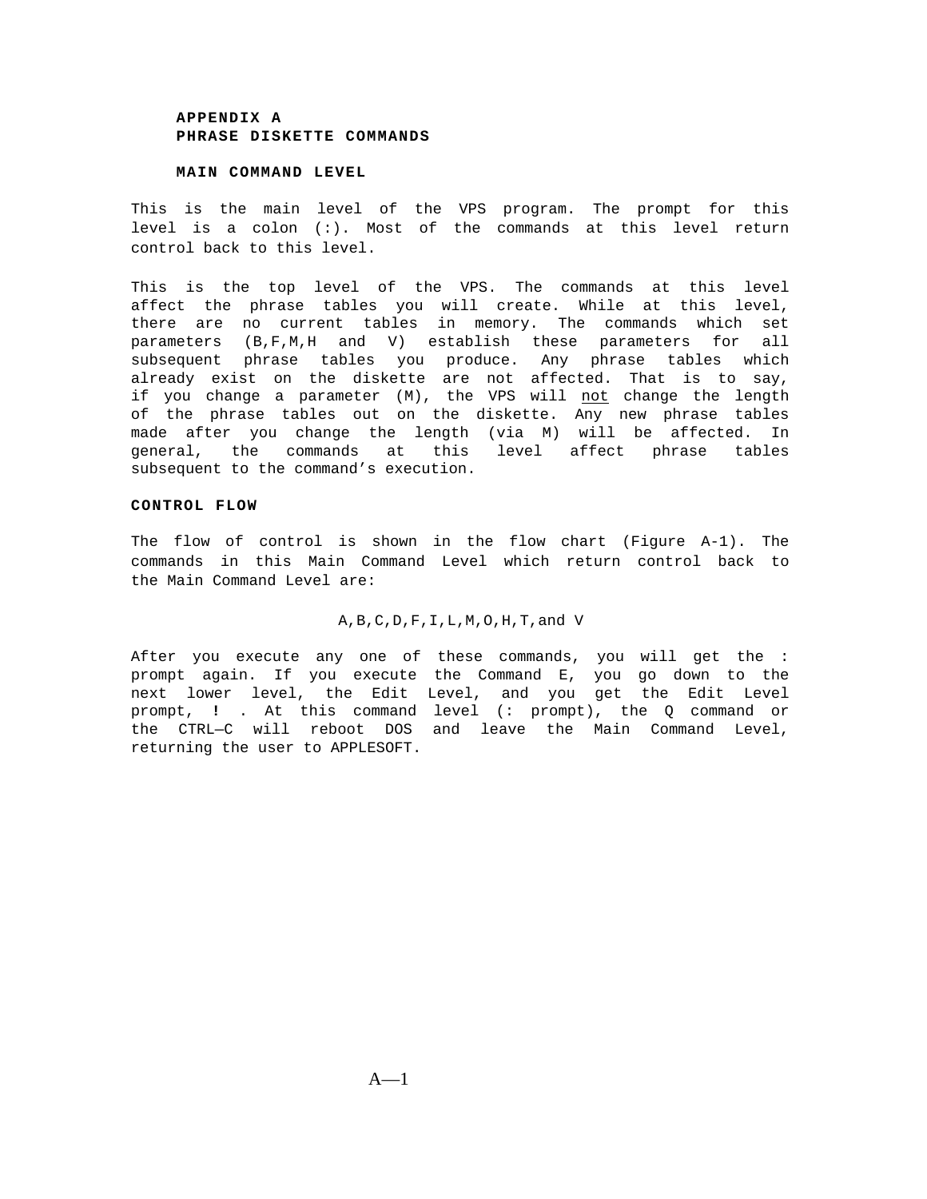# APPENDIX A
# PHRASE DISKETTE COMMANDS

## MAIN COMMAND LEVEL

This is the main level of the VPS program. The prompt for this level is a colon (:). Most of the commands at this level return control back to this level.

This is the top level of the VPS. The commands at this level affect the phrase tables you will create. While at this level, there are no current tables in memory. The commands which set parameters (B,F,M,H and V) establish these parameters for all subsequent phrase tables you produce. Any phrase tables which already exist on the diskette are not affected. That is to say, if you change a parameter (M), the VPS will <u>not</u> change the length of the phrase tables out on the diskette. Any new phrase tables made after you change the length (via M) will be affected. In general, the commands at this level affect phrase tables subsequent to the command's execution.

## CONTROL FLOW

The flow of control is shown in the flow chart (Figure A-1). The commands in this Main Command Level which return control back to the Main Command Level are:

A,B,C,D,F,I,L,M,O,H,T,and V

After you execute any one of these commands, you will get the : prompt again. If you execute the Command E, you go down to the next lower level, the Edit Level, and you get the Edit Level prompt, **!** . At this command level (: prompt), the Q command or the CTRL—C will reboot DOS and leave the Main Command Level, returning the user to APPLESOFT.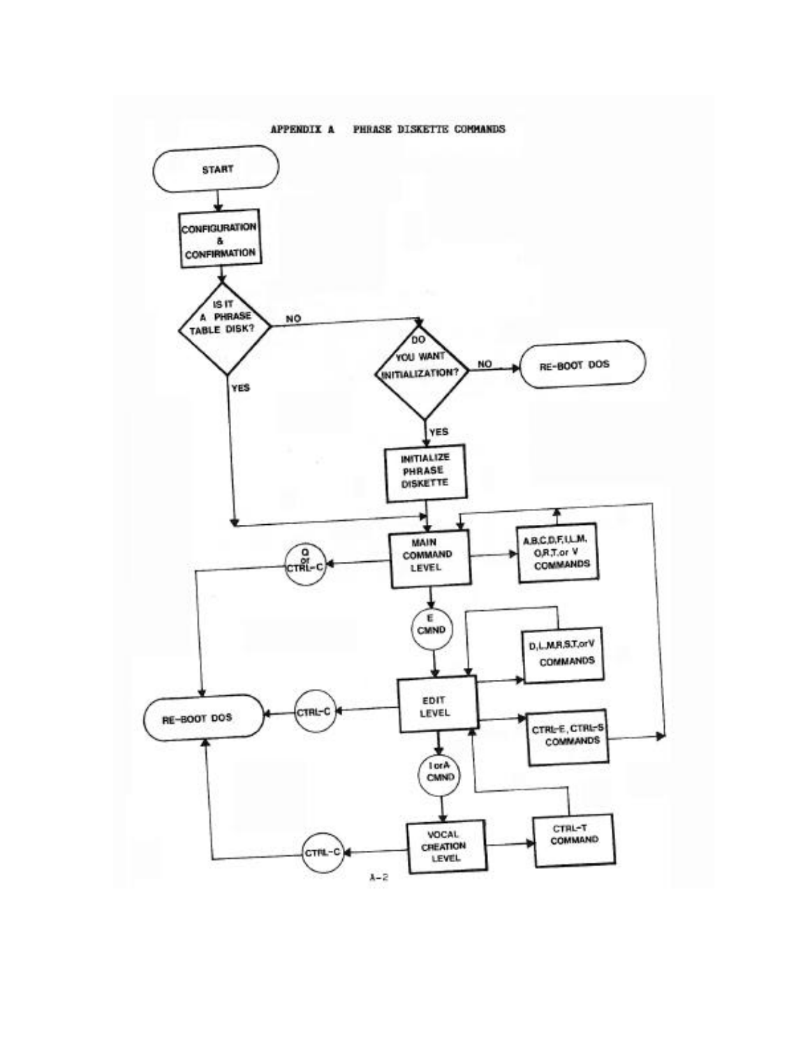# APPENDIX A PHRASE DISKETTE COMMANDS

START

CONFIGURATION & CONFIRMATION

IS IT A PHRASE TABLE DISK?

NO

YES

DO YOU WANT INITIALIZATION?

NO

RE-BOOT DOS

YES

INITIALIZE PHRASE DISKETTE

MAIN COMMAND LEVEL

Q or CTRL-C

A,B,C,D,F,I,L,M, O,R,T,or V COMMANDS

E CMND

D,L,M,R,S,T,or V COMMANDS

RE-BOOT DOS

CTRL-C

EDIT LEVEL

CTRL-E, CTRL-S COMMANDS

I or A CMND

CTRL-C

VOCAL CREATION LEVEL

CTRL-T COMMAND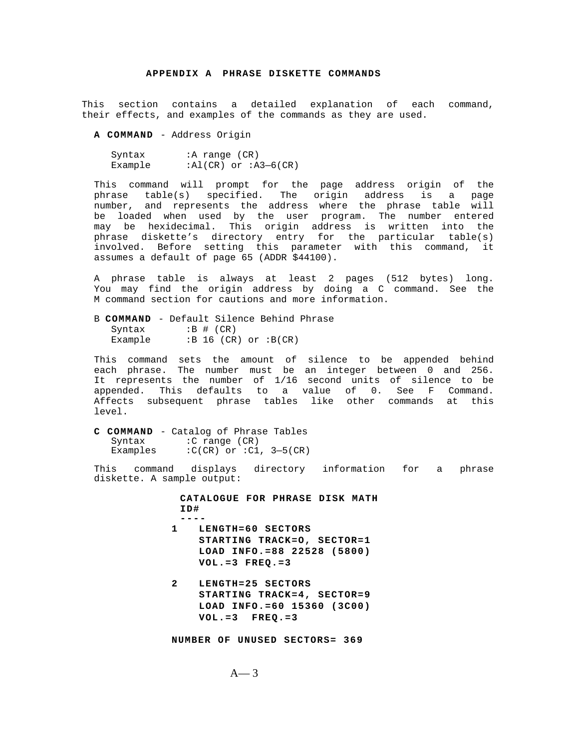## APPENDIX A PHRASE DISKETTE COMMANDS

This section contains a detailed explanation of each command, their effects, and examples of the commands as they are used.

**A COMMAND** - Address Origin

```
Syntax      :A range (CR)
Example     :Al(CR) or :A3—6(CR)
```

This command will prompt for the page address origin of the phrase table(s) specified. The origin address is a page number, and represents the address where the phrase table will be loaded when used by the user program. The number entered may be hexidecimal. This origin address is written into the phrase diskette's directory entry for the particular table(s) involved. Before setting this parameter with this command, it assumes a default of page 65 (ADDR $44100).

A phrase table is always at least 2 pages (512 bytes) long. You may find the origin address by doing a C command. See the M command section for cautions and more information.

B **COMMAND** - Default Silence Behind Phrase

```
Syntax      :B # (CR)
Example     :B 16 (CR) or :B(CR)
```

This command sets the amount of silence to be appended behind each phrase. The number must be an integer between 0 and 256. It represents the number of 1/16 second units of silence to be appended. This defaults to a value of 0. See F Command. Affects subsequent phrase tables like other commands at this level.

**C COMMAND** - Catalog of Phrase Tables

```
Syntax      :C range (CR)
Examples    :C(CR) or :C1, 3—5(CR)
```

This command displays directory information for a phrase diskette. A sample output:

```
 CATALOGUE FOR PHRASE DISK MATH
 ID#
 ----
1   LENGTH=60 SECTORS
    STARTING TRACK=O, SECTOR=1
    LOAD INFO.=88 22528 (5800)
    VOL.=3 FREQ.=3

2   LENGTH=25 SECTORS
    STARTING TRACK=4, SECTOR=9
    LOAD INFO.=60 15360 (3C00)
    VOL.=3  FREQ.=3

NUMBER OF UNUSED SECTORS= 369
```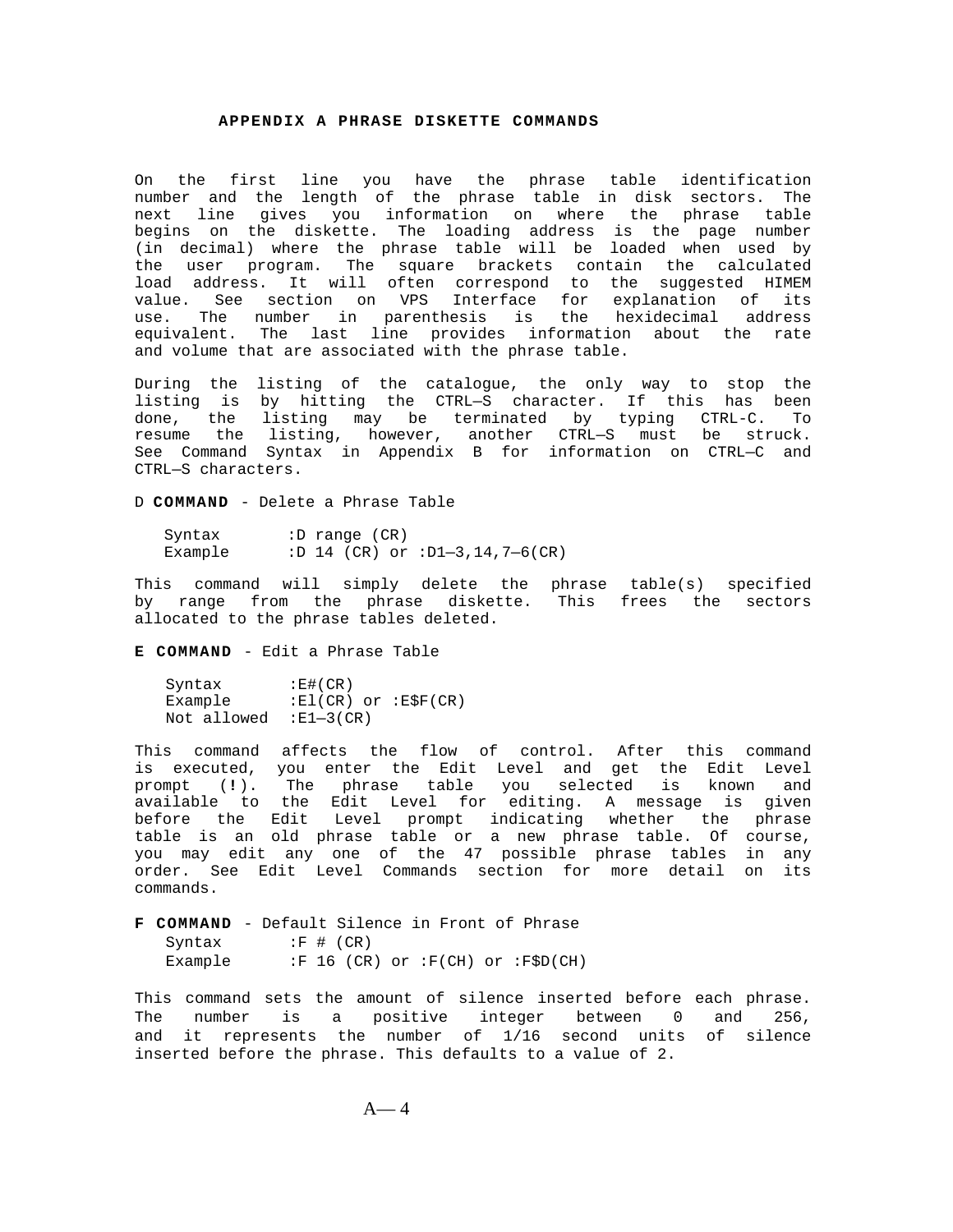## APPENDIX A PHRASE DISKETTE COMMANDS

On the first line you have the phrase table identification number and the length of the phrase table in disk sectors. The next line gives you information on where the phrase table begins on the diskette. The loading address is the page number (in decimal) where the phrase table will be loaded when used by the user program. The square brackets contain the calculated load address. It will often correspond to the suggested HIMEM value. See section on VPS Interface for explanation of its use. The number in parenthesis is the hexidecimal address equivalent. The last line provides information about the rate and volume that are associated with the phrase table.

During the listing of the catalogue, the only way to stop the listing is by hitting the CTRL—S character. If this has been done, the listing may be terminated by typing CTRL-C. To resume the listing, however, another CTRL—S must be struck. See Command Syntax in Appendix B for information on CTRL—C and CTRL—S characters.

D **COMMAND** - Delete a Phrase Table

```
Syntax       :D range (CR)
Example      :D 14 (CR) or :D1—3,14,7—6(CR)
```

This command will simply delete the phrase table(s) specified by range from the phrase diskette. This frees the sectors allocated to the phrase tables deleted.

**E COMMAND** - Edit a Phrase Table

```
Syntax       :E#(CR)
Example      :El(CR) or :E$F(CR)
Not allowed  :E1—3(CR)
```

This command affects the flow of control. After this command is executed, you enter the Edit Level and get the Edit Level prompt (**!**). The phrase table you selected is known and available to the Edit Level for editing. A message is given before the Edit Level prompt indicating whether the phrase table is an old phrase table or a new phrase table. Of course, you may edit any one of the 47 possible phrase tables in any order. See Edit Level Commands section for more detail on its commands.

**F COMMAND** - Default Silence in Front of Phrase

```
Syntax       :F # (CR)
Example      :F 16 (CR) or :F(CH) or :F$D(CH)
```

This command sets the amount of silence inserted before each phrase. The number is a positive integer between 0 and 256, and it represents the number of 1/16 second units of silence inserted before the phrase. This defaults to a value of 2.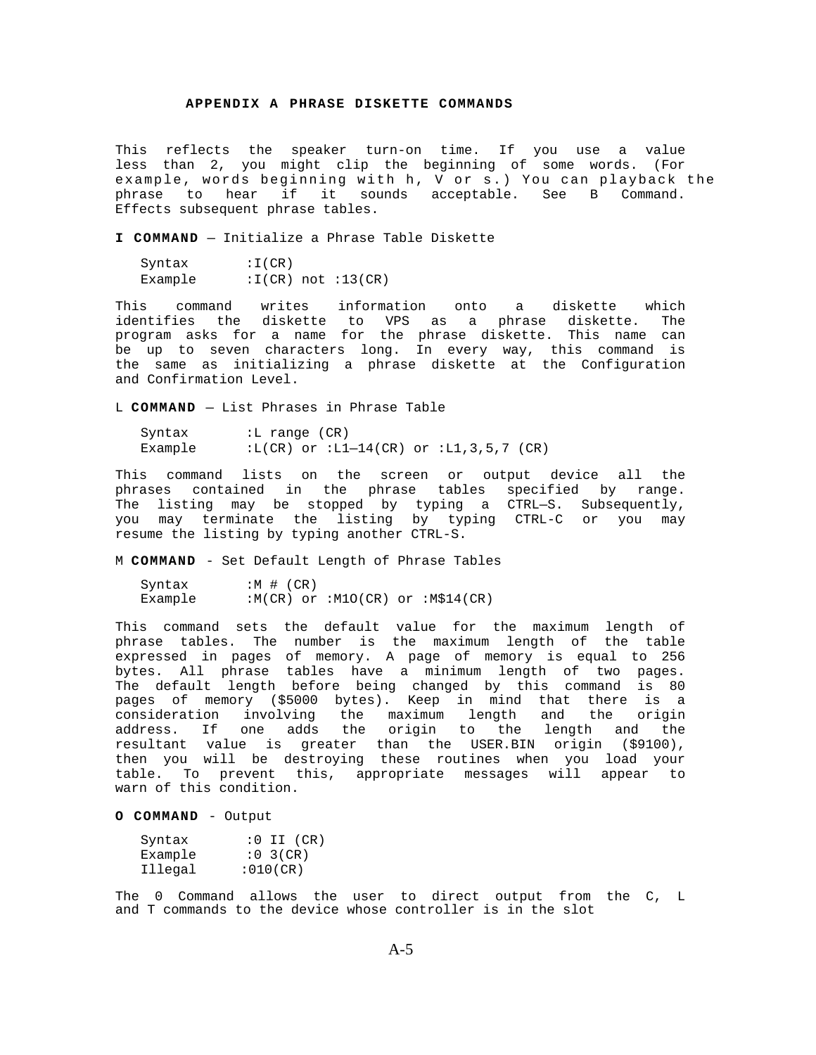## APPENDIX A PHRASE DISKETTE COMMANDS

This reflects the speaker turn-on time. If you use a value less than 2, you might clip the beginning of some words. (For example, words beginning with h, V or s.) You can playback the phrase to hear if it sounds acceptable. See B Command. Effects subsequent phrase tables.

**I COMMAND** — Initialize a Phrase Table Diskette

```
Syntax      :I(CR)
Example     :I(CR) not :13(CR)
```

This command writes information onto a diskette which identifies the diskette to VPS as a phrase diskette. The program asks for a name for the phrase diskette. This name can be up to seven characters long. In every way, this command is the same as initializing a phrase diskette at the Configuration and Confirmation Level.

L **COMMAND** — List Phrases in Phrase Table

```
Syntax      :L range (CR)
Example     :L(CR) or :L1—14(CR) or :L1,3,5,7 (CR)
```

This command lists on the screen or output device all the phrases contained in the phrase tables specified by range. The listing may be stopped by typing a CTRL—S. Subsequently, you may terminate the listing by typing CTRL-C or you may resume the listing by typing another CTRL-S.

M **COMMAND** - Set Default Length of Phrase Tables

```
Syntax      :M # (CR)
Example     :M(CR) or :M1O(CR) or :M$14(CR)
```

This command sets the default value for the maximum length of phrase tables. The number is the maximum length of the table expressed in pages of memory. A page of memory is equal to 256 bytes. All phrase tables have a minimum length of two pages. The default length before being changed by this command is 80 pages of memory ($5000 bytes). Keep in mind that there is a consideration involving the maximum length and the origin address. If one adds the origin to the length and the resultant value is greater than the USER.BIN origin ($9100), then you will be destroying these routines when you load your table. To prevent this, appropriate messages will appear to warn of this condition.

**O COMMAND** - Output

```
Syntax      :0 II (CR)
Example     :0 3(CR)
Illegal    :010(CR)
```

The 0 Command allows the user to direct output from the C, L and T commands to the device whose controller is in the slot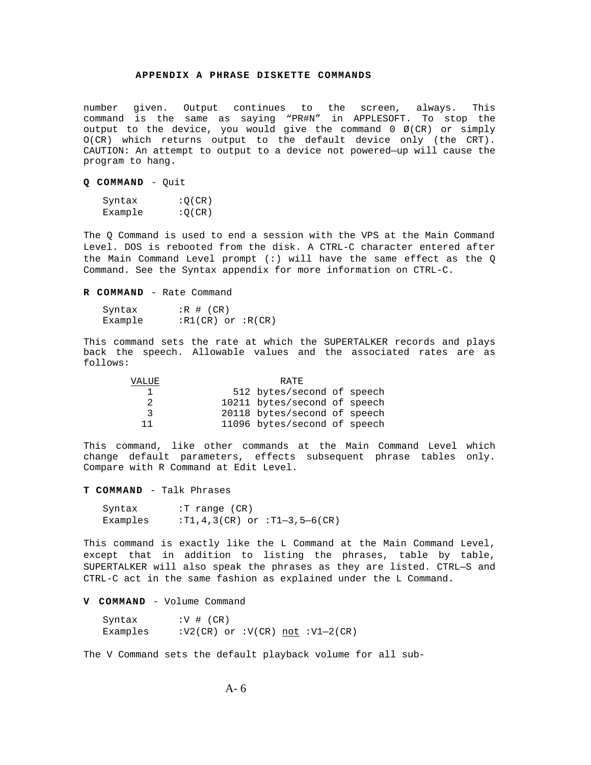number given. Output continues to the screen, always. This command is the same as saying "PR#N" in APPLESOFT. To stop the output to the device, you would give the command O Ø(CR) or simply O(CR) which returns output to the default device only (the CRT). CAUTION: An attempt to output to a device not powered—up will cause the program to hang.

**Q COMMAND** - Quit

```
Syntax       :Q(CR)
Example      :Q(CR)
```

The Q Command is used to end a session with the VPS at the Main Command Level. DOS is rebooted from the disk. A CTRL-C character entered after the Main Command Level prompt (:) will have the same effect as the Q Command. See the Syntax appendix for more information on CTRL-C.

**R COMMAND** - Rate Command

```
Syntax       :R # (CR)
Example      :R1(CR) or :R(CR)
```

This command sets the rate at which the SUPERTALKER records and plays back the speech. Allowable values and the associated rates are as follows:

| VALUE | RATE |
|---|---|
| 1 | 512 bytes/second of speech |
| 2 | 10211 bytes/second of speech |
| 3 | 20118 bytes/second of speech |
| 11 | 11096 bytes/second of speech |

This command, like other commands at the Main Command Level which change default parameters, effects subsequent phrase tables only. Compare with R Command at Edit Level.

**T COMMAND** - Talk Phrases

```
Syntax       :T range (CR)
Examples     :T1,4,3(CR) or :T1—3,5—6(CR)
```

This command is exactly like the L Command at the Main Command Level, except that in addition to listing the phrases, table by table, SUPERTALKER will also speak the phrases as they are listed. CTRL—S and CTRL-C act in the same fashion as explained under the L Command.

**V COMMAND** - Volume Command

```
Syntax       :V # (CR)
Examples     :V2(CR) or :V(CR) not :V1—2(CR)
```

The V Command sets the default playback volume for all sub-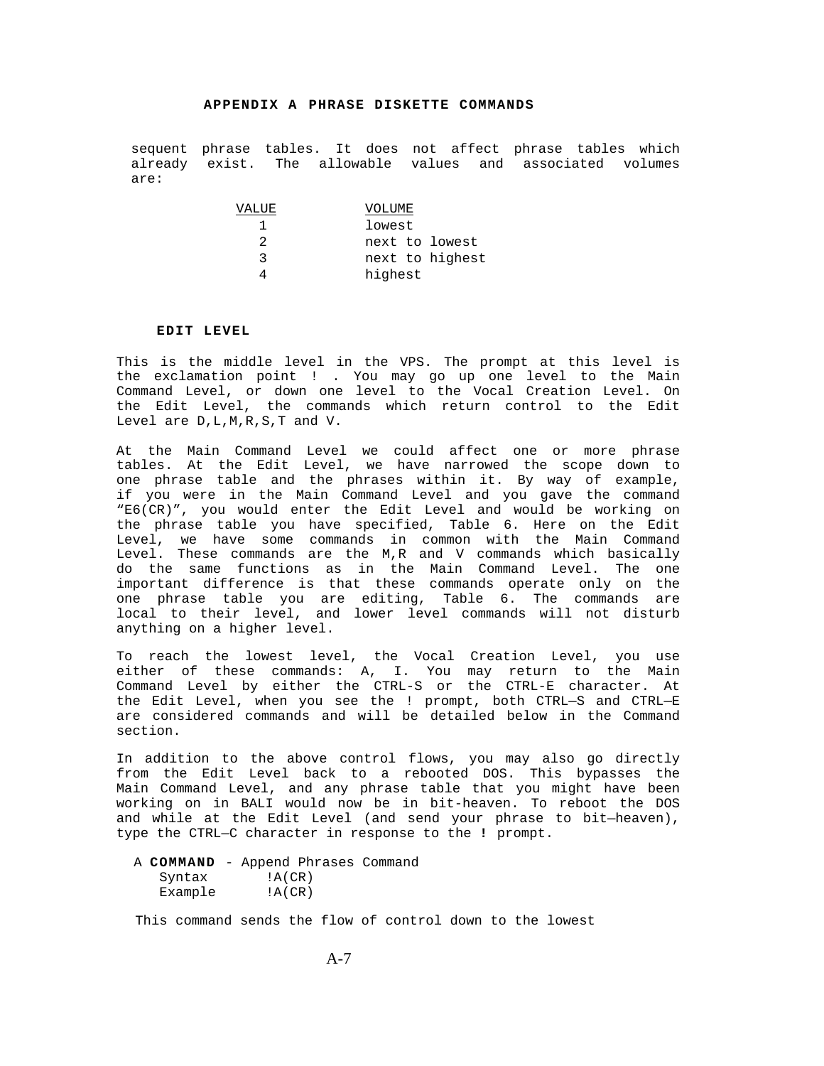sequent phrase tables. It does not affect phrase tables which already exist. The allowable values and associated volumes are:

| VALUE | VOLUME |
|---|---|
| 1 | lowest |
| 2 | next to lowest |
| 3 | next to highest |
| 4 | highest |

### EDIT LEVEL

This is the middle level in the VPS. The prompt at this level is the exclamation point ! . You may go up one level to the Main Command Level, or down one level to the Vocal Creation Level. On the Edit Level, the commands which return control to the Edit Level are D,L,M,R,S,T and V.

At the Main Command Level we could affect one or more phrase tables. At the Edit Level, we have narrowed the scope down to one phrase table and the phrases within it. By way of example, if you were in the Main Command Level and you gave the command "E6(CR)", you would enter the Edit Level and would be working on the phrase table you have specified, Table 6. Here on the Edit Level, we have some commands in common with the Main Command Level. These commands are the M,R and V commands which basically do the same functions as in the Main Command Level. The one important difference is that these commands operate only on the one phrase table you are editing, Table 6. The commands are local to their level, and lower level commands will not disturb anything on a higher level.

To reach the lowest level, the Vocal Creation Level, you use either of these commands: A, I. You may return to the Main Command Level by either the CTRL-S or the CTRL-E character. At the Edit Level, when you see the ! prompt, both CTRL—S and CTRL—E are considered commands and will be detailed below in the Command section.

In addition to the above control flows, you may also go directly from the Edit Level back to a rebooted DOS. This bypasses the Main Command Level, and any phrase table that you might have been working on in BALI would now be in bit-heaven. To reboot the DOS and while at the Edit Level (and send your phrase to bit—heaven), type the CTRL—C character in response to the **!** prompt.

A **COMMAND** - Append Phrases Command

```
Syntax      !A(CR)
Example     !A(CR)
```

This command sends the flow of control down to the lowest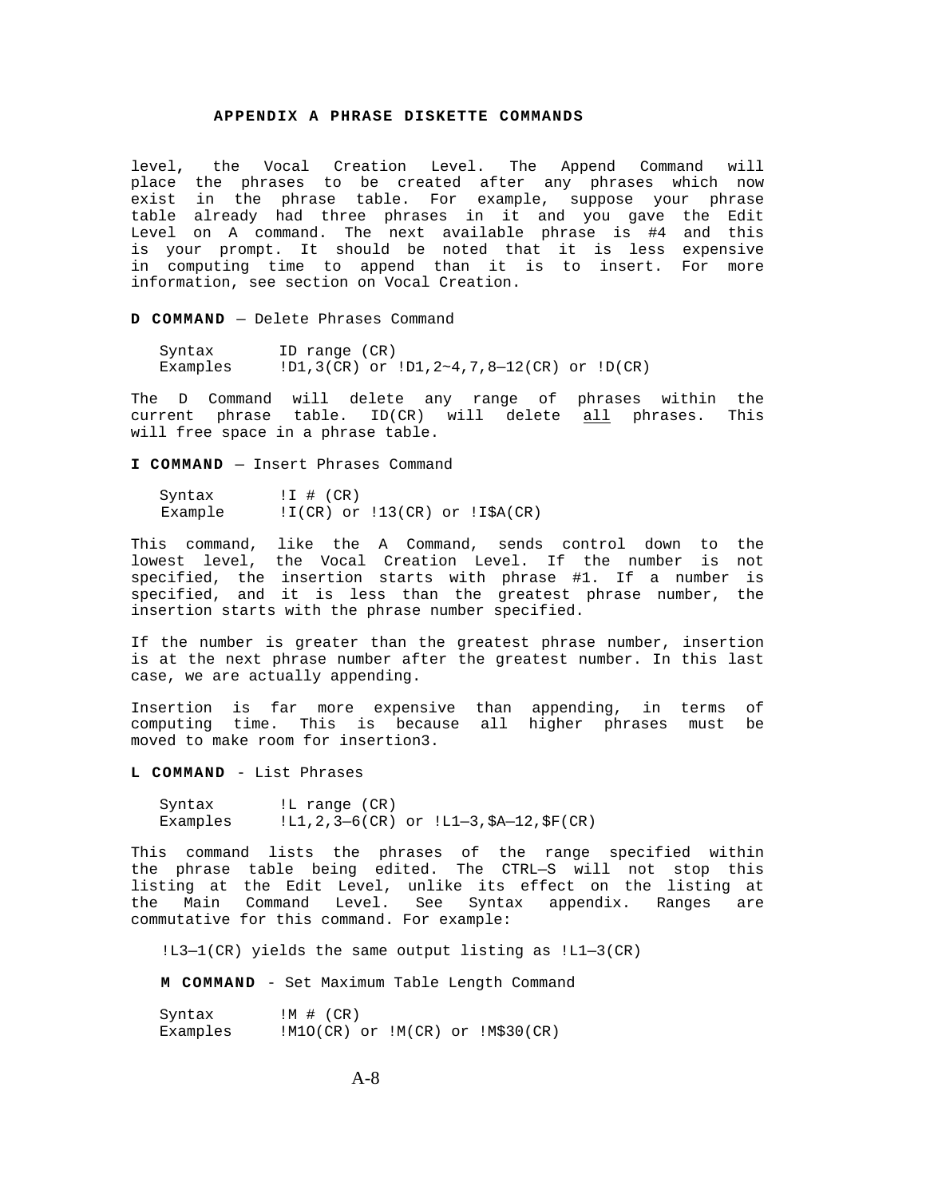## APPENDIX A PHRASE DISKETTE COMMANDS

level, the Vocal Creation Level. The Append Command will place the phrases to be created after any phrases which now exist in the phrase table. For example, suppose your phrase table already had three phrases in it and you gave the Edit Level on A command. The next available phrase is #4 and this is your prompt. It should be noted that it is less expensive in computing time to append than it is to insert. For more information, see section on Vocal Creation.

**D COMMAND** — Delete Phrases Command

```
Syntax       ID range (CR)
Examples     !D1,3(CR) or !D1,2~4,7,8—12(CR) or !D(CR)
```

The D Command will delete any range of phrases within the current phrase table. ID(CR) will delete <u>all</u> phrases. This will free space in a phrase table.

**I COMMAND** — Insert Phrases Command

```
Syntax       !I # (CR)
Example      !I(CR) or !13(CR) or !I$A(CR)
```

This command, like the A Command, sends control down to the lowest level, the Vocal Creation Level. If the number is not specified, the insertion starts with phrase #1. If a number is specified, and it is less than the greatest phrase number, the insertion starts with the phrase number specified.

If the number is greater than the greatest phrase number, insertion is at the next phrase number after the greatest number. In this last case, we are actually appending.

Insertion is far more expensive than appending, in terms of computing time. This is because all higher phrases must be moved to make room for insertion3.

**L COMMAND** - List Phrases

```
Syntax       !L range (CR)
Examples     !L1,2,3—6(CR) or !L1—3,$A—12,$F(CR)
```

This command lists the phrases of the range specified within the phrase table being edited. The CTRL—S will not stop this listing at the Edit Level, unlike its effect on the listing at the Main Command Level. See Syntax appendix. Ranges are commutative for this command. For example:

!L3—1(CR) yields the same output listing as !L1—3(CR)

**M COMMAND** - Set Maximum Table Length Command

```
Syntax       !M # (CR)
Examples     !M1O(CR) or !M(CR) or !M$30(CR)
```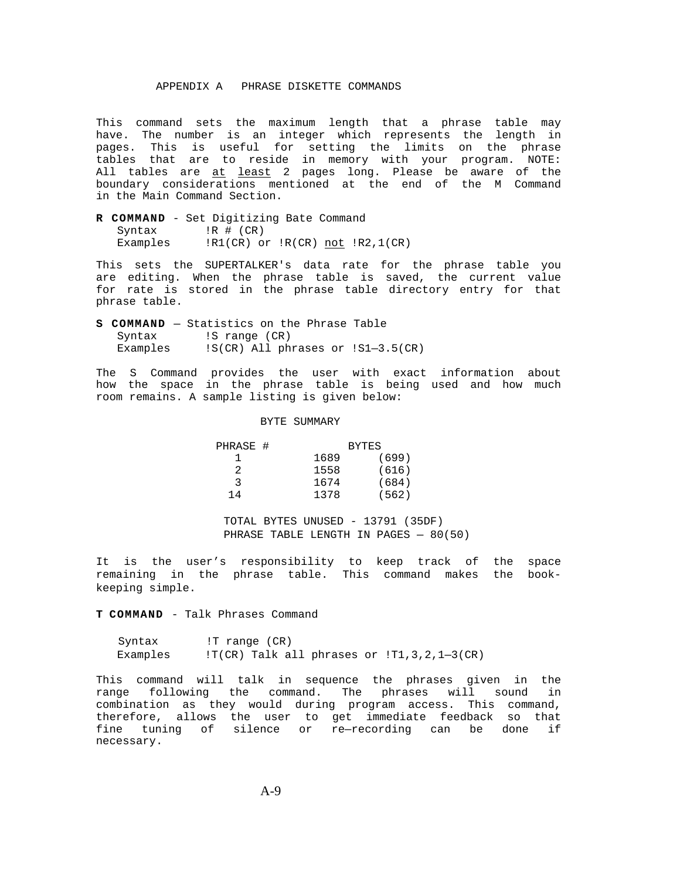APPENDIX A PHRASE DISKETTE COMMANDS

This command sets the maximum length that a phrase table may have. The number is an integer which represents the length in pages. This is useful for setting the limits on the phrase tables that are to reside in memory with your program. NOTE: All tables are at least 2 pages long. Please be aware of the boundary considerations mentioned at the end of the M Command in the Main Command Section.

**R COMMAND** - Set Digitizing Bate Command

```
Syntax      !R # (CR)
Examples    !R1(CR) or !R(CR) not !R2,1(CR)
```

This sets the SUPERTALKER's data rate for the phrase table you are editing. When the phrase table is saved, the current value for rate is stored in the phrase table directory entry for that phrase table.

**S COMMAND** — Statistics on the Phrase Table

```
Syntax      !S range (CR)
Examples    !S(CR) All phrases or !S1—3.5(CR)
```

The S Command provides the user with exact information about how the space in the phrase table is being used and how much room remains. A sample listing is given below:

BYTE SUMMARY

| PHRASE # | BYTES | |
|---|---|---|
| 1 | 1689 | (699) |
| 2 | 1558 | (616) |
| 3 | 1674 | (684) |
| 14 | 1378 | (562) |

TOTAL BYTES UNUSED - 13791 (35DF)
PHRASE TABLE LENGTH IN PAGES — 80(50)

It is the user's responsibility to keep track of the space remaining in the phrase table. This command makes the book-keeping simple.

**T COMMAND** - Talk Phrases Command

```
Syntax      !T range (CR)
Examples    !T(CR) Talk all phrases or !T1,3,2,1—3(CR)
```

This command will talk in sequence the phrases given in the range following the command. The phrases will sound in combination as they would during program access. This command, therefore, allows the user to get immediate feedback so that fine tuning of silence or re—recording can be done if necessary.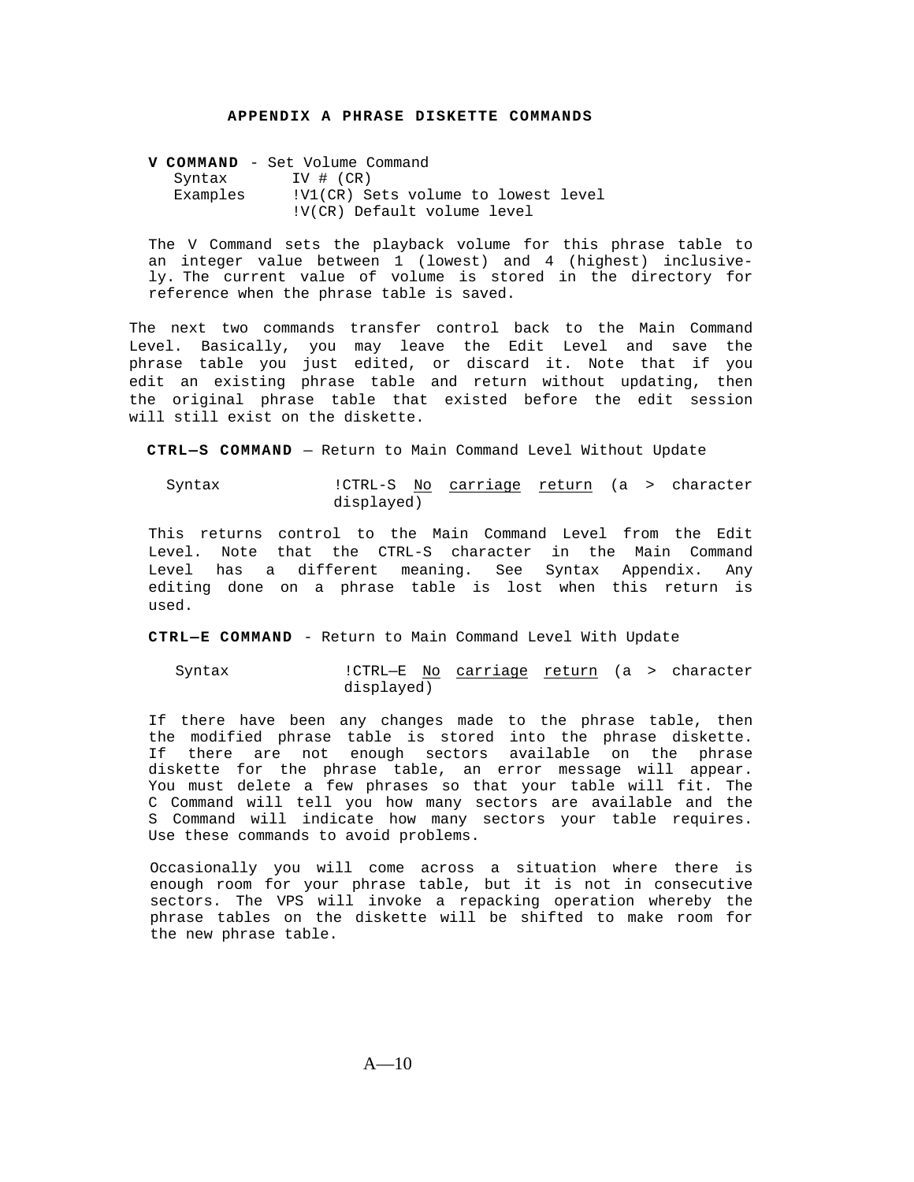## APPENDIX A PHRASE DISKETTE COMMANDS

**V COMMAND** - Set Volume Command

```
Syntax      IV # (CR)
Examples    !V1(CR) Sets volume to lowest level
            !V(CR) Default volume level
```

The V Command sets the playback volume for this phrase table to an integer value between 1 (lowest) and 4 (highest) inclusively. The current value of volume is stored in the directory for reference when the phrase table is saved.

The next two commands transfer control back to the Main Command Level. Basically, you may leave the Edit Level and save the phrase table you just edited, or discard it. Note that if you edit an existing phrase table and return without updating, then the original phrase table that existed before the edit session will still exist on the diskette.

**CTRL—S COMMAND** — Return to Main Command Level Without Update

Syntax &nbsp;&nbsp;&nbsp;&nbsp; !CTRL-S <u>No</u> <u>carriage</u> <u>return</u> (a > character displayed)

This returns control to the Main Command Level from the Edit Level. Note that the CTRL-S character in the Main Command Level has a different meaning. See Syntax Appendix. Any editing done on a phrase table is lost when this return is used.

**CTRL—E COMMAND** - Return to Main Command Level With Update

Syntax &nbsp;&nbsp;&nbsp;&nbsp; !CTRL—E <u>No</u> <u>carriage</u> <u>return</u> (a > character displayed)

If there have been any changes made to the phrase table, then the modified phrase table is stored into the phrase diskette. If there are not enough sectors available on the phrase diskette for the phrase table, an error message will appear. You must delete a few phrases so that your table will fit. The C Command will tell you how many sectors are available and the S Command will indicate how many sectors your table requires. Use these commands to avoid problems.

Occasionally you will come across a situation where there is enough room for your phrase table, but it is not in consecutive sectors. The VPS will invoke a repacking operation whereby the phrase tables on the diskette will be shifted to make room for the new phrase table.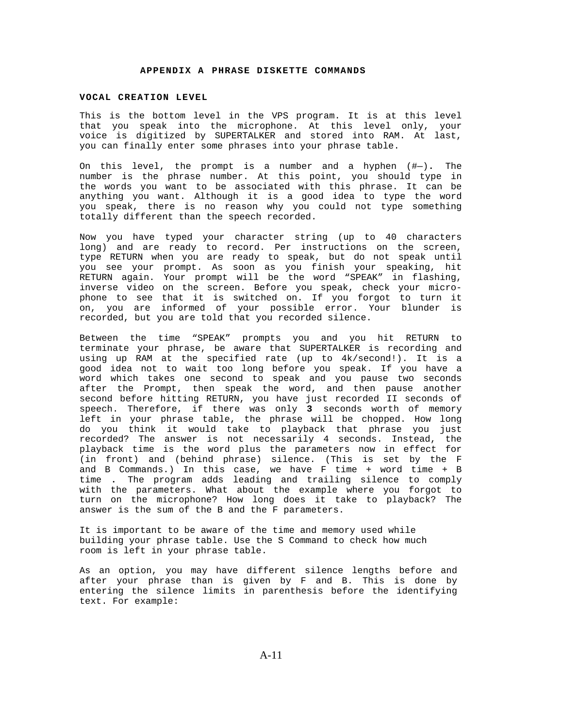# APPENDIX A PHRASE DISKETTE COMMANDS

## VOCAL CREATION LEVEL

This is the bottom level in the VPS program. It is at this level that you speak into the microphone. At this level only, your voice is digitized by SUPERTALKER and stored into RAM. At last, you can finally enter some phrases into your phrase table.

On this level, the prompt is a number and a hyphen (#—). The number is the phrase number. At this point, you should type in the words you want to be associated with this phrase. It can be anything you want. Although it is a good idea to type the word you speak, there is no reason why you could not type something totally different than the speech recorded.

Now you have typed your character string (up to 40 characters long) and are ready to record. Per instructions on the screen, type RETURN when you are ready to speak, but do not speak until you see your prompt. As soon as you finish your speaking, hit RETURN again. Your prompt will be the word "SPEAK" in flashing, inverse video on the screen. Before you speak, check your microphone to see that it is switched on. If you forgot to turn it on, you are informed of your possible error. Your blunder is recorded, but you are told that you recorded silence.

Between the time "SPEAK" prompts you and you hit RETURN to terminate your phrase, be aware that SUPERTALKER is recording and using up RAM at the specified rate (up to 4k/second!). It is a good idea not to wait too long before you speak. If you have a word which takes one second to speak and you pause two seconds after the Prompt, then speak the word, and then pause another second before hitting RETURN, you have just recorded II seconds of speech. Therefore, if there was only **3** seconds worth of memory left in your phrase table, the phrase will be chopped. How long do you think it would take to playback that phrase you just recorded? The answer is not necessarily 4 seconds. Instead, the playback time is the word plus the parameters now in effect for (in front) and (behind phrase) silence. (This is set by the F and B Commands.) In this case, we have F time + word time + B time . The program adds leading and trailing silence to comply with the parameters. What about the example where you forgot to turn on the microphone? How long does it take to playback? The answer is the sum of the B and the F parameters.

It is important to be aware of the time and memory used while building your phrase table. Use the S Command to check how much room is left in your phrase table.

As an option, you may have different silence lengths before and after your phrase than is given by F and B. This is done by entering the silence limits in parenthesis before the identifying text. For example: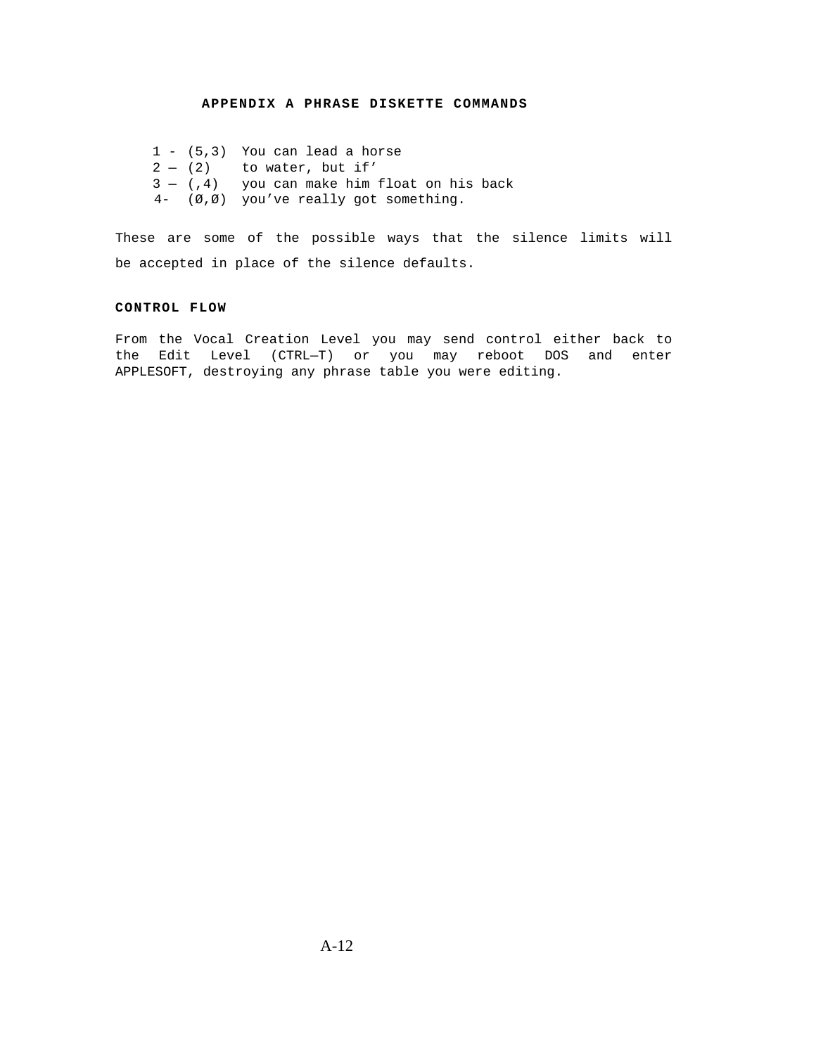## APPENDIX A PHRASE DISKETTE COMMANDS

```
1 - (5,3)  You can lead a horse
2 — (2)    to water, but if’
3 — (,4)   you can make him float on his back
4-  (Ø,Ø)  you’ve really got something.
```

These are some of the possible ways that the silence limits will be accepted in place of the silence defaults.

### CONTROL FLOW

From the Vocal Creation Level you may send control either back to the Edit Level (CTRL—T) or you may reboot DOS and enter APPLESOFT, destroying any phrase table you were editing.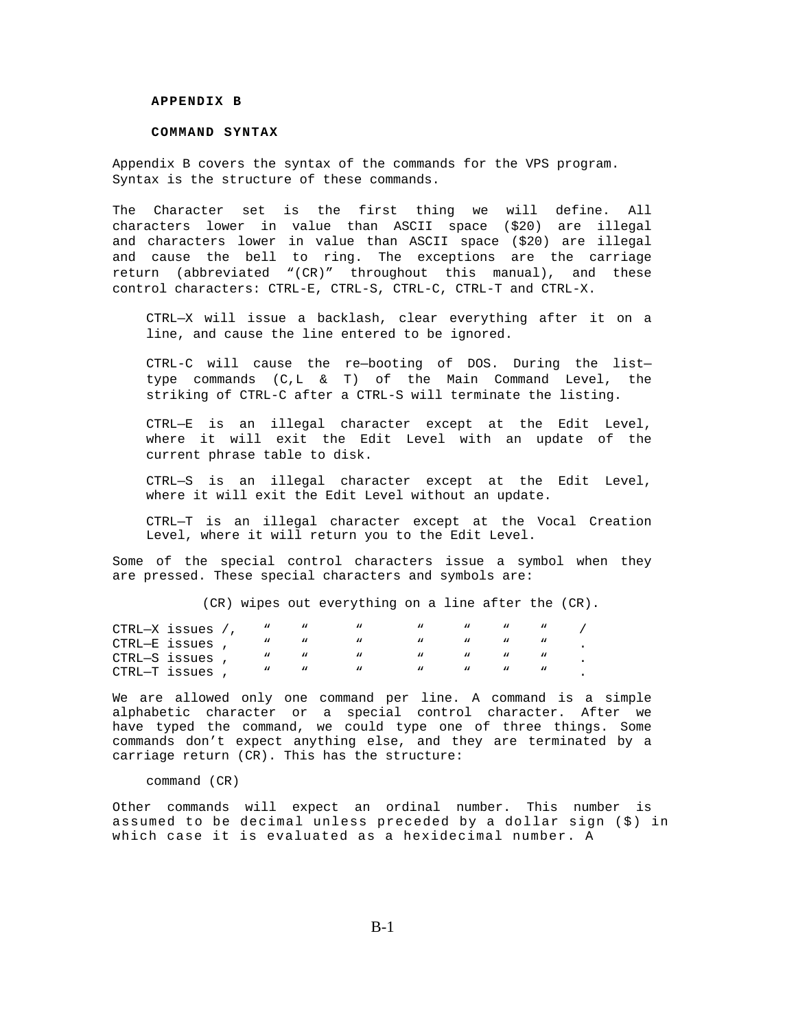**APPENDIX B**

**COMMAND SYNTAX**

Appendix B covers the syntax of the commands for the VPS program. Syntax is the structure of these commands.

The Character set is the first thing we will define. All characters lower in value than ASCII space ($20) are illegal and characters lower in value than ASCII space ($20) are illegal and cause the bell to ring. The exceptions are the carriage return (abbreviated “(CR)” throughout this manual), and these control characters: CTRL-E, CTRL-S, CTRL-C, CTRL-T and CTRL-X.

> CTRL—X will issue a backlash, clear everything after it on a line, and cause the line entered to be ignored.
>
> CTRL-C will cause the re—booting of DOS. During the list—type commands (C,L & T) of the Main Command Level, the striking of CTRL-C after a CTRL-S will terminate the listing.
>
> CTRL—E is an illegal character except at the Edit Level, where it will exit the Edit Level with an update of the current phrase table to disk.
>
> CTRL—S is an illegal character except at the Edit Level, where it will exit the Edit Level without an update.
>
> CTRL—T is an illegal character except at the Vocal Creation Level, where it will return you to the Edit Level.

Some of the special control characters issue a symbol when they are pressed. These special characters and symbols are:

(CR) wipes out everything on a line after the (CR).

```
CTRL—X issues /,   "   "    "     "    "   "   "   /
CTRL—E issues ,    "   "    "     "    "   "   "   .
CTRL—S issues ,    "   "    "     "    "   "   "   .
CTRL—T issues ,    "   "    "     "    "   "   "   .
```

We are allowed only one command per line. A command is a simple alphabetic character or a special control character. After we have typed the command, we could type one of three things. Some commands don’t expect anything else, and they are terminated by a carriage return (CR). This has the structure:

```
command (CR)
```

Other commands will expect an ordinal number. This number is assumed to be decimal unless preceded by a dollar sign ($) in which case it is evaluated as a hexidecimal number. A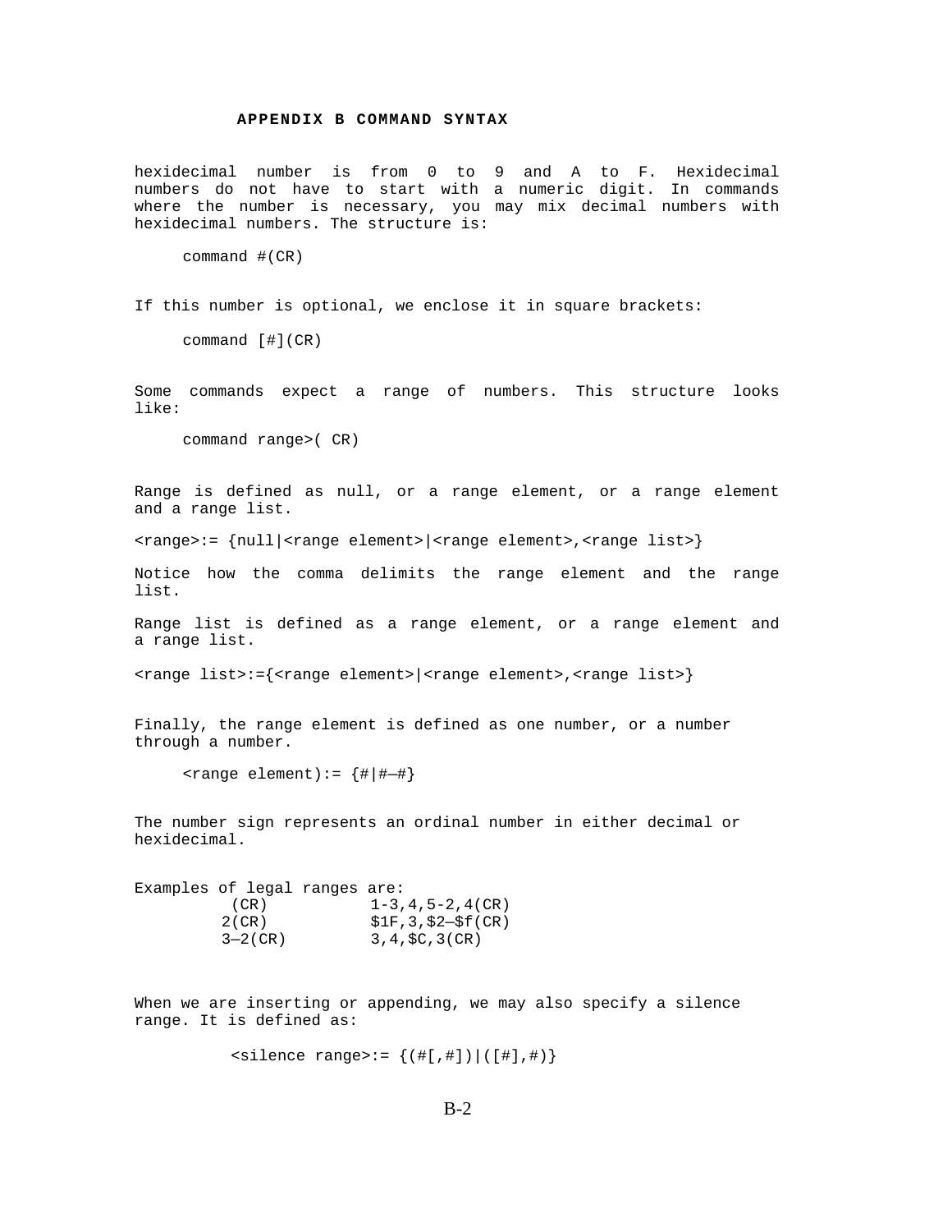**APPENDIX B COMMAND SYNTAX**

hexidecimal number is from 0 to 9 and A to F. Hexidecimal numbers do not have to start with a numeric digit. In commands where the number is necessary, you may mix decimal numbers with hexidecimal numbers. The structure is:

```
command #(CR)
```

If this number is optional, we enclose it in square brackets:

```
command [#](CR)
```

Some commands expect a range of numbers. This structure looks like:

```
command range>( CR)
```

Range is defined as null, or a range element, or a range element and a range list.

```
<range>:= {null|<range element>|<range element>,<range list>}
```

Notice how the comma delimits the range element and the range list.

Range list is defined as a range element, or a range element and a range list.

```
<range list>:={<range element>|<range element>,<range list>}
```

Finally, the range element is defined as one number, or a number through a number.

```
<range element):= {#|#—#}
```

The number sign represents an ordinal number in either decimal or hexidecimal.

Examples of legal ranges are:

```
 (CR)           1-3,4,5-2,4(CR)
2(CR)           $1F,3,$2—$f(CR)
3—2(CR)         3,4,$C,3(CR)
```

When we are inserting or appending, we may also specify a silence range. It is defined as:

```
<silence range>:= {(#[,#])|([#],#)}
```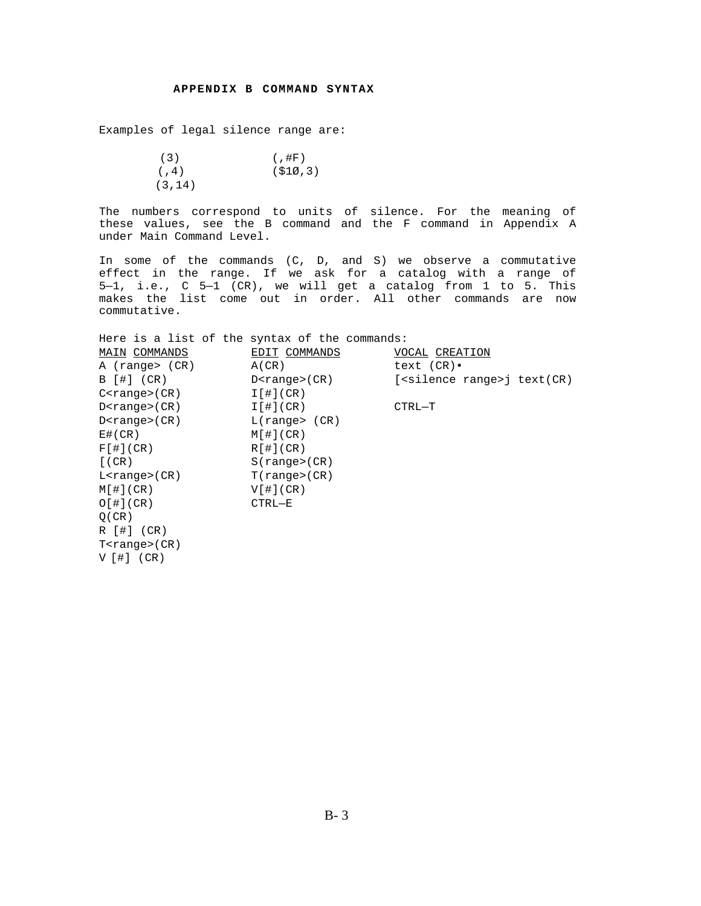# APPENDIX B COMMAND SYNTAX

Examples of legal silence range are:

```
 (3)            (,#F)
 (,4)           ($1Ø,3)
(3,14)
```

The numbers correspond to units of silence. For the meaning of these values, see the B command and the F command in Appendix A under Main Command Level.

In some of the commands (C, D, and S) we observe a commutative effect in the range. If we ask for a catalog with a range of 5—1, i.e., C 5—1 (CR), we will get a catalog from 1 to 5. This makes the list come out in order. All other commands are now commutative.

Here is a list of the syntax of the commands:

| MAIN COMMANDS | EDIT COMMANDS | VOCAL CREATION |
|---|---|---|
| A (range> (CR) | A(CR) | text (CR)• |
| B [#] (CR) | D<range>(CR) | [<silence range>j text(CR) |
| C<range>(CR) | I[#](CR) | |
| D<range>(CR) | I[#](CR) | CTRL—T |
| D<range>(CR) | L(range> (CR) | |
| E#(CR) | M[#](CR) | |
| F[#](CR) | R[#](CR) | |
| [(CR) | S(range>(CR) | |
| L<range>(CR) | T(range>(CR) | |
| M[#](CR) | V[#](CR) | |
| O[#](CR) | CTRL—E | |
| Q(CR) | | |
| R [#] (CR) | | |
| T<range>(CR) | | |
| V [#] (CR) | | |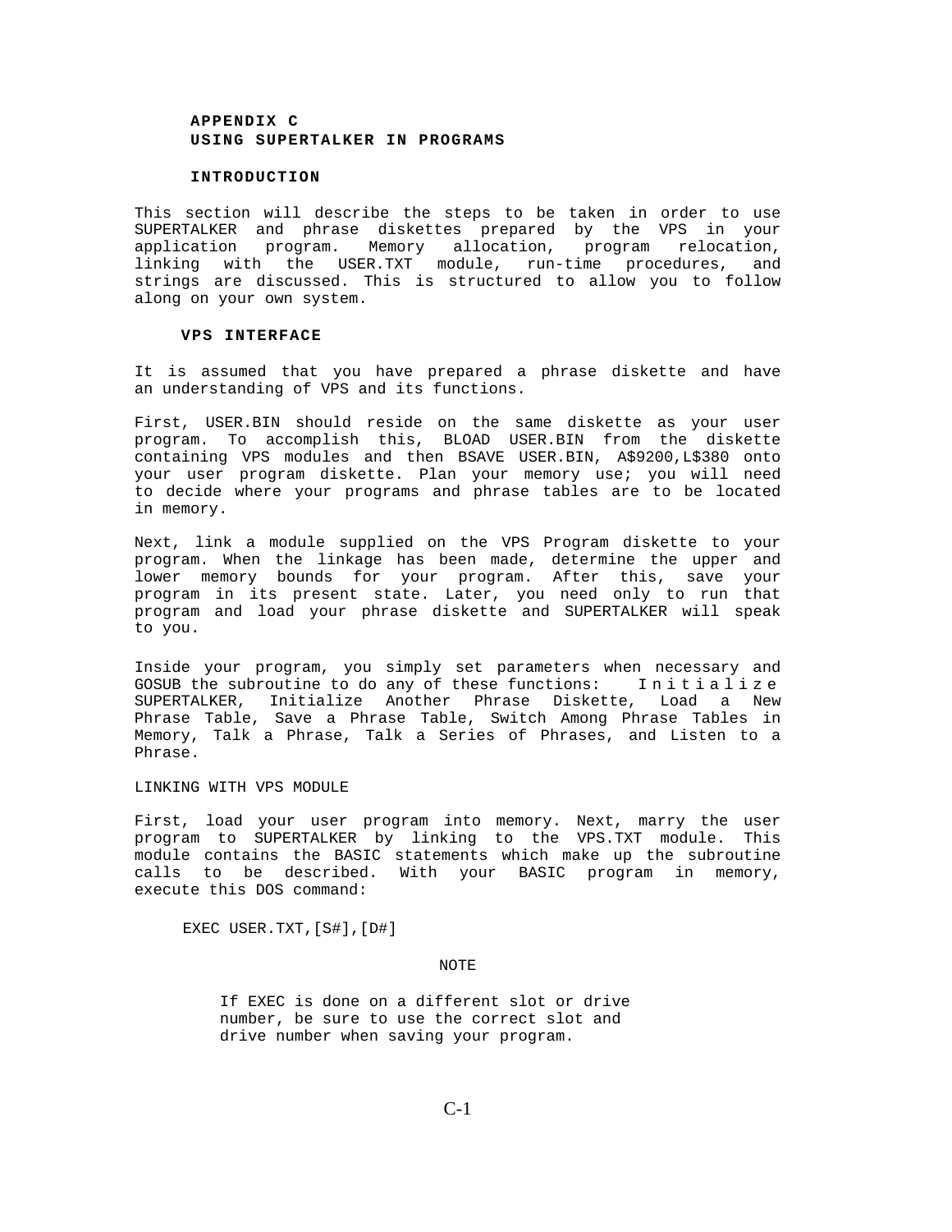## APPENDIX C
## USING SUPERTALKER IN PROGRAMS

### INTRODUCTION

This section will describe the steps to be taken in order to use SUPERTALKER and phrase diskettes prepared by the VPS in your application program. Memory allocation, program relocation, linking with the USER.TXT module, run-time procedures, and strings are discussed. This is structured to allow you to follow along on your own system.

### VPS INTERFACE

It is assumed that you have prepared a phrase diskette and have an understanding of VPS and its functions.

First, USER.BIN should reside on the same diskette as your user program. To accomplish this, BLOAD USER.BIN from the diskette containing VPS modules and then BSAVE USER.BIN, A$9200,L$380 onto your user program diskette. Plan your memory use; you will need to decide where your programs and phrase tables are to be located in memory.

Next, link a module supplied on the VPS Program diskette to your program. When the linkage has been made, determine the upper and lower memory bounds for your program. After this, save your program in its present state. Later, you need only to run that program and load your phrase diskette and SUPERTALKER will speak to you.

Inside your program, you simply set parameters when necessary and GOSUB the subroutine to do any of these functions: Initialize SUPERTALKER, Initialize Another Phrase Diskette, Load a New Phrase Table, Save a Phrase Table, Switch Among Phrase Tables in Memory, Talk a Phrase, Talk a Series of Phrases, and Listen to a Phrase.

LINKING WITH VPS MODULE

First, load your user program into memory. Next, marry the user program to SUPERTALKER by linking to the VPS.TXT module. This module contains the BASIC statements which make up the subroutine calls to be described. With your BASIC program in memory, execute this DOS command:

```
EXEC USER.TXT,[S#],[D#]
```

NOTE

> If EXEC is done on a different slot or drive number, be sure to use the correct slot and drive number when saving your program.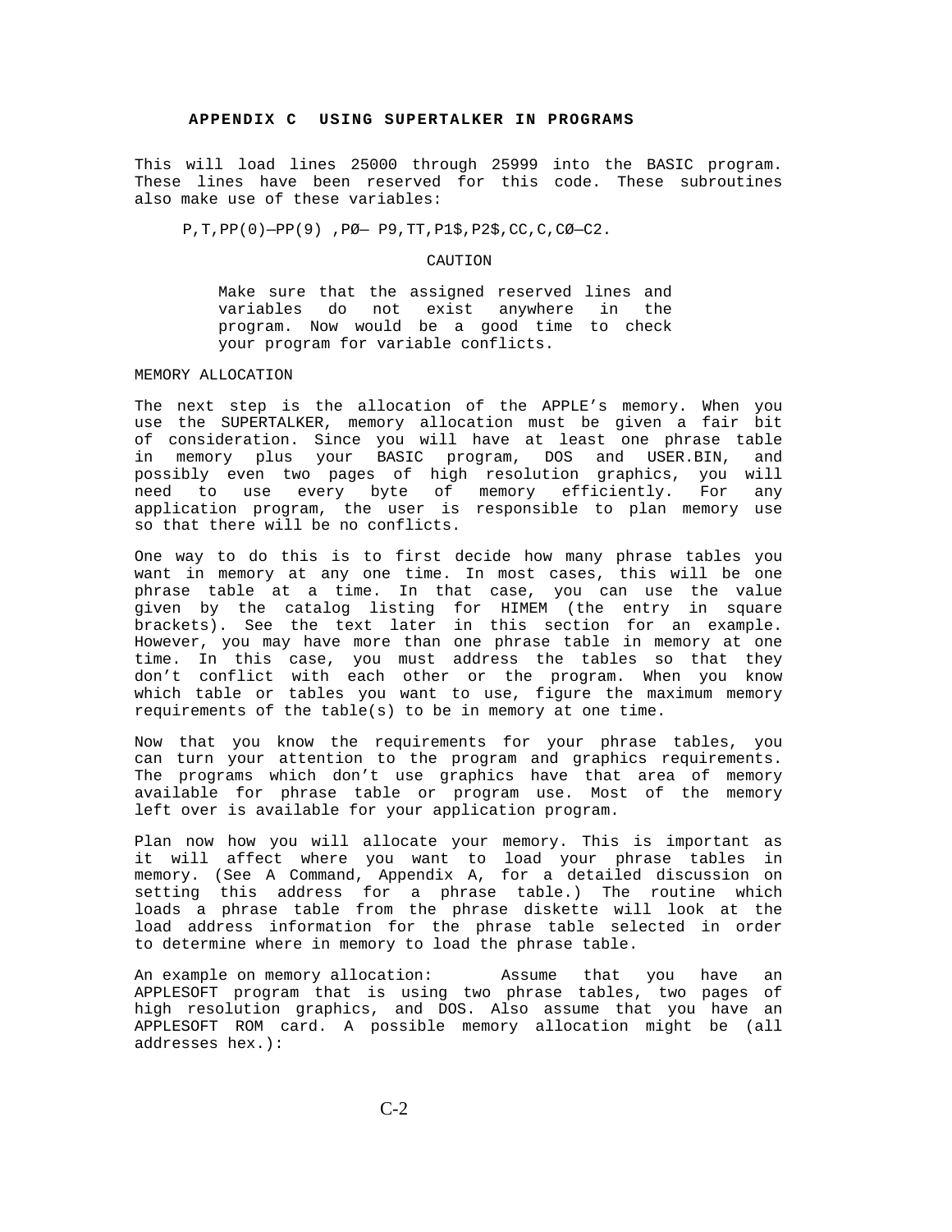## APPENDIX C USING SUPERTALKER IN PROGRAMS

This will load lines 25000 through 25999 into the BASIC program. These lines have been reserved for this code. These subroutines also make use of these variables:

P,T,PP(0)—PP(9) ,PØ— P9,TT,P1$,P2$,CC,C,CØ—C2.

CAUTION

> Make sure that the assigned reserved lines and variables do not exist anywhere in the program. Now would be a good time to check your program for variable conflicts.

MEMORY ALLOCATION

The next step is the allocation of the APPLE's memory. When you use the SUPERTALKER, memory allocation must be given a fair bit of consideration. Since you will have at least one phrase table in memory plus your BASIC program, DOS and USER.BIN, and possibly even two pages of high resolution graphics, you will need to use every byte of memory efficiently. For any application program, the user is responsible to plan memory use so that there will be no conflicts.

One way to do this is to first decide how many phrase tables you want in memory at any one time. In most cases, this will be one phrase table at a time. In that case, you can use the value given by the catalog listing for HIMEM (the entry in square brackets). See the text later in this section for an example. However, you may have more than one phrase table in memory at one time. In this case, you must address the tables so that they don't conflict with each other or the program. When you know which table or tables you want to use, figure the maximum memory requirements of the table(s) to be in memory at one time.

Now that you know the requirements for your phrase tables, you can turn your attention to the program and graphics requirements. The programs which don't use graphics have that area of memory available for phrase table or program use. Most of the memory left over is available for your application program.

Plan now how you will allocate your memory. This is important as it will affect where you want to load your phrase tables in memory. (See A Command, Appendix A, for a detailed discussion on setting this address for a phrase table.) The routine which loads a phrase table from the phrase diskette will look at the load address information for the phrase table selected in order to determine where in memory to load the phrase table.

An example on memory allocation: Assume that you have an APPLESOFT program that is using two phrase tables, two pages of high resolution graphics, and DOS. Also assume that you have an APPLESOFT ROM card. A possible memory allocation might be (all addresses hex.):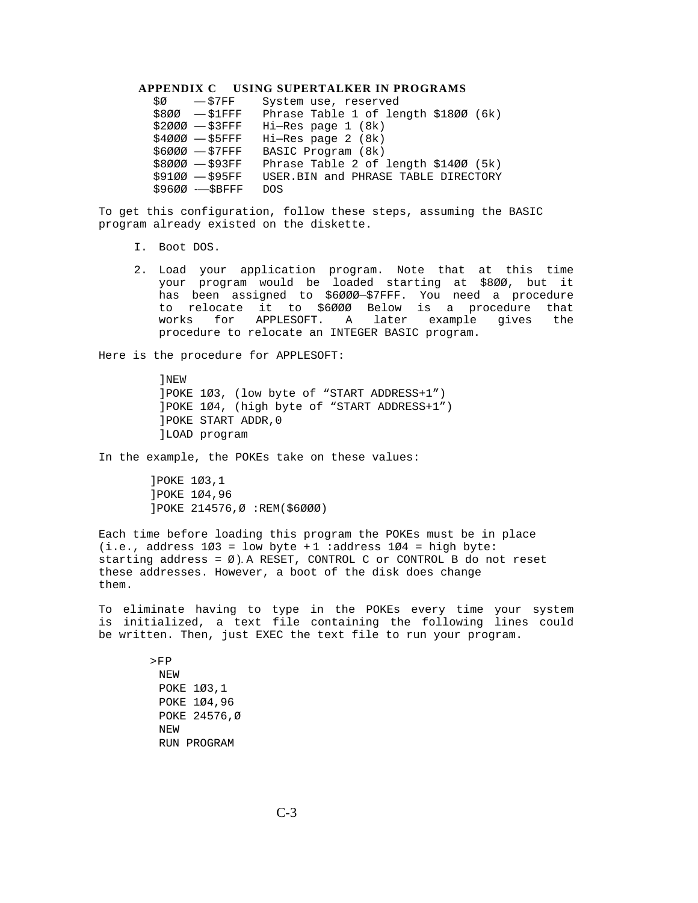**APPENDIX C USING SUPERTALKER IN PROGRAMS**

```
$Ø    —$7FF    System use, reserved
$8ØØ  —$1FFF   Phrase Table 1 of length $18ØØ (6k)
$2ØØØ —$3FFF   Hi—Res page 1 (8k)
$4ØØØ —$5FFF   Hi—Res page 2 (8k)
$6ØØØ —$7FFF   BASIC Program (8k)
$8ØØØ —$93FF   Phrase Table 2 of length $14ØØ (5k)
$91ØØ —$95FF   USER.BIN and PHRASE TABLE DIRECTORY
$96ØØ —$BFFF   DOS
```

To get this configuration, follow these steps, assuming the BASIC program already existed on the diskette.

I. Boot DOS.

2. Load your application program. Note that at this time your program would be loaded starting at $8ØØ, but it has been assigned to $6ØØØ—$7FFF. You need a procedure to relocate it to $6ØØØ Below is a procedure that works for APPLESOFT. A later example gives the procedure to relocate an INTEGER BASIC program.

Here is the procedure for APPLESOFT:

```
]NEW
]POKE 1Ø3, (low byte of "START ADDRESS+1")
]POKE 1Ø4, (high byte of "START ADDRESS+1")
]POKE START ADDR,0
]LOAD program
```

In the example, the POKEs take on these values:

```
]POKE 1Ø3,1
]POKE 1Ø4,96
]POKE 214576,Ø :REM($6ØØØ)
```

Each time before loading this program the POKEs must be in place (i.e., address 1Ø3 = low byte + 1 :address 1Ø4 = high byte: starting address = Ø). A RESET, CONTROL C or CONTROL B do not reset these addresses. However, a boot of the disk does change them.

To eliminate having to type in the POKEs every time your system is initialized, a text file containing the following lines could be written. Then, just EXEC the text file to run your program.

```
>FP
 NEW
 POKE 1Ø3,1
 POKE 1Ø4,96
 POKE 24576,Ø
 NEW
 RUN PROGRAM
```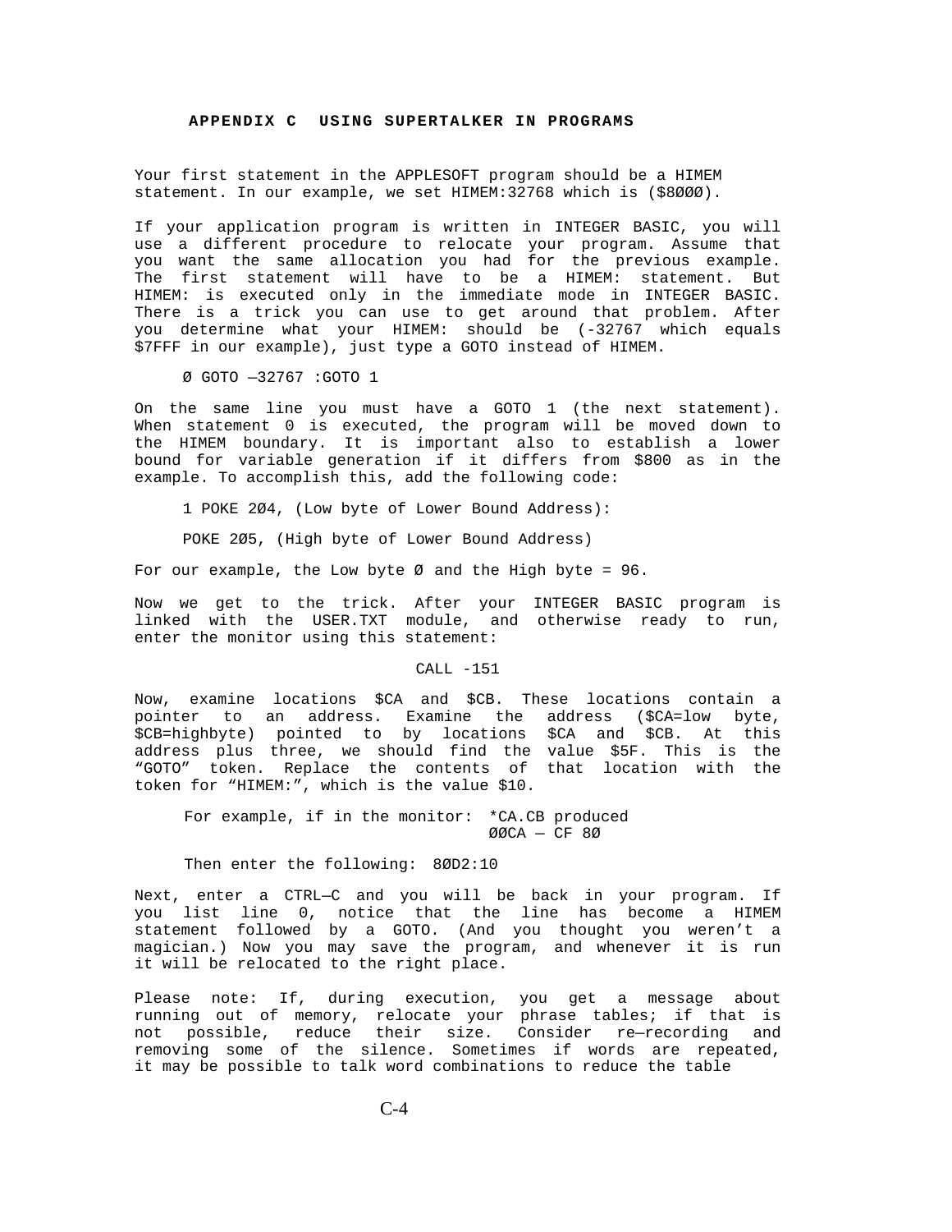## APPENDIX C  USING SUPERTALKER IN PROGRAMS

Your first statement in the APPLESOFT program should be a HIMEM statement. In our example, we set HIMEM:32768 which is ($8ØØØ).

If your application program is written in INTEGER BASIC, you will use a different procedure to relocate your program. Assume that you want the same allocation you had for the previous example. The first statement will have to be a HIMEM: statement. But HIMEM: is executed only in the immediate mode in INTEGER BASIC. There is a trick you can use to get around that problem. After you determine what your HIMEM: should be (-32767 which equals $7FFF in our example), just type a GOTO instead of HIMEM.

```
Ø GOTO —32767 :GOTO 1
```

On the same line you must have a GOTO 1 (the next statement). When statement 0 is executed, the program will be moved down to the HIMEM boundary. It is important also to establish a lower bound for variable generation if it differs from $800 as in the example. To accomplish this, add the following code:

```
1 POKE 2Ø4, (Low byte of Lower Bound Address):

POKE 2Ø5, (High byte of Lower Bound Address)
```

For our example, the Low byte Ø and the High byte = 96.

Now we get to the trick. After your INTEGER BASIC program is linked with the USER.TXT module, and otherwise ready to run, enter the monitor using this statement:

```
CALL -151
```

Now, examine locations $CA and $CB. These locations contain a pointer to an address. Examine the address ($CA=low byte, $CB=highbyte) pointed to by locations $CA and $CB. At this address plus three, we should find the value $5F. This is the "GOTO" token. Replace the contents of that location with the token for "HIMEM:", which is the value $10.

```
For example, if in the monitor:  *CA.CB produced
                                  ØØCA — CF 8Ø

Then enter the following:  8ØD2:10
```

Next, enter a CTRL—C and you will be back in your program. If you list line 0, notice that the line has become a HIMEM statement followed by a GOTO. (And you thought you weren't a magician.) Now you may save the program, and whenever it is run it will be relocated to the right place.

Please note: If, during execution, you get a message about running out of memory, relocate your phrase tables; if that is not possible, reduce their size. Consider re—recording and removing some of the silence. Sometimes if words are repeated, it may be possible to talk word combinations to reduce the table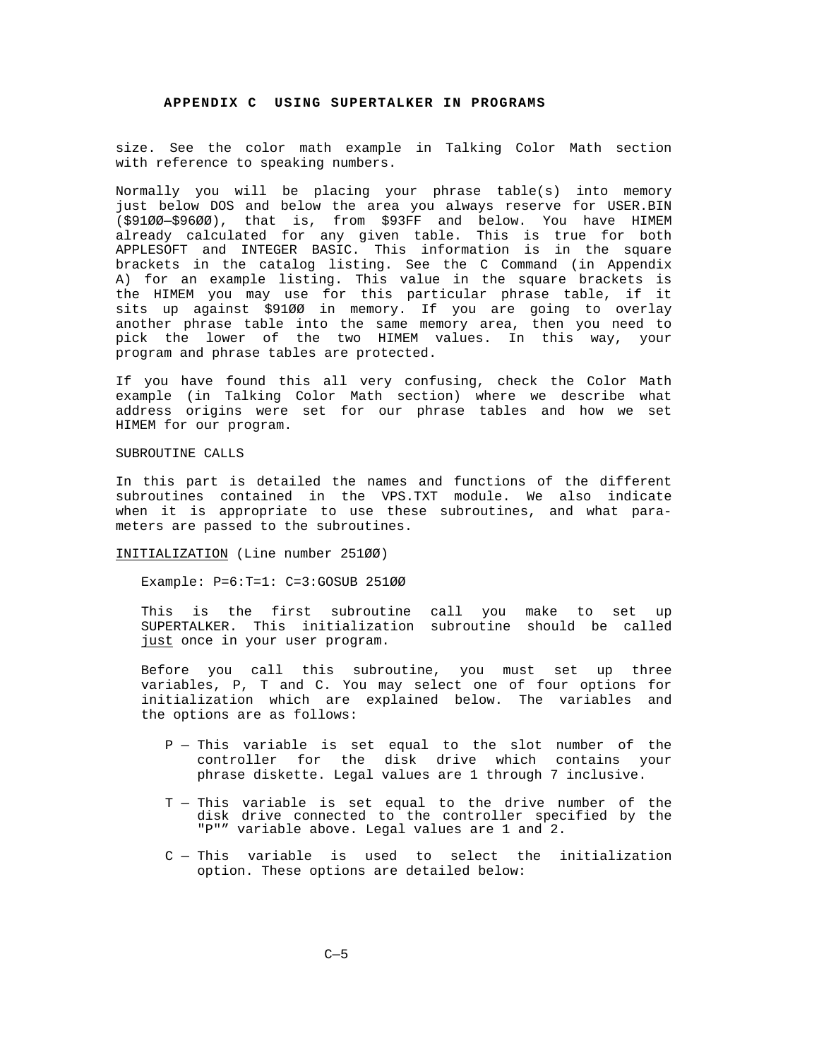size. See the color math example in Talking Color Math section with reference to speaking numbers.

Normally you will be placing your phrase table(s) into memory just below DOS and below the area you always reserve for USER.BIN ($91ØØ—$96ØØ), that is, from $93FF and below. You have HIMEM already calculated for any given table. This is true for both APPLESOFT and INTEGER BASIC. This information is in the square brackets in the catalog listing. See the C Command (in Appendix A) for an example listing. This value in the square brackets is the HIMEM you may use for this particular phrase table, if it sits up against $91ØØ in memory. If you are going to overlay another phrase table into the same memory area, then you need to pick the lower of the two HIMEM values. In this way, your program and phrase tables are protected.

If you have found this all very confusing, check the Color Math example (in Talking Color Math section) where we describe what address origins were set for our phrase tables and how we set HIMEM for our program.

SUBROUTINE CALLS

In this part is detailed the names and functions of the different subroutines contained in the VPS.TXT module. We also indicate when it is appropriate to use these subroutines, and what parameters are passed to the subroutines.

<u>INITIALIZATION</u> (Line number 251ØØ)

Example: P=6:T=1: C=3:GOSUB 251ØØ

This is the first subroutine call you make to set up SUPERTALKER. This initialization subroutine should be called <u>just</u> once in your user program.

Before you call this subroutine, you must set up three variables, P, T and C. You may select one of four options for initialization which are explained below. The variables and the options are as follows:

- P — This variable is set equal to the slot number of the controller for the disk drive which contains your phrase diskette. Legal values are 1 through 7 inclusive.
- T — This variable is set equal to the drive number of the disk drive connected to the controller specified by the "P"" variable above. Legal values are 1 and 2.
- C — This variable is used to select the initialization option. These options are detailed below: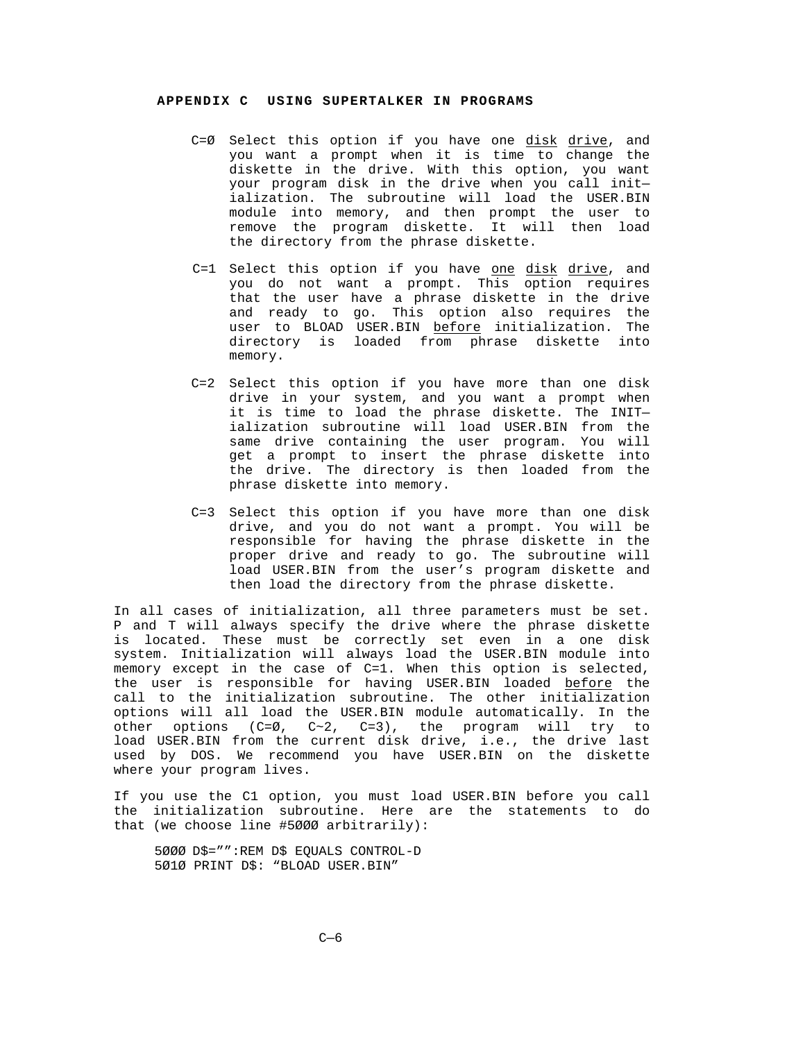APPENDIX C  USING SUPERTALKER IN PROGRAMS

- C=Ø  Select this option if you have one <u>disk</u> <u>drive</u>, and you want a prompt when it is time to change the diskette in the drive. With this option, you want your program disk in the drive when you call initialization. The subroutine will load the USER.BIN module into memory, and then prompt the user to remove the program diskette. It will then load the directory from the phrase diskette.

- C=1  Select this option if you have <u>one</u> <u>disk</u> <u>drive</u>, and you do not want a prompt. This option requires that the user have a phrase diskette in the drive and ready to go. This option also requires the user to BLOAD USER.BIN <u>before</u> initialization. The directory is loaded from phrase diskette into memory.

- C=2  Select this option if you have more than one disk drive in your system, and you want a prompt when it is time to load the phrase diskette. The INITialization subroutine will load USER.BIN from the same drive containing the user program. You will get a prompt to insert the phrase diskette into the drive. The directory is then loaded from the phrase diskette into memory.

- C=3  Select this option if you have more than one disk drive, and you do not want a prompt. You will be responsible for having the phrase diskette in the proper drive and ready to go. The subroutine will load USER.BIN from the user's program diskette and then load the directory from the phrase diskette.

In all cases of initialization, all three parameters must be set. P and T will always specify the drive where the phrase diskette is located. These must be correctly set even in a one disk system. Initialization will always load the USER.BIN module into memory except in the case of C=1. When this option is selected, the user is responsible for having USER.BIN loaded <u>before</u> the call to the initialization subroutine. The other initialization options will all load the USER.BIN module automatically. In the other options (C=Ø, C~2, C=3), the program will try to load USER.BIN from the current disk drive, i.e., the drive last used by DOS. We recommend you have USER.BIN on the diskette where your program lives.

If you use the C1 option, you must load USER.BIN before you call the initialization subroutine. Here are the statements to do that (we choose line #5ØØØ arbitrarily):

```
5ØØØ D$="":REM D$ EQUALS CONTROL-D
5Ø1Ø PRINT D$: "BLOAD USER.BIN"
```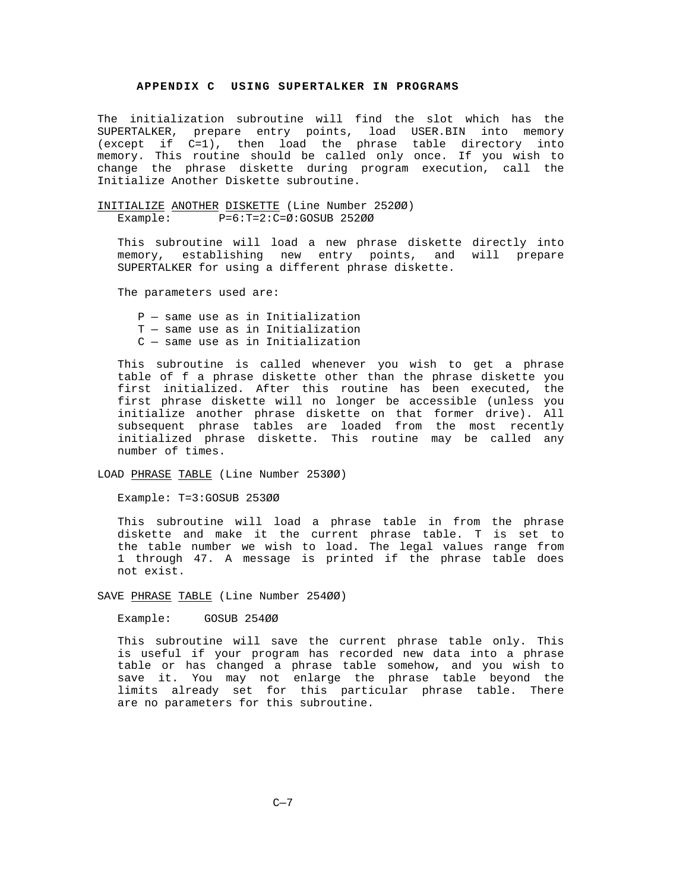## APPENDIX C USING SUPERTALKER IN PROGRAMS

The initialization subroutine will find the slot which has the SUPERTALKER, prepare entry points, load USER.BIN into memory (except if C=1), then load the phrase table directory into memory. This routine should be called only once. If you wish to change the phrase diskette during program execution, call the Initialize Another Diskette subroutine.

<u>INITIALIZE</u> <u>ANOTHER</u> <u>DISKETTE</u> (Line Number 25200)

Example: P=6:T=2:C=0:GOSUB 25200

This subroutine will load a new phrase diskette directly into memory, establishing new entry points, and will prepare SUPERTALKER for using a different phrase diskette.

The parameters used are:

- P — same use as in Initialization
- T — same use as in Initialization
- C — same use as in Initialization

This subroutine is called whenever you wish to get a phrase table of f a phrase diskette other than the phrase diskette you first initialized. After this routine has been executed, the first phrase diskette will no longer be accessible (unless you initialize another phrase diskette on that former drive). All subsequent phrase tables are loaded from the most recently initialized phrase diskette. This routine may be called any number of times.

LOAD <u>PHRASE</u> <u>TABLE</u> (Line Number 25300)

Example: T=3:GOSUB 25300

This subroutine will load a phrase table in from the phrase diskette and make it the current phrase table. T is set to the table number we wish to load. The legal values range from 1 through 47. A message is printed if the phrase table does not exist.

SAVE <u>PHRASE</u> <u>TABLE</u> (Line Number 25400)

Example: GOSUB 25400

This subroutine will save the current phrase table only. This is useful if your program has recorded new data into a phrase table or has changed a phrase table somehow, and you wish to save it. You may not enlarge the phrase table beyond the limits already set for this particular phrase table. There are no parameters for this subroutine.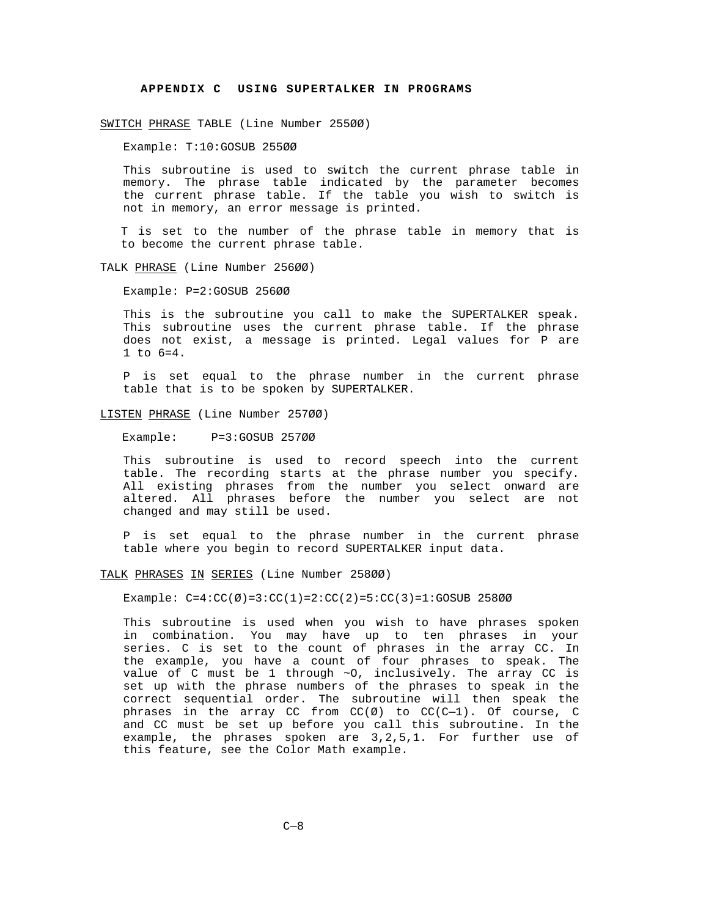## APPENDIX C USING SUPERTALKER IN PROGRAMS

<u>SWITCH</u> <u>PHRASE</u> TABLE (Line Number 255ØØ)

Example: T:10:GOSUB 255ØØ

This subroutine is used to switch the current phrase table in memory. The phrase table indicated by the parameter becomes the current phrase table. If the table you wish to switch is not in memory, an error message is printed.

T is set to the number of the phrase table in memory that is to become the current phrase table.

TALK <u>PHRASE</u> (Line Number 256ØØ)

Example: P=2:GOSUB 256ØØ

This is the subroutine you call to make the SUPERTALKER speak. This subroutine uses the current phrase table. If the phrase does not exist, a message is printed. Legal values for P are 1 to 6=4.

P is set equal to the phrase number in the current phrase table that is to be spoken by SUPERTALKER.

<u>LISTEN</u> <u>PHRASE</u> (Line Number 257ØØ)

Example: P=3:GOSUB 257ØØ

This subroutine is used to record speech into the current table. The recording starts at the phrase number you specify. All existing phrases from the number you select onward are altered. All phrases before the number you select are not changed and may still be used.

P is set equal to the phrase number in the current phrase table where you begin to record SUPERTALKER input data.

<u>TALK</u> <u>PHRASES</u> <u>IN</u> <u>SERIES</u> (Line Number 258ØØ)

Example: C=4:CC(Ø)=3:CC(1)=2:CC(2)=5:CC(3)=1:GOSUB 258ØØ

This subroutine is used when you wish to have phrases spoken in combination. You may have up to ten phrases in your series. C is set to the count of phrases in the array CC. In the example, you have a count of four phrases to speak. The value of C must be 1 through ~O, inclusively. The array CC is set up with the phrase numbers of the phrases to speak in the correct sequential order. The subroutine will then speak the phrases in the array CC from CC(Ø) to CC(C—1). Of course, C and CC must be set up before you call this subroutine. In the example, the phrases spoken are 3,2,5,1. For further use of this feature, see the Color Math example.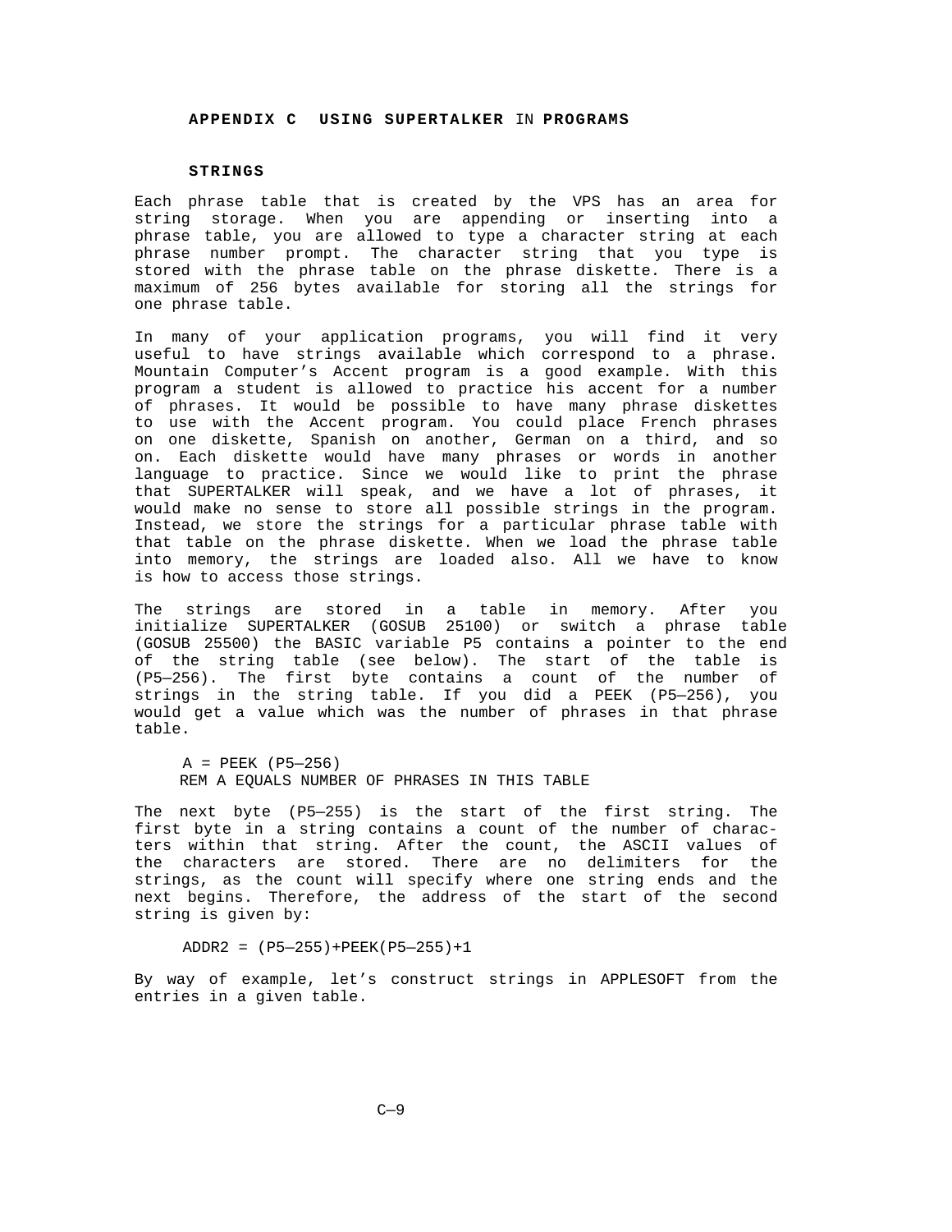## APPENDIX C USING SUPERTALKER IN PROGRAMS

### STRINGS

Each phrase table that is created by the VPS has an area for string storage. When you are appending or inserting into a phrase table, you are allowed to type a character string at each phrase number prompt. The character string that you type is stored with the phrase table on the phrase diskette. There is a maximum of 256 bytes available for storing all the strings for one phrase table.

In many of your application programs, you will find it very useful to have strings available which correspond to a phrase. Mountain Computer's Accent program is a good example. With this program a student is allowed to practice his accent for a number of phrases. It would be possible to have many phrase diskettes to use with the Accent program. You could place French phrases on one diskette, Spanish on another, German on a third, and so on. Each diskette would have many phrases or words in another language to practice. Since we would like to print the phrase that SUPERTALKER will speak, and we have a lot of phrases, it would make no sense to store all possible strings in the program. Instead, we store the strings for a particular phrase table with that table on the phrase diskette. When we load the phrase table into memory, the strings are loaded also. All we have to know is how to access those strings.

The strings are stored in a table in memory. After you initialize SUPERTALKER (GOSUB 25100) or switch a phrase table (GOSUB 25500) the BASIC variable P5 contains a pointer to the end of the string table (see below). The start of the table is (P5—256). The first byte contains a count of the number of strings in the string table. If you did a PEEK (P5—256), you would get a value which was the number of phrases in that phrase table.

```
A = PEEK (P5—256)
REM A EQUALS NUMBER OF PHRASES IN THIS TABLE
```

The next byte (P5—255) is the start of the first string. The first byte in a string contains a count of the number of characters within that string. After the count, the ASCII values of the characters are stored. There are no delimiters for the strings, as the count will specify where one string ends and the next begins. Therefore, the address of the start of the second string is given by:

```
ADDR2 = (P5—255)+PEEK(P5—255)+1
```

By way of example, let's construct strings in APPLESOFT from the entries in a given table.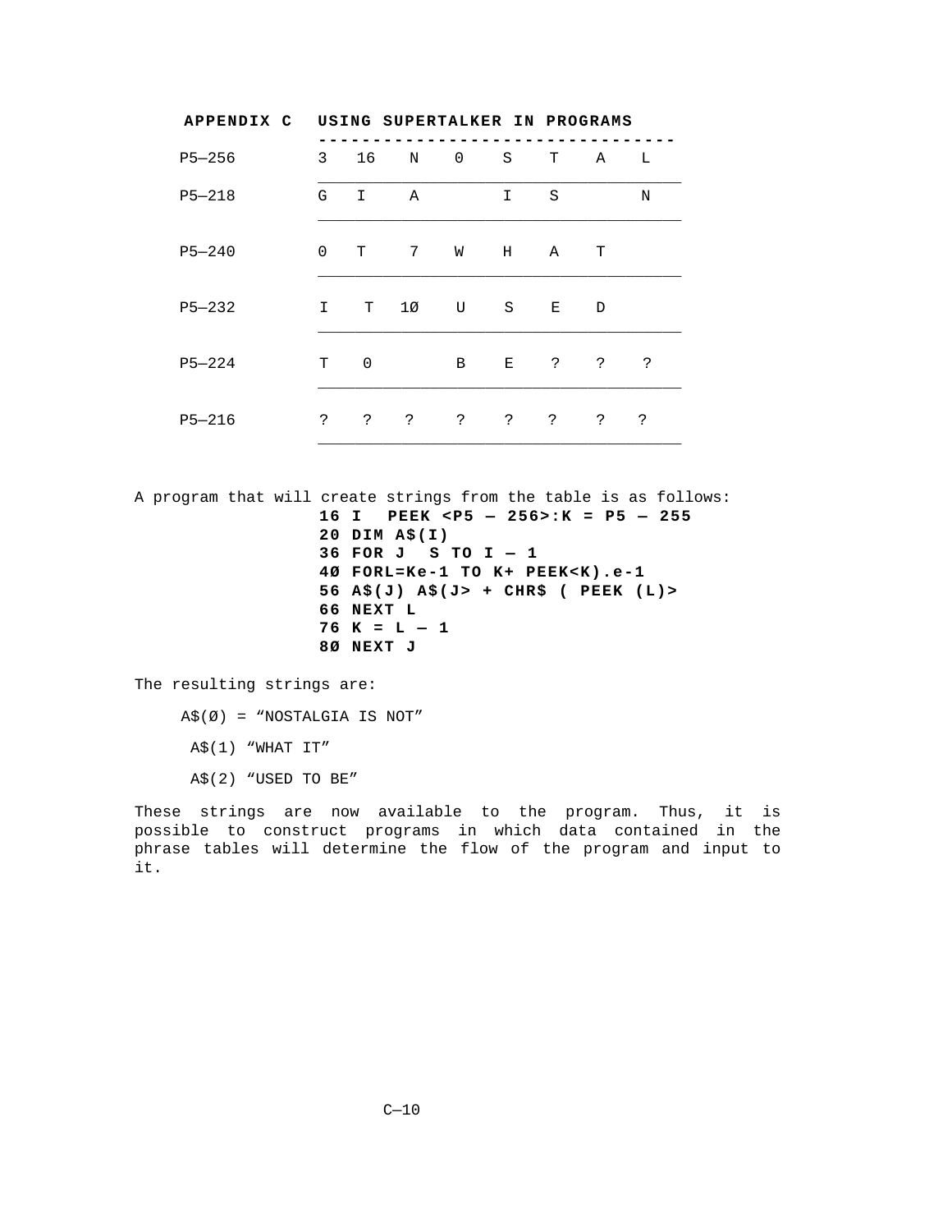## APPENDIX C USING SUPERTALKER IN PROGRAMS

| | | | | | | | | |
|---|---|---|---|---|---|---|---|---|
| P5—256 | 3 | 16 | N | 0 | S | T | A | L |
| P5—218 | G | I | A | | I | S | | N |
| P5—240 | 0 | T | 7 | W | H | A | T | |
| P5—232 | I | T | 1Ø | U | S | E | D | |
| P5—224 | T | 0 | | B | E | ? | ? | ? |
| P5—216 | ? | ? | ? | ? | ? | ? | ? | ? |

A program that will create strings from the table is as follows:

```
16 I  PEEK <P5 — 256>:K = P5 — 255
20 DIM A$(I)
36 FOR J  S TO I — 1
4Ø FORL=Ke-1 TO K+ PEEK<K).e-1
56 A$(J) A$(J> + CHR$ ( PEEK (L)>
66 NEXT L
76 K = L — 1
8Ø NEXT J
```

The resulting strings are:

A$(Ø) = "NOSTALGIA IS NOT"

A$(1) "WHAT IT"

A$(2) "USED TO BE"

These strings are now available to the program. Thus, it is possible to construct programs in which data contained in the phrase tables will determine the flow of the program and input to it.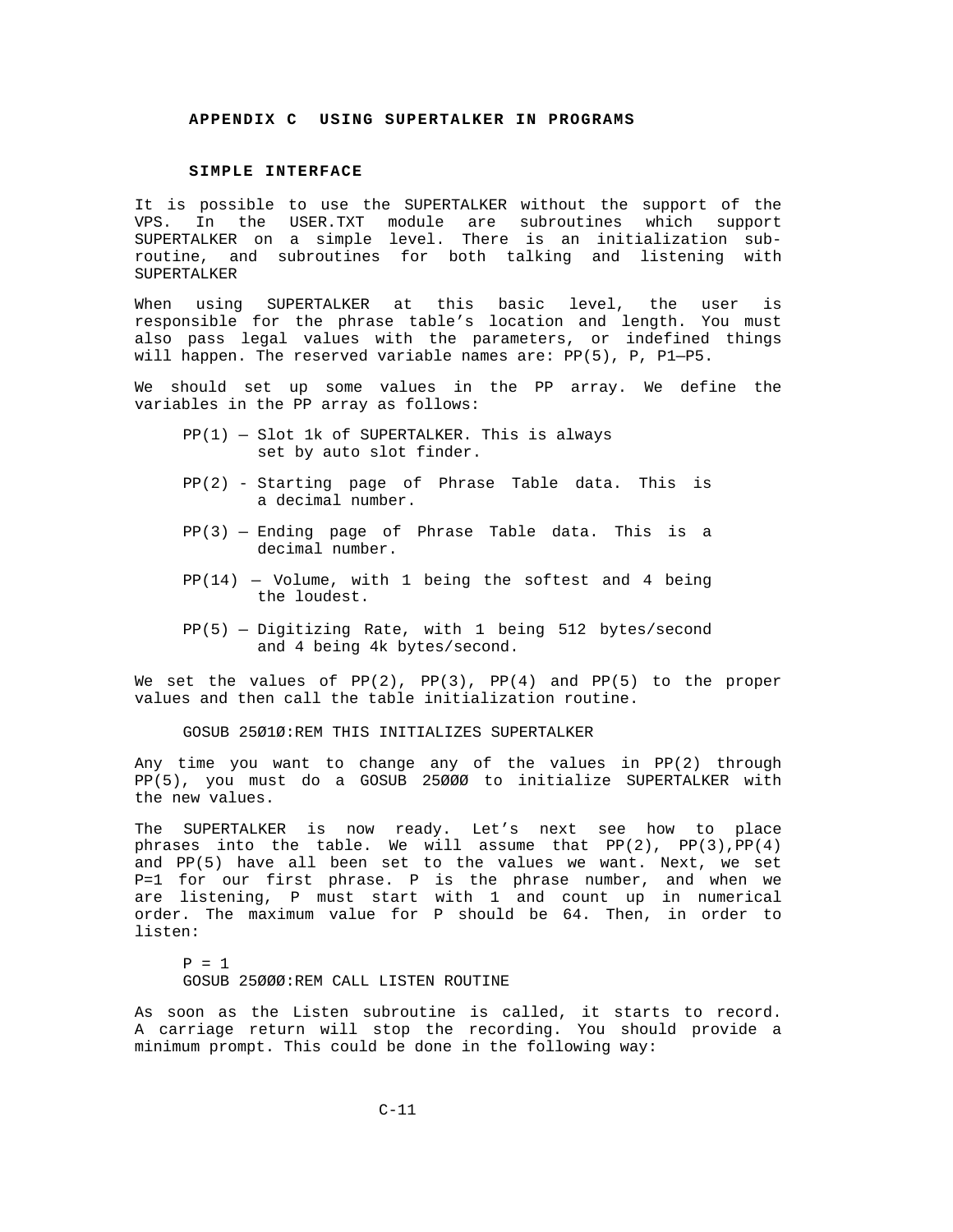# APPENDIX C USING SUPERTALKER IN PROGRAMS

## SIMPLE INTERFACE

It is possible to use the SUPERTALKER without the support of the VPS. In the USER.TXT module are subroutines which support SUPERTALKER on a simple level. There is an initialization sub-routine, and subroutines for both talking and listening with SUPERTALKER

When using SUPERTALKER at this basic level, the user is responsible for the phrase table's location and length. You must also pass legal values with the parameters, or indefined things will happen. The reserved variable names are: PP(5), P, P1—P5.

We should set up some values in the PP array. We define the variables in the PP array as follows:

PP(1) — Slot 1k of SUPERTALKER. This is always set by auto slot finder.

PP(2) - Starting page of Phrase Table data. This is a decimal number.

PP(3) — Ending page of Phrase Table data. This is a decimal number.

PP(14) — Volume, with 1 being the softest and 4 being the loudest.

PP(5) — Digitizing Rate, with 1 being 512 bytes/second and 4 being 4k bytes/second.

We set the values of PP(2), PP(3), PP(4) and PP(5) to the proper values and then call the table initialization routine.

```
GOSUB 25Ø1Ø:REM THIS INITIALIZES SUPERTALKER
```

Any time you want to change any of the values in PP(2) through PP(5), you must do a GOSUB 25ØØØ to initialize SUPERTALKER with the new values.

The SUPERTALKER is now ready. Let's next see how to place phrases into the table. We will assume that PP(2), PP(3),PP(4) and PP(5) have all been set to the values we want. Next, we set P=1 for our first phrase. P is the phrase number, and when we are listening, P must start with 1 and count up in numerical order. The maximum value for P should be 64. Then, in order to listen:

```
P = 1
GOSUB 25ØØØ:REM CALL LISTEN ROUTINE
```

As soon as the Listen subroutine is called, it starts to record. A carriage return will stop the recording. You should provide a minimum prompt. This could be done in the following way: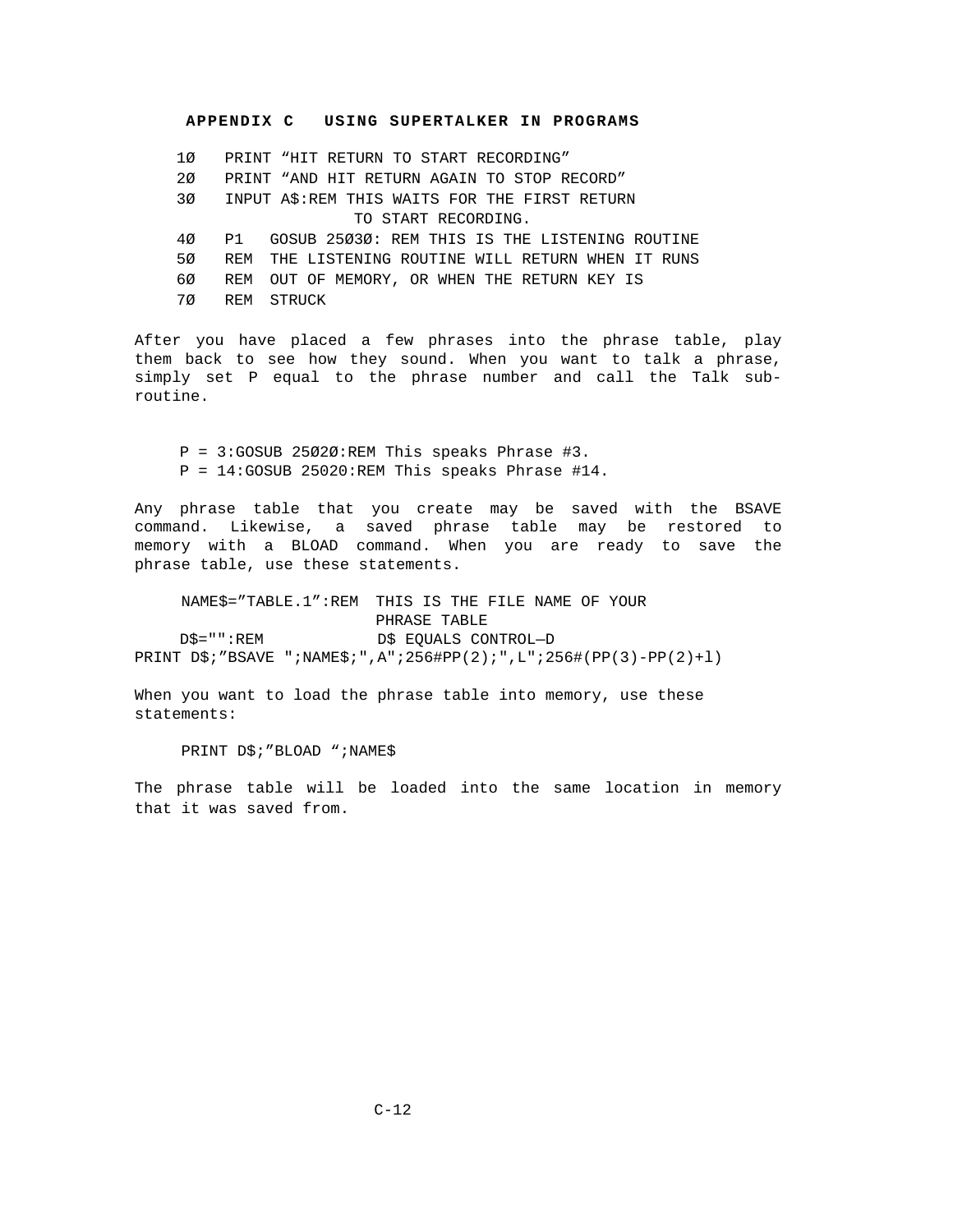**APPENDIX C USING SUPERTALKER IN PROGRAMS**

```
10   PRINT "HIT RETURN TO START RECORDING"
20   PRINT "AND HIT RETURN AGAIN TO STOP RECORD"
30   INPUT A$:REM THIS WAITS FOR THE FIRST RETURN
                   TO START RECORDING.
40   P1   GOSUB 25030: REM THIS IS THE LISTENING ROUTINE
50   REM  THE LISTENING ROUTINE WILL RETURN WHEN IT RUNS
60   REM  OUT OF MEMORY, OR WHEN THE RETURN KEY IS
70   REM  STRUCK
```

After you have placed a few phrases into the phrase table, play them back to see how they sound. When you want to talk a phrase, simply set P equal to the phrase number and call the Talk sub-routine.

```
P = 3:GOSUB 25020:REM This speaks Phrase #3.
P = 14:GOSUB 25020:REM This speaks Phrase #14.
```

Any phrase table that you create may be saved with the BSAVE command. Likewise, a saved phrase table may be restored to memory with a BLOAD command. When you are ready to save the phrase table, use these statements.

```
     NAME$="TABLE.1":REM  THIS IS THE FILE NAME OF YOUR
                          PHRASE TABLE
     D$="":REM            D$ EQUALS CONTROL—D
PRINT D$;"BSAVE ";NAME$;",A";256#PP(2);",L";256#(PP(3)-PP(2)+l)
```

When you want to load the phrase table into memory, use these statements:

```
PRINT D$;"BLOAD ";NAME$
```

The phrase table will be loaded into the same location in memory that it was saved from.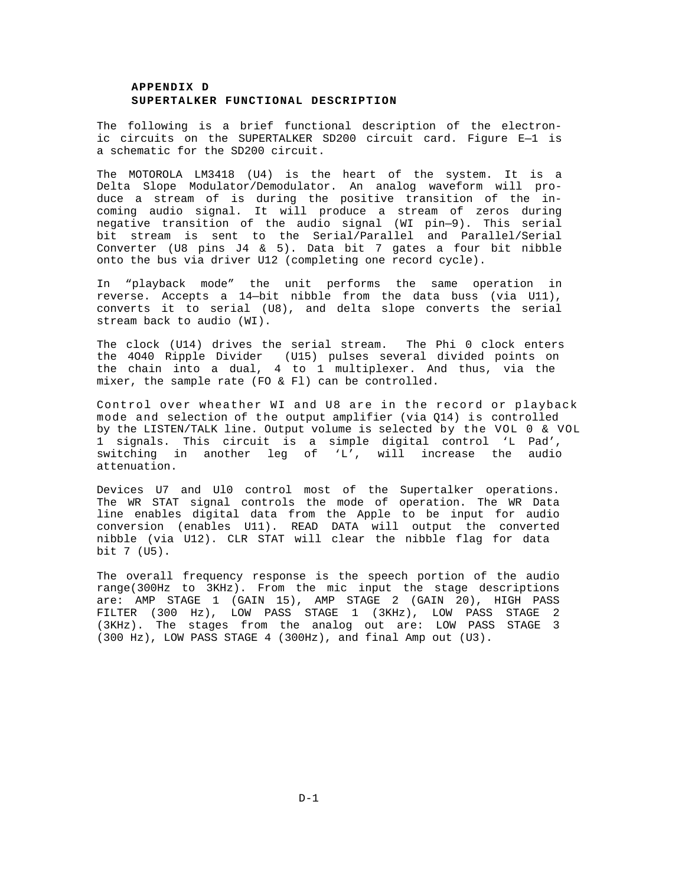## APPENDIX D
## SUPERTALKER FUNCTIONAL DESCRIPTION

The following is a brief functional description of the electronic circuits on the SUPERTALKER SD200 circuit card. Figure E—1 is a schematic for the SD200 circuit.

The MOTOROLA LM3418 (U4) is the heart of the system. It is a Delta Slope Modulator/Demodulator. An analog waveform will produce a stream of is during the positive transition of the incoming audio signal. It will produce a stream of zeros during negative transition of the audio signal (WI pin—9). This serial bit stream is sent to the Serial/Parallel and Parallel/Serial Converter (U8 pins J4 & 5). Data bit 7 gates a four bit nibble onto the bus via driver U12 (completing one record cycle).

In “playback mode” the unit performs the same operation in reverse. Accepts a 14—bit nibble from the data buss (via U11), converts it to serial (U8), and delta slope converts the serial stream back to audio (WI).

The clock (U14) drives the serial stream. The Phi 0 clock enters the 4O40 Ripple Divider (U15) pulses several divided points on the chain into a dual, 4 to 1 multiplexer. And thus, via the mixer, the sample rate (FO & Fl) can be controlled.

Control over wheather WI and U8 are in the record or playback mode and selection of the output amplifier (via Q14) is controlled by the LISTEN/TALK line. Output volume is selected by the VOL 0 & VOL 1 signals. This circuit is a simple digital control ‘L Pad’, switching in another leg of ‘L’, will increase the audio attenuation.

Devices U7 and Ul0 control most of the Supertalker operations. The WR STAT signal controls the mode of operation. The WR Data line enables digital data from the Apple to be input for audio conversion (enables U11). READ DATA will output the converted nibble (via U12). CLR STAT will clear the nibble flag for data bit 7 (U5).

The overall frequency response is the speech portion of the audio range(300Hz to 3KHz). From the mic input the stage descriptions are: AMP STAGE 1 (GAIN 15), AMP STAGE 2 (GAIN 20), HIGH PASS FILTER (300 Hz), LOW PASS STAGE 1 (3KHz), LOW PASS STAGE 2 (3KHz). The stages from the analog out are: LOW PASS STAGE 3 (300 Hz), LOW PASS STAGE 4 (300Hz), and final Amp out (U3).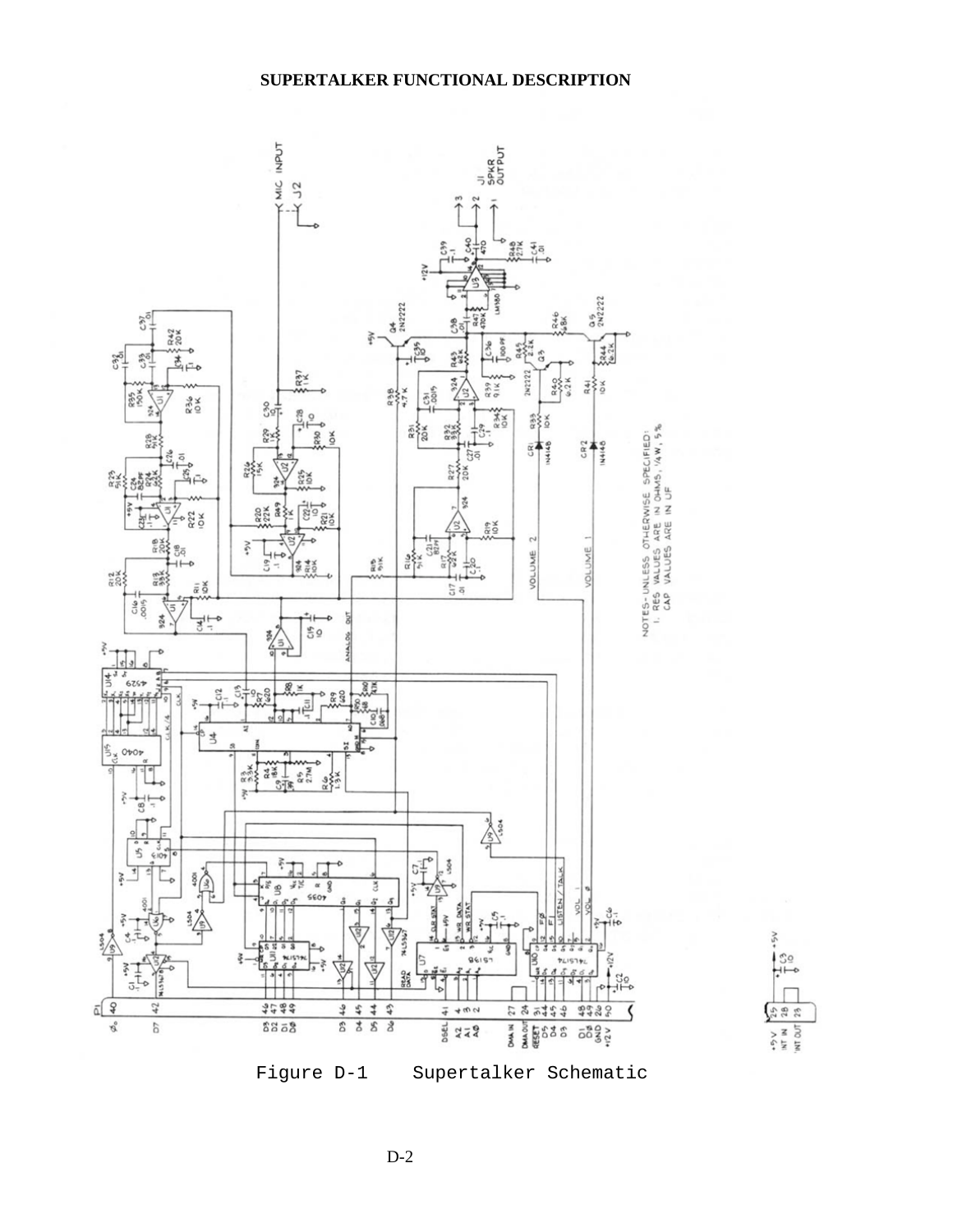Figure D-1    Supertalker Schematic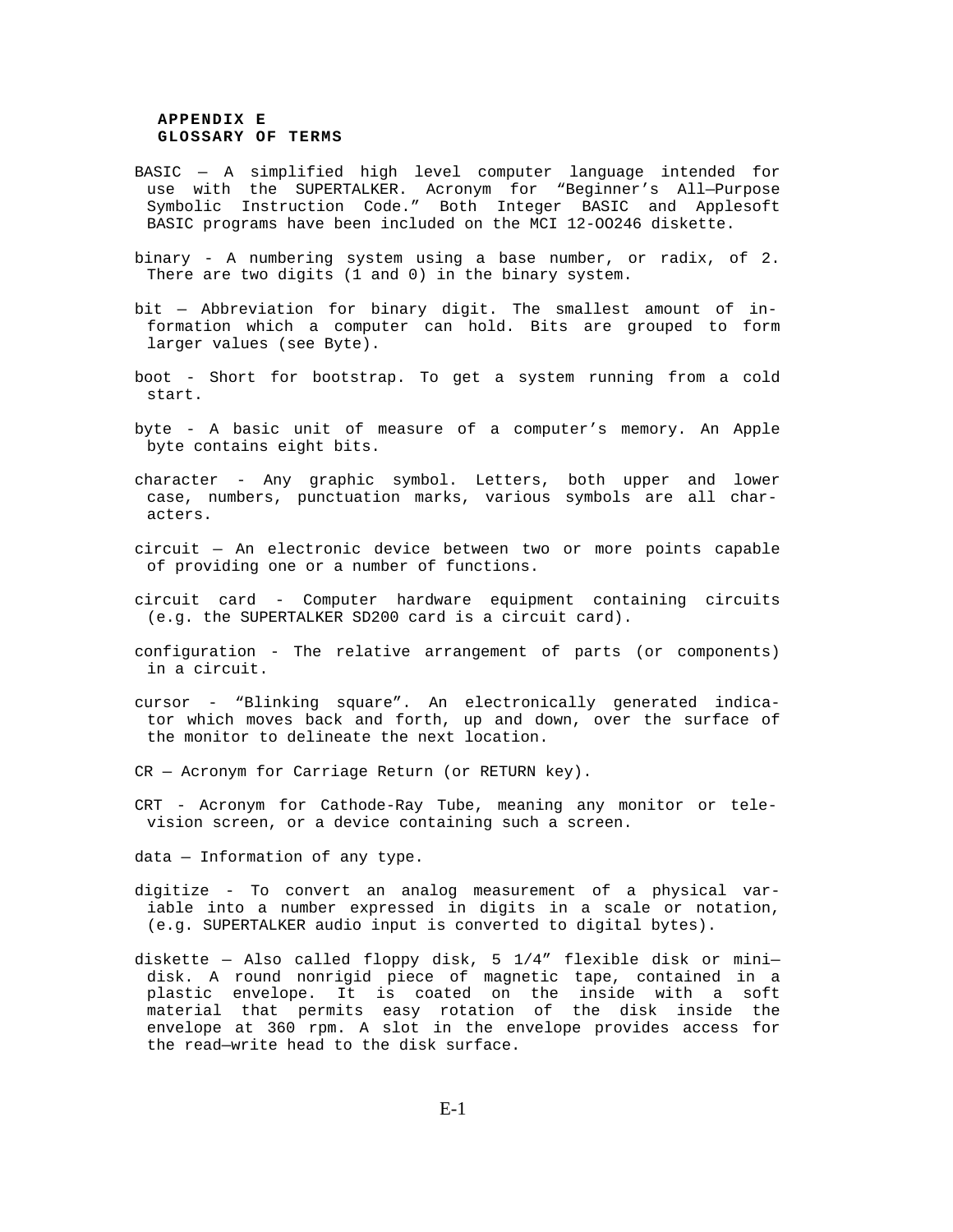# APPENDIX E
## GLOSSARY OF TERMS

BASIC — A simplified high level computer language intended for use with the SUPERTALKER. Acronym for “Beginner’s All—Purpose Symbolic Instruction Code.” Both Integer BASIC and Applesoft BASIC programs have been included on the MCI 12-OO246 diskette.

binary - A numbering system using a base number, or radix, of 2. There are two digits (1 and 0) in the binary system.

bit — Abbreviation for binary digit. The smallest amount of information which a computer can hold. Bits are grouped to form larger values (see Byte).

boot - Short for bootstrap. To get a system running from a cold start.

byte - A basic unit of measure of a computer’s memory. An Apple byte contains eight bits.

character - Any graphic symbol. Letters, both upper and lower case, numbers, punctuation marks, various symbols are all characters.

circuit — An electronic device between two or more points capable of providing one or a number of functions.

circuit card - Computer hardware equipment containing circuits (e.g. the SUPERTALKER SD200 card is a circuit card).

configuration - The relative arrangement of parts (or components) in a circuit.

cursor - “Blinking square”. An electronically generated indicator which moves back and forth, up and down, over the surface of the monitor to delineate the next location.

CR — Acronym for Carriage Return (or RETURN key).

CRT - Acronym for Cathode-Ray Tube, meaning any monitor or television screen, or a device containing such a screen.

data — Information of any type.

digitize - To convert an analog measurement of a physical variable into a number expressed in digits in a scale or notation, (e.g. SUPERTALKER audio input is converted to digital bytes).

diskette — Also called floppy disk, 5 1/4” flexible disk or mini—disk. A round nonrigid piece of magnetic tape, contained in a plastic envelope. It is coated on the inside with a soft material that permits easy rotation of the disk inside the envelope at 360 rpm. A slot in the envelope provides access for the read—write head to the disk surface.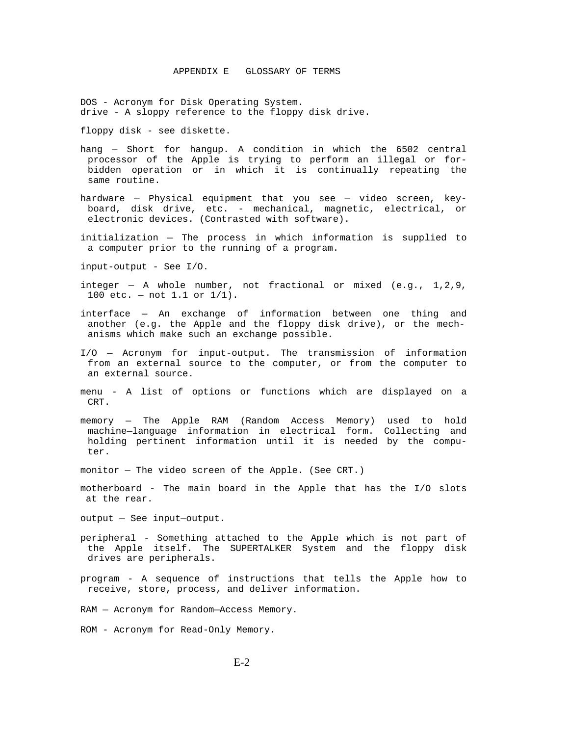# APPENDIX E GLOSSARY OF TERMS

DOS - Acronym for Disk Operating System.
drive - A sloppy reference to the floppy disk drive.

floppy disk - see diskette.

hang — Short for hangup. A condition in which the 6502 central processor of the Apple is trying to perform an illegal or forbidden operation or in which it is continually repeating the same routine.

hardware — Physical equipment that you see — video screen, keyboard, disk drive, etc. - mechanical, magnetic, electrical, or electronic devices. (Contrasted with software).

initialization — The process in which information is supplied to a computer prior to the running of a program.

input-output - See I/O.

integer — A whole number, not fractional or mixed (e.g., 1,2,9, 100 etc. — not 1.1 or 1/1).

interface — An exchange of information between one thing and another (e.g. the Apple and the floppy disk drive), or the mechanisms which make such an exchange possible.

I/O — Acronym for input-output. The transmission of information from an external source to the computer, or from the computer to an external source.

menu - A list of options or functions which are displayed on a CRT.

memory — The Apple RAM (Random Access Memory) used to hold machine—language information in electrical form. Collecting and holding pertinent information until it is needed by the computer.

monitor — The video screen of the Apple. (See CRT.)

motherboard - The main board in the Apple that has the I/O slots at the rear.

output — See input—output.

peripheral - Something attached to the Apple which is not part of the Apple itself. The SUPERTALKER System and the floppy disk drives are peripherals.

program - A sequence of instructions that tells the Apple how to receive, store, process, and deliver information.

RAM — Acronym for Random—Access Memory.

ROM - Acronym for Read-Only Memory.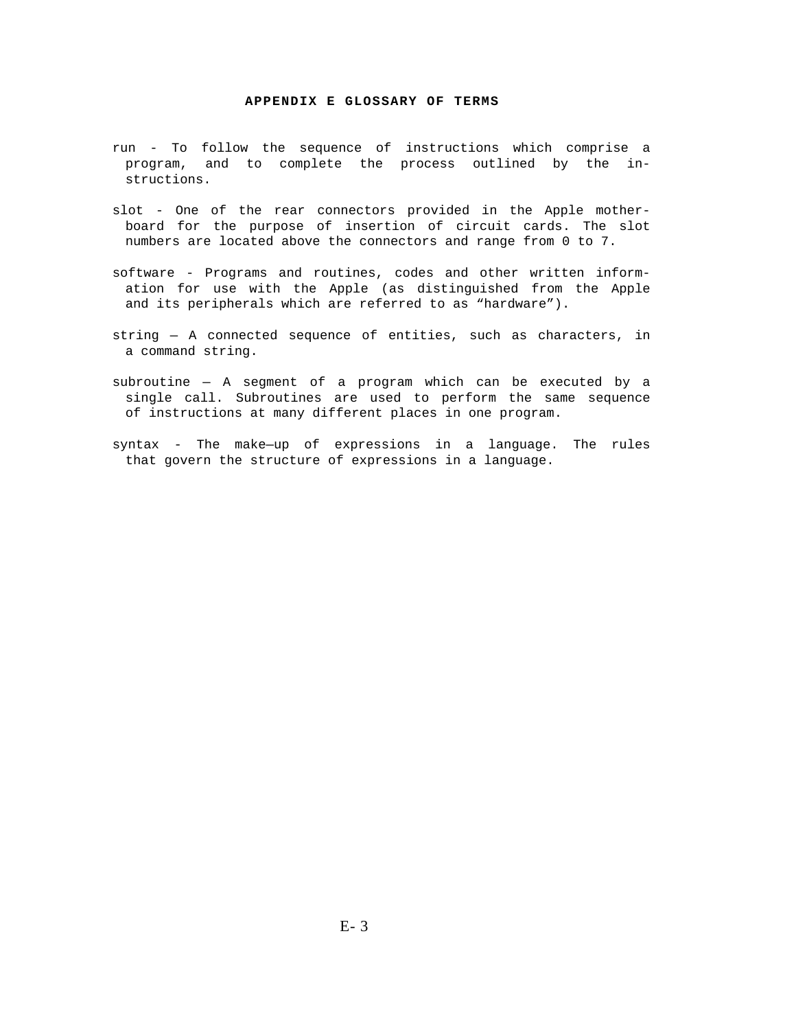**APPENDIX E GLOSSARY OF TERMS**

run - To follow the sequence of instructions which comprise a program, and to complete the process outlined by the instructions.

slot - One of the rear connectors provided in the Apple motherboard for the purpose of insertion of circuit cards. The slot numbers are located above the connectors and range from 0 to 7.

software - Programs and routines, codes and other written information for use with the Apple (as distinguished from the Apple and its peripherals which are referred to as “hardware”).

string — A connected sequence of entities, such as characters, in a command string.

subroutine — A segment of a program which can be executed by a single call. Subroutines are used to perform the same sequence of instructions at many different places in one program.

syntax - The make—up of expressions in a language. The rules that govern the structure of expressions in a language.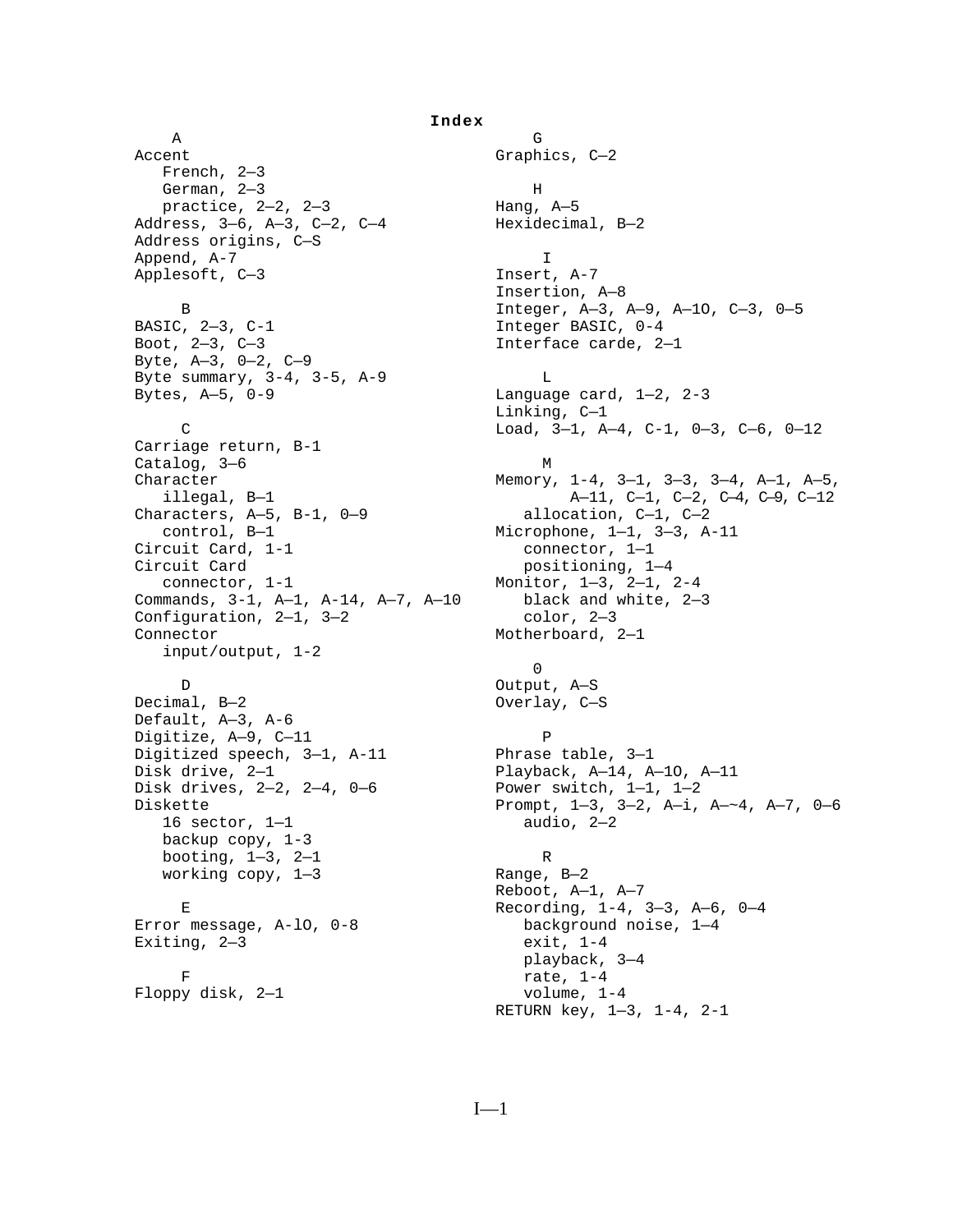# Index

A

Accent
- French, 2—3
- German, 2—3
- practice, 2—2, 2—3

Address, 3—6, A—3, C—2, C—4
Address origins, C—S
Append, A-7
Applesoft, C—3

B

BASIC, 2—3, C-1
Boot, 2—3, C—3
Byte, A—3, 0—2, C—9
Byte summary, 3-4, 3-5, A-9
Bytes, A—5, 0-9

C

Carriage return, B-1
Catalog, 3—6
Character
- illegal, B—1

Characters, A—5, B-1, 0—9
- control, B—1

Circuit Card, 1-1
Circuit Card
- connector, 1-1

Commands, 3-1, A—1, A-14, A—7, A—10
Configuration, 2—1, 3—2
Connector
- input/output, 1-2

D

Decimal, B—2
Default, A—3, A-6
Digitize, A—9, C—11
Digitized speech, 3—1, A-11
Disk drive, 2—1
Disk drives, 2—2, 2—4, 0—6
Diskette
- 16 sector, 1—1
- backup copy, 1-3
- booting, 1—3, 2—1
- working copy, 1—3

E

Error message, A-lO, 0-8
Exiting, 2—3

F

Floppy disk, 2—1

G

Graphics, C—2

H

Hang, A—5
Hexidecimal, B—2

I

Insert, A-7
Insertion, A—8
Integer, A—3, A—9, A—1O, C—3, 0—5
Integer BASIC, 0-4
Interface carde, 2—1

L

Language card, 1—2, 2-3
Linking, C—1
Load, 3—1, A—4, C-1, 0—3, C—6, 0—12

M

Memory, 1-4, 3—1, 3—3, 3—4, A—1, A—5, A—11, C—1, C—2, C—4, C—9, C—12
- allocation, C—1, C—2

Microphone, 1—1, 3—3, A-11
- connector, 1—1
- positioning, 1—4

Monitor, 1—3, 2—1, 2-4
- black and white, 2—3
- color, 2—3

Motherboard, 2—1

0

Output, A—S
Overlay, C—S

P

Phrase table, 3—1
Playback, A—14, A—1O, A—11
Power switch, 1—1, 1—2
Prompt, 1—3, 3—2, A—i, A—~4, A—7, 0—6
- audio, 2—2

R

Range, B—2
Reboot, A—1, A—7
Recording, 1-4, 3—3, A—6, 0—4
- background noise, 1—4
- exit, 1-4
- playback, 3—4
- rate, 1-4
- volume, 1-4

RETURN key, 1—3, 1-4, 2-1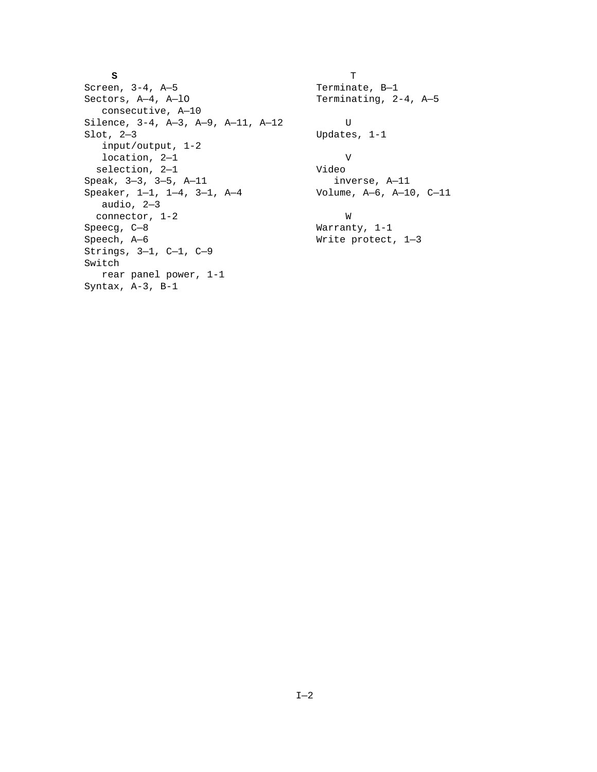**S**

Screen, 3-4, A—5
Sectors, A—4, A—lO
   consecutive, A—10
Silence, 3-4, A—3, A—9, A—11, A—12
Slot, 2—3
   input/output, 1-2
   location, 2—1
  selection, 2—1
Speak, 3—3, 3—5, A—11
Speaker, 1—1, 1—4, 3—1, A—4
   audio, 2—3
  connector, 1-2
Speecg, C—8
Speech, A—6
Strings, 3—1, C—1, C—9
Switch
   rear panel power, 1-1
Syntax, A-3, B-1

T

Terminate, B—1
Terminating, 2-4, A—5

U

Updates, 1-1

V

Video
   inverse, A—11
Volume, A—6, A—10, C—11

W

Warranty, 1-1
Write protect, 1—3